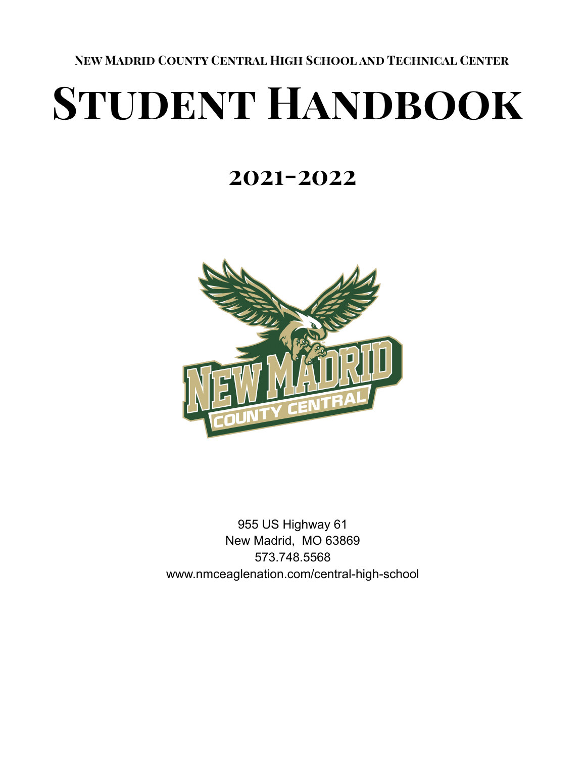**New Madrid County Central High School and Technical Center**

# Student Handbook

## 2021-2022

955 US Highway 61
New Madrid, MO 63869
573.748.5568
www.nmceaglenation.com/central-high-school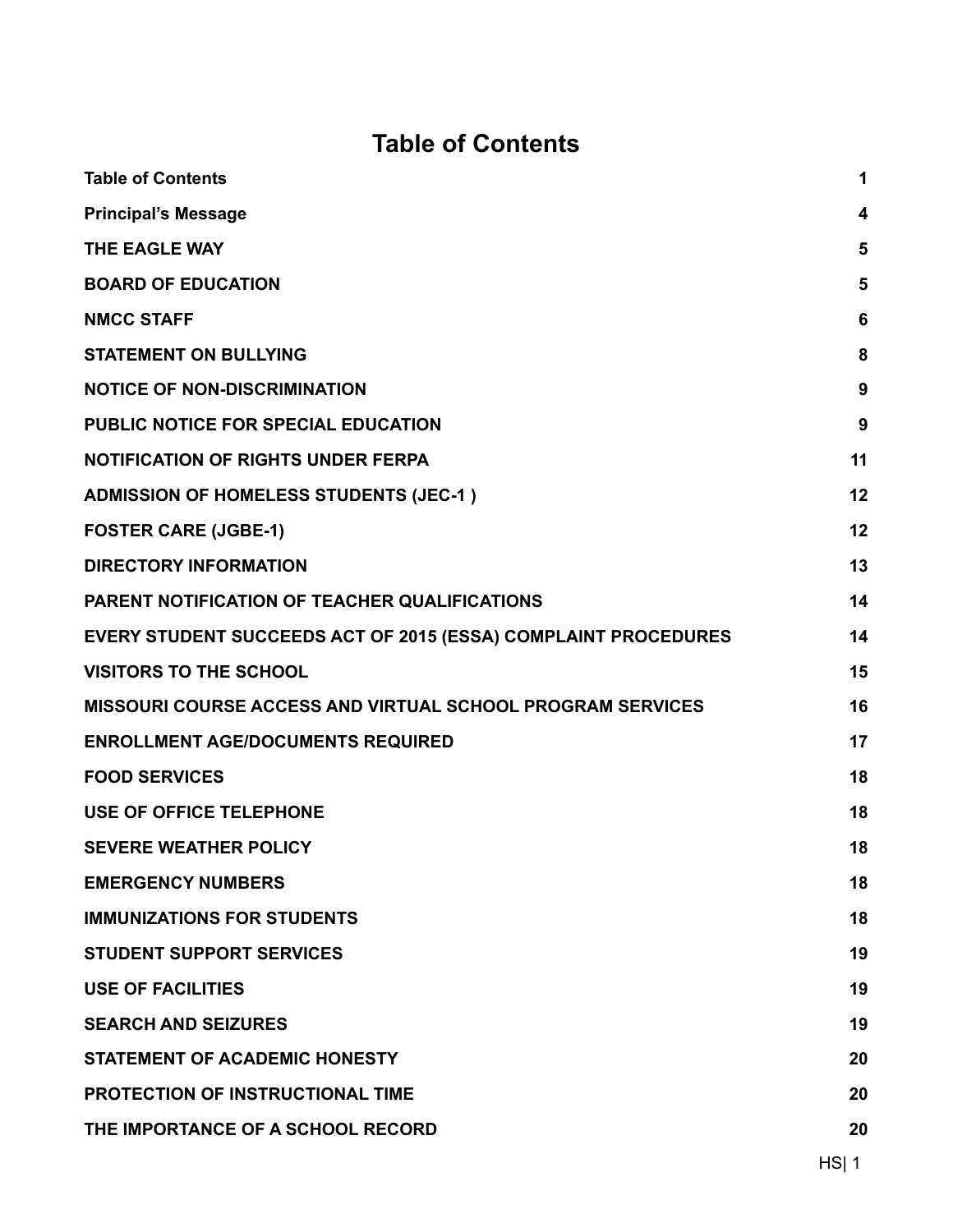# Table of Contents

| | |
|---|---|
| **Table of Contents** | **1** |
| **Principal's Message** | **4** |
| **THE EAGLE WAY** | **5** |
| **BOARD OF EDUCATION** | **5** |
| **NMCC STAFF** | **6** |
| **STATEMENT ON BULLYING** | **8** |
| **NOTICE OF NON-DISCRIMINATION** | **9** |
| **PUBLIC NOTICE FOR SPECIAL EDUCATION** | **9** |
| **NOTIFICATION OF RIGHTS UNDER FERPA** | **11** |
| **ADMISSION OF HOMELESS STUDENTS (JEC-1 )** | **12** |
| **FOSTER CARE (JGBE-1)** | **12** |
| **DIRECTORY INFORMATION** | **13** |
| **PARENT NOTIFICATION OF TEACHER QUALIFICATIONS** | **14** |
| **EVERY STUDENT SUCCEEDS ACT OF 2015 (ESSA) COMPLAINT PROCEDURES** | **14** |
| **VISITORS TO THE SCHOOL** | **15** |
| **MISSOURI COURSE ACCESS AND VIRTUAL SCHOOL PROGRAM SERVICES** | **16** |
| **ENROLLMENT AGE/DOCUMENTS REQUIRED** | **17** |
| **FOOD SERVICES** | **18** |
| **USE OF OFFICE TELEPHONE** | **18** |
| **SEVERE WEATHER POLICY** | **18** |
| **EMERGENCY NUMBERS** | **18** |
| **IMMUNIZATIONS FOR STUDENTS** | **18** |
| **STUDENT SUPPORT SERVICES** | **19** |
| **USE OF FACILITIES** | **19** |
| **SEARCH AND SEIZURES** | **19** |
| **STATEMENT OF ACADEMIC HONESTY** | **20** |
| **PROTECTION OF INSTRUCTIONAL TIME** | **20** |
| **THE IMPORTANCE OF A SCHOOL RECORD** | **20** |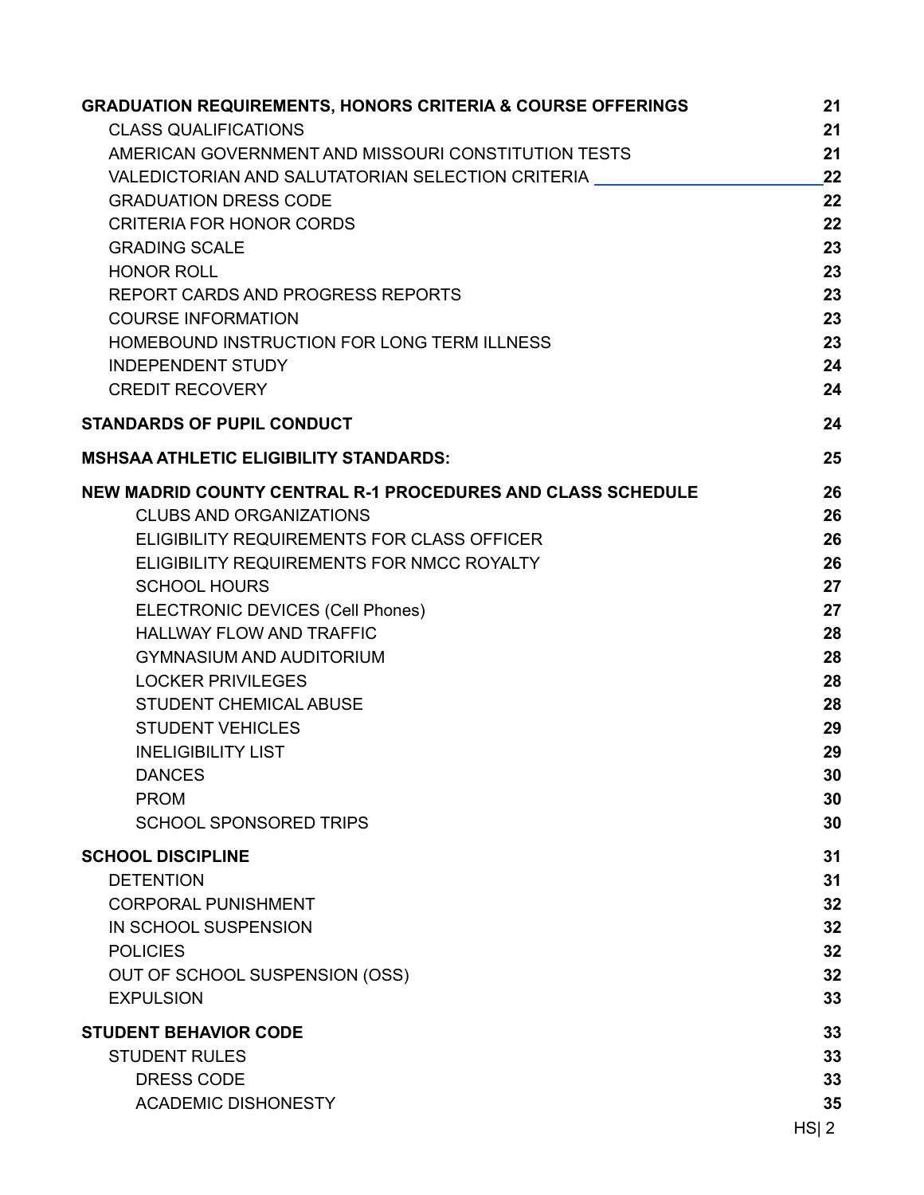| | |
|---|---|
| **GRADUATION REQUIREMENTS, HONORS CRITERIA & COURSE OFFERINGS** | **21** |
| CLASS QUALIFICATIONS | **21** |
| AMERICAN GOVERNMENT AND MISSOURI CONSTITUTION TESTS | **21** |
| VALEDICTORIAN AND SALUTATORIAN SELECTION CRITERIA | **22** |
| GRADUATION DRESS CODE | **22** |
| CRITERIA FOR HONOR CORDS | **22** |
| GRADING SCALE | **23** |
| HONOR ROLL | **23** |
| REPORT CARDS AND PROGRESS REPORTS | **23** |
| COURSE INFORMATION | **23** |
| HOMEBOUND INSTRUCTION FOR LONG TERM ILLNESS | **23** |
| INDEPENDENT STUDY | **24** |
| CREDIT RECOVERY | **24** |
| **STANDARDS OF PUPIL CONDUCT** | **24** |
| **MSHSAA ATHLETIC ELIGIBILITY STANDARDS:** | **25** |
| **NEW MADRID COUNTY CENTRAL R-1 PROCEDURES AND CLASS SCHEDULE** | **26** |
| CLUBS AND ORGANIZATIONS | **26** |
| ELIGIBILITY REQUIREMENTS FOR CLASS OFFICER | **26** |
| ELIGIBILITY REQUIREMENTS FOR NMCC ROYALTY | **26** |
| SCHOOL HOURS | **27** |
| ELECTRONIC DEVICES (Cell Phones) | **27** |
| HALLWAY FLOW AND TRAFFIC | **28** |
| GYMNASIUM AND AUDITORIUM | **28** |
| LOCKER PRIVILEGES | **28** |
| STUDENT CHEMICAL ABUSE | **28** |
| STUDENT VEHICLES | **29** |
| INELIGIBILITY LIST | **29** |
| DANCES | **30** |
| PROM | **30** |
| SCHOOL SPONSORED TRIPS | **30** |
| **SCHOOL DISCIPLINE** | **31** |
| DETENTION | **31** |
| CORPORAL PUNISHMENT | **32** |
| IN SCHOOL SUSPENSION | **32** |
| POLICIES | **32** |
| OUT OF SCHOOL SUSPENSION (OSS) | **32** |
| EXPULSION | **33** |
| **STUDENT BEHAVIOR CODE** | **33** |
| STUDENT RULES | **33** |
| DRESS CODE | **33** |
| ACADEMIC DISHONESTY | **35** |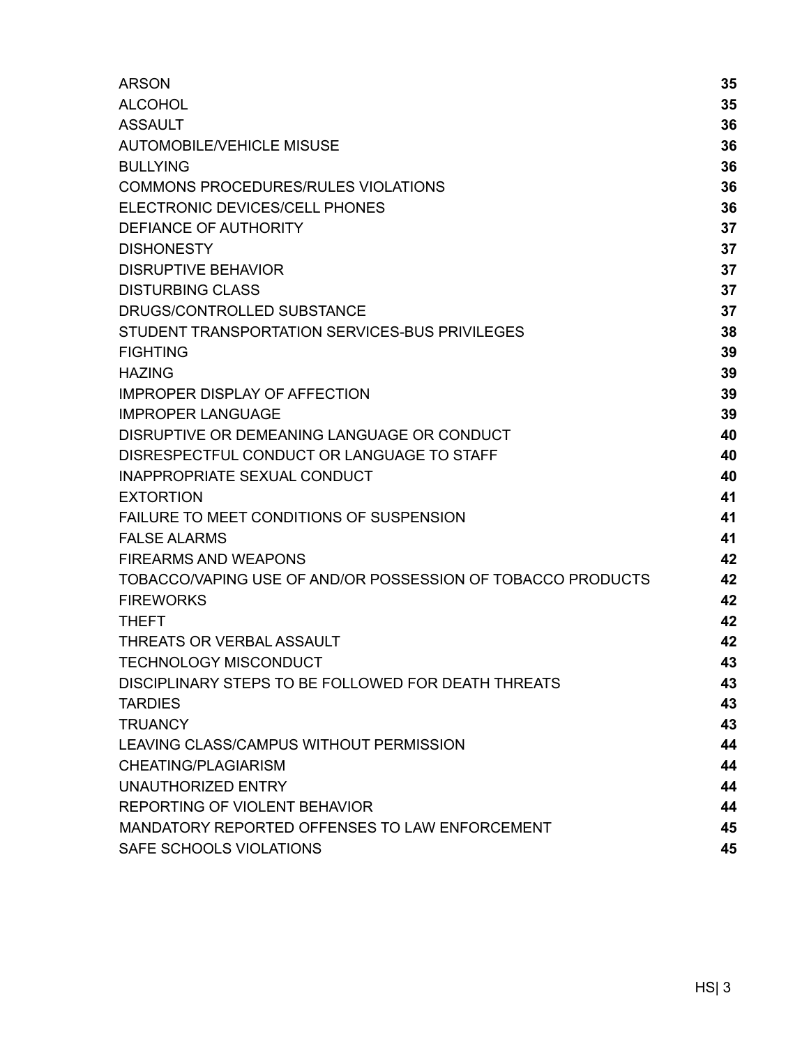| | |
|---|---|
| ARSON | **35** |
| ALCOHOL | **35** |
| ASSAULT | **36** |
| AUTOMOBILE/VEHICLE MISUSE | **36** |
| BULLYING | **36** |
| COMMONS PROCEDURES/RULES VIOLATIONS | **36** |
| ELECTRONIC DEVICES/CELL PHONES | **36** |
| DEFIANCE OF AUTHORITY | **37** |
| DISHONESTY | **37** |
| DISRUPTIVE BEHAVIOR | **37** |
| DISTURBING CLASS | **37** |
| DRUGS/CONTROLLED SUBSTANCE | **37** |
| STUDENT TRANSPORTATION SERVICES-BUS PRIVILEGES | **38** |
| FIGHTING | **39** |
| HAZING | **39** |
| IMPROPER DISPLAY OF AFFECTION | **39** |
| IMPROPER LANGUAGE | **39** |
| DISRUPTIVE OR DEMEANING LANGUAGE OR CONDUCT | **40** |
| DISRESPECTFUL CONDUCT OR LANGUAGE TO STAFF | **40** |
| INAPPROPRIATE SEXUAL CONDUCT | **40** |
| EXTORTION | **41** |
| FAILURE TO MEET CONDITIONS OF SUSPENSION | **41** |
| FALSE ALARMS | **41** |
| FIREARMS AND WEAPONS | **42** |
| TOBACCO/VAPING USE OF AND/OR POSSESSION OF TOBACCO PRODUCTS | **42** |
| FIREWORKS | **42** |
| THEFT | **42** |
| THREATS OR VERBAL ASSAULT | **42** |
| TECHNOLOGY MISCONDUCT | **43** |
| DISCIPLINARY STEPS TO BE FOLLOWED FOR DEATH THREATS | **43** |
| TARDIES | **43** |
| TRUANCY | **43** |
| LEAVING CLASS/CAMPUS WITHOUT PERMISSION | **44** |
| CHEATING/PLAGIARISM | **44** |
| UNAUTHORIZED ENTRY | **44** |
| REPORTING OF VIOLENT BEHAVIOR | **44** |
| MANDATORY REPORTED OFFENSES TO LAW ENFORCEMENT | **45** |
| SAFE SCHOOLS VIOLATIONS | **45** |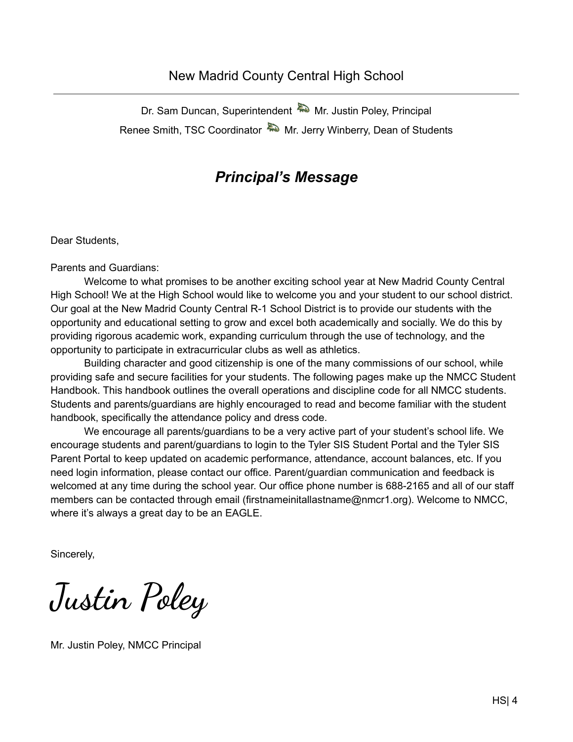New Madrid County Central High School

---

Dr. Sam Duncan, Superintendent Mr. Justin Poley, Principal

Renee Smith, TSC Coordinator Mr. Jerry Winberry, Dean of Students

## *Principal's Message*

Dear Students,

Parents and Guardians:

Welcome to what promises to be another exciting school year at New Madrid County Central High School! We at the High School would like to welcome you and your student to our school district. Our goal at the New Madrid County Central R-1 School District is to provide our students with the opportunity and educational setting to grow and excel both academically and socially. We do this by providing rigorous academic work, expanding curriculum through the use of technology, and the opportunity to participate in extracurricular clubs as well as athletics.

Building character and good citizenship is one of the many commissions of our school, while providing safe and secure facilities for your students. The following pages make up the NMCC Student Handbook. This handbook outlines the overall operations and discipline code for all NMCC students. Students and parents/guardians are highly encouraged to read and become familiar with the student handbook, specifically the attendance policy and dress code.

We encourage all parents/guardians to be a very active part of your student's school life. We encourage students and parent/guardians to login to the Tyler SIS Student Portal and the Tyler SIS Parent Portal to keep updated on academic performance, attendance, account balances, etc. If you need login information, please contact our office. Parent/guardian communication and feedback is welcomed at any time during the school year. Our office phone number is 688-2165 and all of our staff members can be contacted through email (firstnameinitallastname@nmcr1.org). Welcome to NMCC, where it's always a great day to be an EAGLE.

Sincerely,

Justin Poley

Mr. Justin Poley, NMCC Principal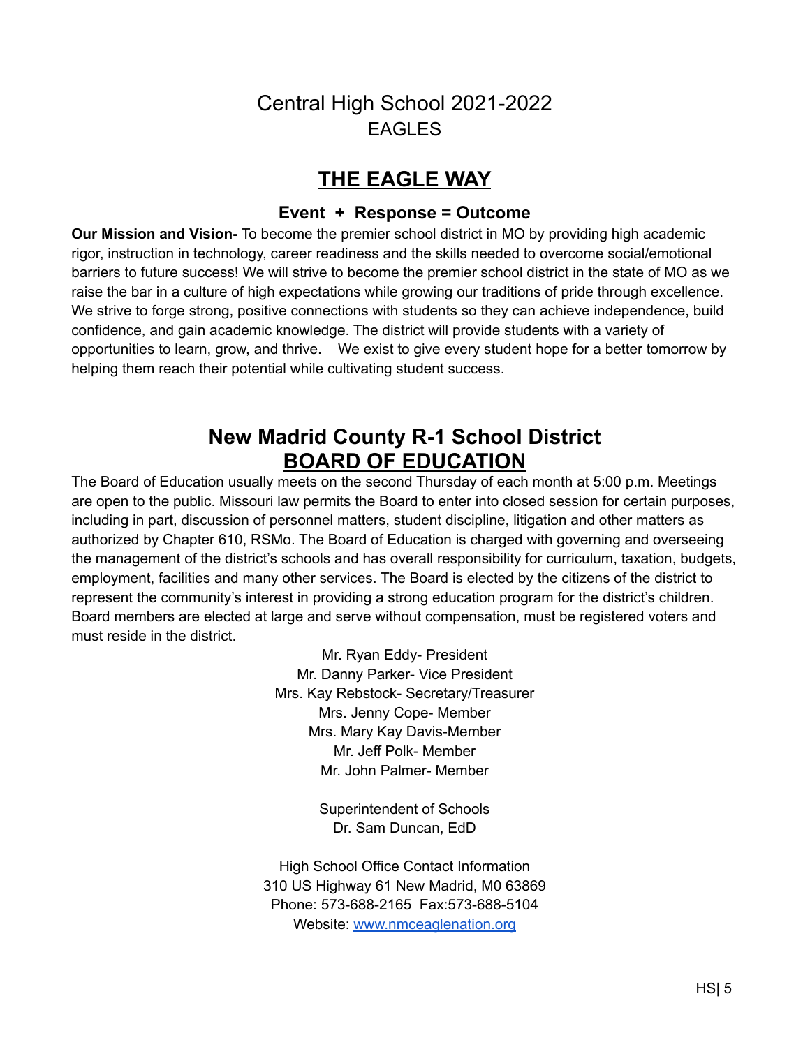# Central High School 2021-2022
EAGLES

## THE EAGLE WAY

### Event + Response = Outcome

**Our Mission and Vision-** To become the premier school district in MO by providing high academic rigor, instruction in technology, career readiness and the skills needed to overcome social/emotional barriers to future success! We will strive to become the premier school district in the state of MO as we raise the bar in a culture of high expectations while growing our traditions of pride through excellence. We strive to forge strong, positive connections with students so they can achieve independence, build confidence, and gain academic knowledge. The district will provide students with a variety of opportunities to learn, grow, and thrive. We exist to give every student hope for a better tomorrow by helping them reach their potential while cultivating student success.

## New Madrid County R-1 School District
## BOARD OF EDUCATION

The Board of Education usually meets on the second Thursday of each month at 5:00 p.m. Meetings are open to the public. Missouri law permits the Board to enter into closed session for certain purposes, including in part, discussion of personnel matters, student discipline, litigation and other matters as authorized by Chapter 610, RSMo. The Board of Education is charged with governing and overseeing the management of the district's schools and has overall responsibility for curriculum, taxation, budgets, employment, facilities and many other services. The Board is elected by the citizens of the district to represent the community's interest in providing a strong education program for the district's children. Board members are elected at large and serve without compensation, must be registered voters and must reside in the district.

Mr. Ryan Eddy- President
Mr. Danny Parker- Vice President
Mrs. Kay Rebstock- Secretary/Treasurer
Mrs. Jenny Cope- Member
Mrs. Mary Kay Davis-Member
Mr. Jeff Polk- Member
Mr. John Palmer- Member

Superintendent of Schools
Dr. Sam Duncan, EdD

High School Office Contact Information
310 US Highway 61 New Madrid, M0 63869
Phone: 573-688-2165 Fax:573-688-5104
Website: [www.nmceaglenation.org](http://www.nmceaglenation.org)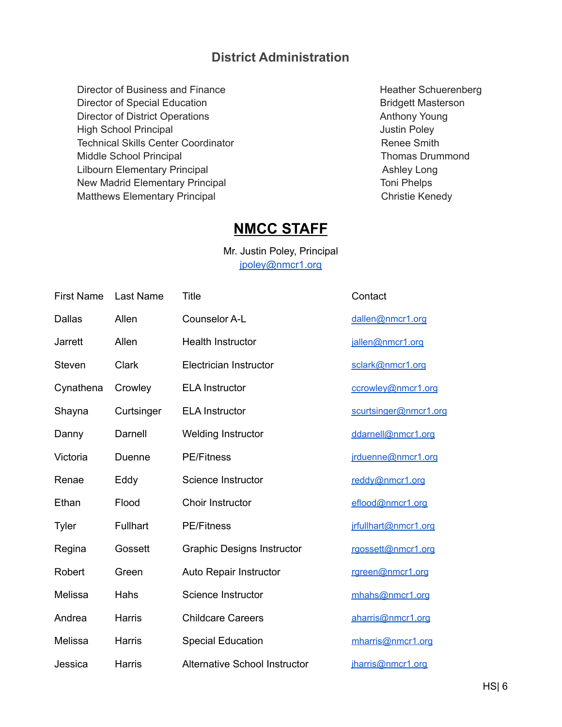## District Administration

| | |
|---|---|
| Director of Business and Finance | Heather Schuerenberg |
| Director of Special Education | Bridgett Masterson |
| Director of District Operations | Anthony Young |
| High School Principal | Justin Poley |
| Technical Skills Center Coordinator | Renee Smith |
| Middle School Principal | Thomas Drummond |
| Lilbourn Elementary Principal | Ashley Long |
| New Madrid Elementary Principal | Toni Phelps |
| Matthews Elementary Principal | Christie Kenedy |

# NMCC STAFF

Mr. Justin Poley, Principal
jpoley@nmcr1.org

| First Name | Last Name | Title | Contact |
|---|---|---|---|
| Dallas | Allen | Counselor A-L | dallen@nmcr1.org |
| Jarrett | Allen | Health Instructor | jallen@nmcr1.org |
| Steven | Clark | Electrician Instructor | sclark@nmcr1.org |
| Cynathena | Crowley | ELA Instructor | ccrowley@nmcr1.org |
| Shayna | Curtsinger | ELA Instructor | scurtsinger@nmcr1.org |
| Danny | Darnell | Welding Instructor | ddarnell@nmcr1.org |
| Victoria | Duenne | PE/Fitness | jrduenne@nmcr1.org |
| Renae | Eddy | Science Instructor | reddy@nmcr1.org |
| Ethan | Flood | Choir Instructor | eflood@nmcr1.org |
| Tyler | Fullhart | PE/Fitness | jrfullhart@nmcr1.org |
| Regina | Gossett | Graphic Designs Instructor | rgossett@nmcr1.org |
| Robert | Green | Auto Repair Instructor | rgreen@nmcr1.org |
| Melissa | Hahs | Science Instructor | mhahs@nmcr1.org |
| Andrea | Harris | Childcare Careers | aharris@nmcr1.org |
| Melissa | Harris | Special Education | mharris@nmcr1.org |
| Jessica | Harris | Alternative School Instructor | jharris@nmcr1.org |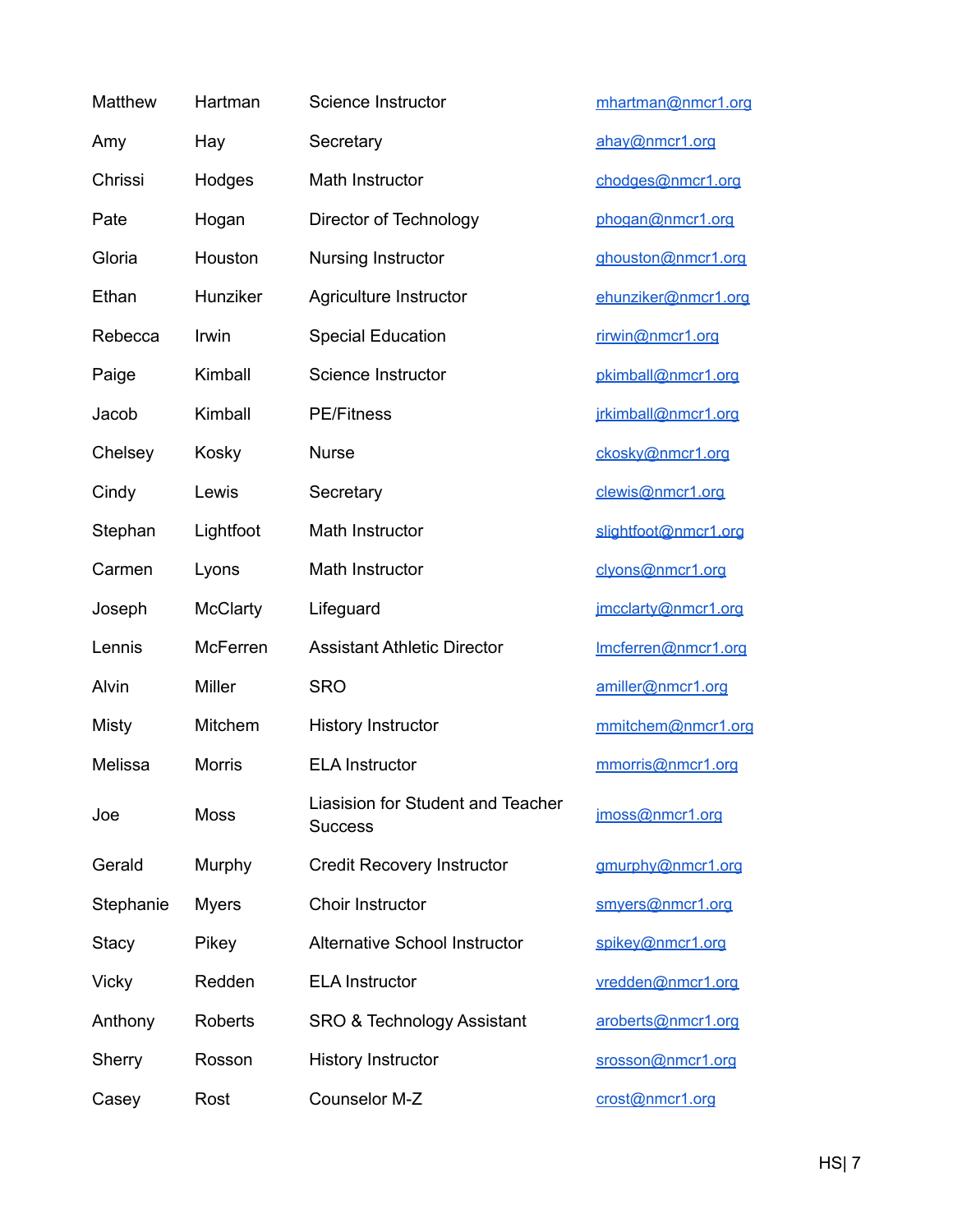| | | | |
|---|---|---|---|
| Matthew | Hartman | Science Instructor | mhartman@nmcr1.org |
| Amy | Hay | Secretary | ahay@nmcr1.org |
| Chrissi | Hodges | Math Instructor | chodges@nmcr1.org |
| Pate | Hogan | Director of Technology | phogan@nmcr1.org |
| Gloria | Houston | Nursing Instructor | ghouston@nmcr1.org |
| Ethan | Hunziker | Agriculture Instructor | ehunziker@nmcr1.org |
| Rebecca | Irwin | Special Education | rirwin@nmcr1.org |
| Paige | Kimball | Science Instructor | pkimball@nmcr1.org |
| Jacob | Kimball | PE/Fitness | jrkimball@nmcr1.org |
| Chelsey | Kosky | Nurse | ckosky@nmcr1.org |
| Cindy | Lewis | Secretary | clewis@nmcr1.org |
| Stephan | Lightfoot | Math Instructor | slightfoot@nmcr1.org |
| Carmen | Lyons | Math Instructor | clyons@nmcr1.org |
| Joseph | McClarty | Lifeguard | jmcclarty@nmcr1.org |
| Lennis | McFerren | Assistant Athletic Director | lmcferren@nmcr1.org |
| Alvin | Miller | SRO | amiller@nmcr1.org |
| Misty | Mitchem | History Instructor | mmitchem@nmcr1.org |
| Melissa | Morris | ELA Instructor | mmorris@nmcr1.org |
| Joe | Moss | Liasision for Student and Teacher Success | jmoss@nmcr1.org |
| Gerald | Murphy | Credit Recovery Instructor | gmurphy@nmcr1.org |
| Stephanie | Myers | Choir Instructor | smyers@nmcr1.org |
| Stacy | Pikey | Alternative School Instructor | spikey@nmcr1.org |
| Vicky | Redden | ELA Instructor | vredden@nmcr1.org |
| Anthony | Roberts | SRO & Technology Assistant | aroberts@nmcr1.org |
| Sherry | Rosson | History Instructor | srosson@nmcr1.org |
| Casey | Rost | Counselor M-Z | crost@nmcr1.org |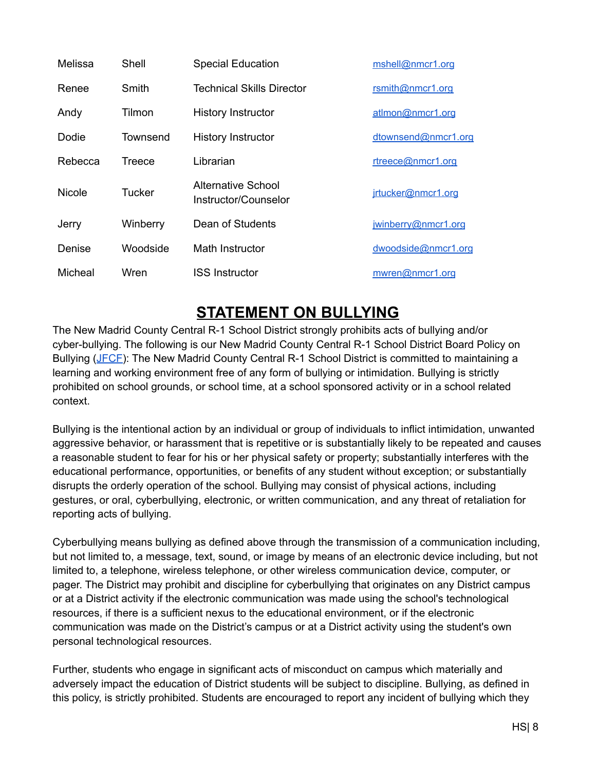| | | | |
|---|---|---|---|
| Melissa | Shell | Special Education | mshell@nmcr1.org |
| Renee | Smith | Technical Skills Director | rsmith@nmcr1.org |
| Andy | Tilmon | History Instructor | atlmon@nmcr1.org |
| Dodie | Townsend | History Instructor | dtownsend@nmcr1.org |
| Rebecca | Treece | Librarian | rtreece@nmcr1.org |
| Nicole | Tucker | Alternative School Instructor/Counselor | jrtucker@nmcr1.org |
| Jerry | Winberry | Dean of Students | jwinberry@nmcr1.org |
| Denise | Woodside | Math Instructor | dwoodside@nmcr1.org |
| Micheal | Wren | ISS Instructor | mwren@nmcr1.org |

# STATEMENT ON BULLYING

The New Madrid County Central R-1 School District strongly prohibits acts of bullying and/or cyber-bullying. The following is our New Madrid County Central R-1 School District Board Policy on Bullying (JFCF): The New Madrid County Central R-1 School District is committed to maintaining a learning and working environment free of any form of bullying or intimidation. Bullying is strictly prohibited on school grounds, or school time, at a school sponsored activity or in a school related context.

Bullying is the intentional action by an individual or group of individuals to inflict intimidation, unwanted aggressive behavior, or harassment that is repetitive or is substantially likely to be repeated and causes a reasonable student to fear for his or her physical safety or property; substantially interferes with the educational performance, opportunities, or benefits of any student without exception; or substantially disrupts the orderly operation of the school. Bullying may consist of physical actions, including gestures, or oral, cyberbullying, electronic, or written communication, and any threat of retaliation for reporting acts of bullying.

Cyberbullying means bullying as defined above through the transmission of a communication including, but not limited to, a message, text, sound, or image by means of an electronic device including, but not limited to, a telephone, wireless telephone, or other wireless communication device, computer, or pager. The District may prohibit and discipline for cyberbullying that originates on any District campus or at a District activity if the electronic communication was made using the school's technological resources, if there is a sufficient nexus to the educational environment, or if the electronic communication was made on the District's campus or at a District activity using the student's own personal technological resources.

Further, students who engage in significant acts of misconduct on campus which materially and adversely impact the education of District students will be subject to discipline. Bullying, as defined in this policy, is strictly prohibited. Students are encouraged to report any incident of bullying which they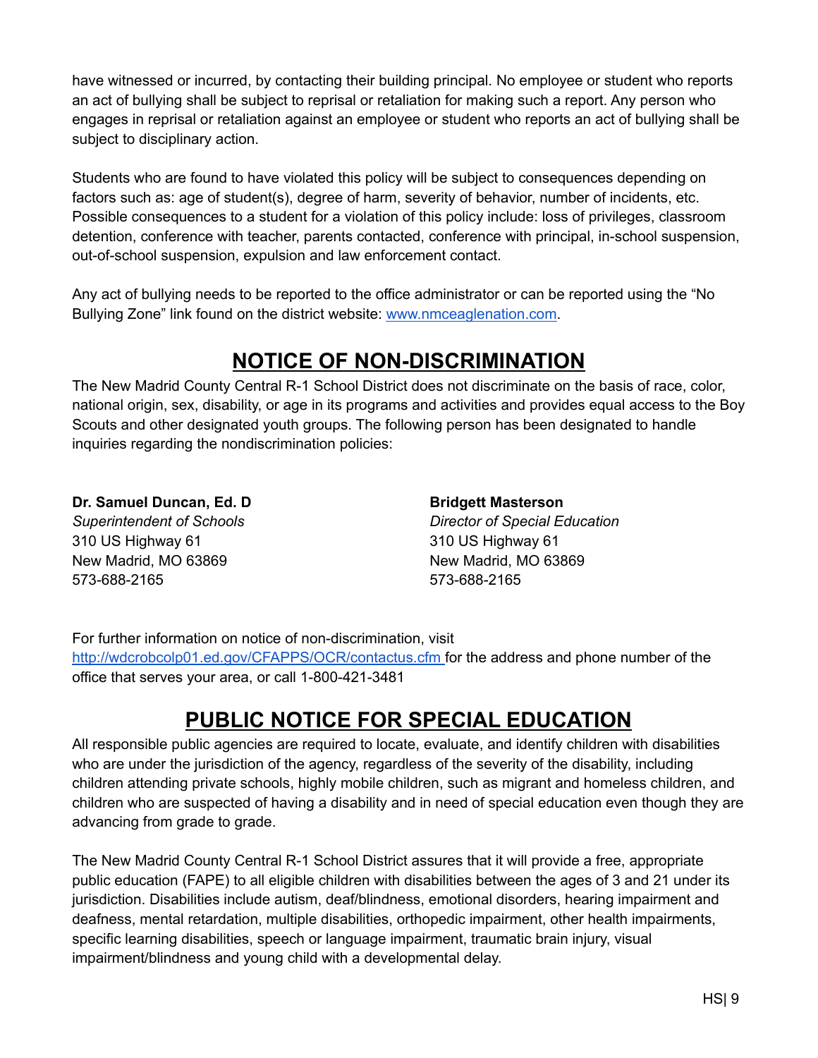have witnessed or incurred, by contacting their building principal. No employee or student who reports an act of bullying shall be subject to reprisal or retaliation for making such a report. Any person who engages in reprisal or retaliation against an employee or student who reports an act of bullying shall be subject to disciplinary action.

Students who are found to have violated this policy will be subject to consequences depending on factors such as: age of student(s), degree of harm, severity of behavior, number of incidents, etc. Possible consequences to a student for a violation of this policy include: loss of privileges, classroom detention, conference with teacher, parents contacted, conference with principal, in-school suspension, out-of-school suspension, expulsion and law enforcement contact.

Any act of bullying needs to be reported to the office administrator or can be reported using the "No Bullying Zone" link found on the district website: [www.nmceaglenation.com](http://www.nmceaglenation.com).

# NOTICE OF NON-DISCRIMINATION

The New Madrid County Central R-1 School District does not discriminate on the basis of race, color, national origin, sex, disability, or age in its programs and activities and provides equal access to the Boy Scouts and other designated youth groups. The following person has been designated to handle inquiries regarding the nondiscrimination policies:

**Dr. Samuel Duncan, Ed. D**
*Superintendent of Schools*
310 US Highway 61
New Madrid, MO 63869
573-688-2165

**Bridgett Masterson**
*Director of Special Education*
310 US Highway 61
New Madrid, MO 63869
573-688-2165

For further information on notice of non-discrimination, visit [http://wdcrobcolp01.ed.gov/CFAPPS/OCR/contactus.cfm](http://wdcrobcolp01.ed.gov/CFAPPS/OCR/contactus.cfm) for the address and phone number of the office that serves your area, or call 1-800-421-3481

# PUBLIC NOTICE FOR SPECIAL EDUCATION

All responsible public agencies are required to locate, evaluate, and identify children with disabilities who are under the jurisdiction of the agency, regardless of the severity of the disability, including children attending private schools, highly mobile children, such as migrant and homeless children, and children who are suspected of having a disability and in need of special education even though they are advancing from grade to grade.

The New Madrid County Central R-1 School District assures that it will provide a free, appropriate public education (FAPE) to all eligible children with disabilities between the ages of 3 and 21 under its jurisdiction. Disabilities include autism, deaf/blindness, emotional disorders, hearing impairment and deafness, mental retardation, multiple disabilities, orthopedic impairment, other health impairments, specific learning disabilities, speech or language impairment, traumatic brain injury, visual impairment/blindness and young child with a developmental delay.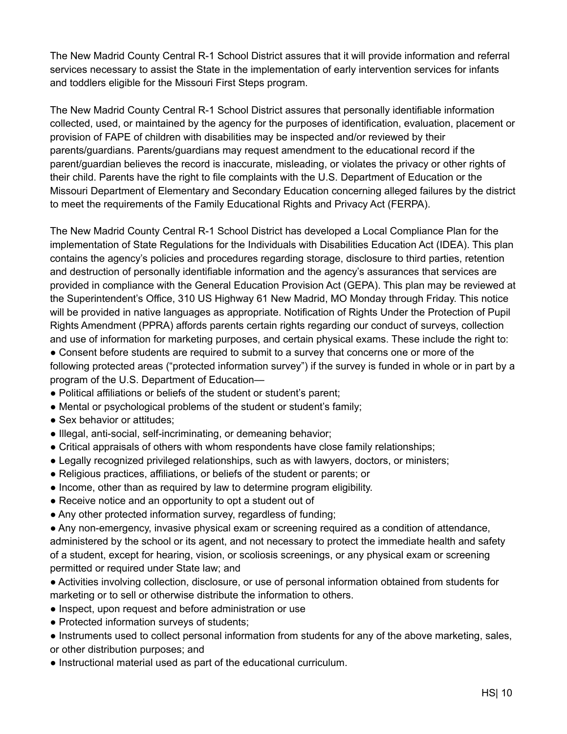The New Madrid County Central R-1 School District assures that it will provide information and referral services necessary to assist the State in the implementation of early intervention services for infants and toddlers eligible for the Missouri First Steps program.

The New Madrid County Central R-1 School District assures that personally identifiable information collected, used, or maintained by the agency for the purposes of identification, evaluation, placement or provision of FAPE of children with disabilities may be inspected and/or reviewed by their parents/guardians. Parents/guardians may request amendment to the educational record if the parent/guardian believes the record is inaccurate, misleading, or violates the privacy or other rights of their child. Parents have the right to file complaints with the U.S. Department of Education or the Missouri Department of Elementary and Secondary Education concerning alleged failures by the district to meet the requirements of the Family Educational Rights and Privacy Act (FERPA).

The New Madrid County Central R-1 School District has developed a Local Compliance Plan for the implementation of State Regulations for the Individuals with Disabilities Education Act (IDEA). This plan contains the agency's policies and procedures regarding storage, disclosure to third parties, retention and destruction of personally identifiable information and the agency's assurances that services are provided in compliance with the General Education Provision Act (GEPA). This plan may be reviewed at the Superintendent's Office, 310 US Highway 61 New Madrid, MO Monday through Friday. This notice will be provided in native languages as appropriate. Notification of Rights Under the Protection of Pupil Rights Amendment (PPRA) affords parents certain rights regarding our conduct of surveys, collection and use of information for marketing purposes, and certain physical exams. These include the right to:

- Consent before students are required to submit to a survey that concerns one or more of the following protected areas ("protected information survey") if the survey is funded in whole or in part by a program of the U.S. Department of Education—
- Political affiliations or beliefs of the student or student's parent;
- Mental or psychological problems of the student or student's family;
- Sex behavior or attitudes;
- Illegal, anti-social, self-incriminating, or demeaning behavior;
- Critical appraisals of others with whom respondents have close family relationships;
- Legally recognized privileged relationships, such as with lawyers, doctors, or ministers;
- Religious practices, affiliations, or beliefs of the student or parents; or
- Income, other than as required by law to determine program eligibility.
- Receive notice and an opportunity to opt a student out of
- Any other protected information survey, regardless of funding;
- Any non-emergency, invasive physical exam or screening required as a condition of attendance, administered by the school or its agent, and not necessary to protect the immediate health and safety of a student, except for hearing, vision, or scoliosis screenings, or any physical exam or screening permitted or required under State law; and
- Activities involving collection, disclosure, or use of personal information obtained from students for marketing or to sell or otherwise distribute the information to others.
- Inspect, upon request and before administration or use
- Protected information surveys of students;
- Instruments used to collect personal information from students for any of the above marketing, sales, or other distribution purposes; and
- Instructional material used as part of the educational curriculum.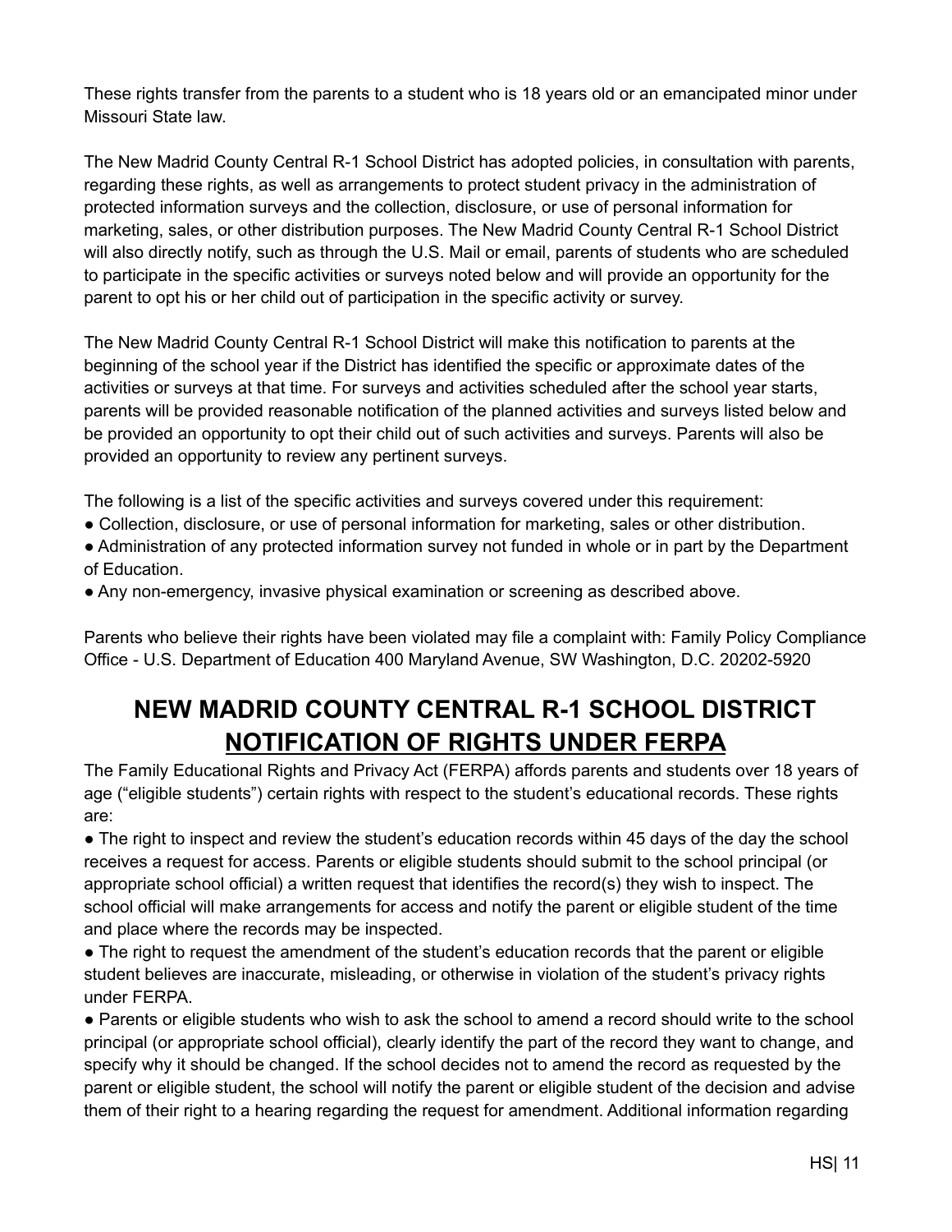These rights transfer from the parents to a student who is 18 years old or an emancipated minor under Missouri State law.

The New Madrid County Central R-1 School District has adopted policies, in consultation with parents, regarding these rights, as well as arrangements to protect student privacy in the administration of protected information surveys and the collection, disclosure, or use of personal information for marketing, sales, or other distribution purposes. The New Madrid County Central R-1 School District will also directly notify, such as through the U.S. Mail or email, parents of students who are scheduled to participate in the specific activities or surveys noted below and will provide an opportunity for the parent to opt his or her child out of participation in the specific activity or survey.

The New Madrid County Central R-1 School District will make this notification to parents at the beginning of the school year if the District has identified the specific or approximate dates of the activities or surveys at that time. For surveys and activities scheduled after the school year starts, parents will be provided reasonable notification of the planned activities and surveys listed below and be provided an opportunity to opt their child out of such activities and surveys. Parents will also be provided an opportunity to review any pertinent surveys.

The following is a list of the specific activities and surveys covered under this requirement:

- Collection, disclosure, or use of personal information for marketing, sales or other distribution.
- Administration of any protected information survey not funded in whole or in part by the Department of Education.
- Any non-emergency, invasive physical examination or screening as described above.

Parents who believe their rights have been violated may file a complaint with: Family Policy Compliance Office - U.S. Department of Education 400 Maryland Avenue, SW Washington, D.C. 20202-5920

# NEW MADRID COUNTY CENTRAL R-1 SCHOOL DISTRICT
# NOTIFICATION OF RIGHTS UNDER FERPA

The Family Educational Rights and Privacy Act (FERPA) affords parents and students over 18 years of age ("eligible students") certain rights with respect to the student's educational records. These rights are:

- The right to inspect and review the student's education records within 45 days of the day the school receives a request for access. Parents or eligible students should submit to the school principal (or appropriate school official) a written request that identifies the record(s) they wish to inspect. The school official will make arrangements for access and notify the parent or eligible student of the time and place where the records may be inspected.
- The right to request the amendment of the student's education records that the parent or eligible student believes are inaccurate, misleading, or otherwise in violation of the student's privacy rights under FERPA.
- Parents or eligible students who wish to ask the school to amend a record should write to the school principal (or appropriate school official), clearly identify the part of the record they want to change, and specify why it should be changed. If the school decides not to amend the record as requested by the parent or eligible student, the school will notify the parent or eligible student of the decision and advise them of their right to a hearing regarding the request for amendment. Additional information regarding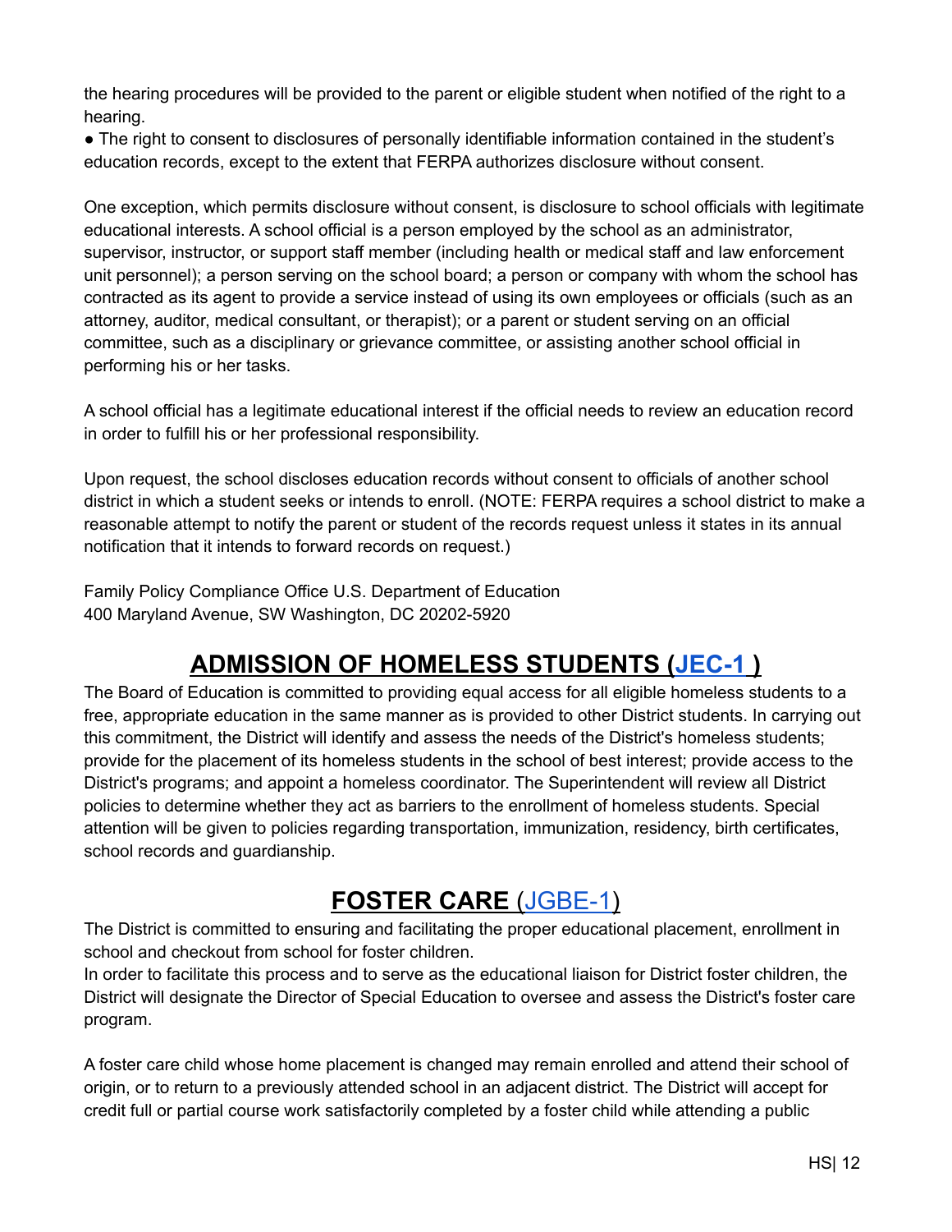the hearing procedures will be provided to the parent or eligible student when notified of the right to a hearing.

● The right to consent to disclosures of personally identifiable information contained in the student's education records, except to the extent that FERPA authorizes disclosure without consent.

One exception, which permits disclosure without consent, is disclosure to school officials with legitimate educational interests. A school official is a person employed by the school as an administrator, supervisor, instructor, or support staff member (including health or medical staff and law enforcement unit personnel); a person serving on the school board; a person or company with whom the school has contracted as its agent to provide a service instead of using its own employees or officials (such as an attorney, auditor, medical consultant, or therapist); or a parent or student serving on an official committee, such as a disciplinary or grievance committee, or assisting another school official in performing his or her tasks.

A school official has a legitimate educational interest if the official needs to review an education record in order to fulfill his or her professional responsibility.

Upon request, the school discloses education records without consent to officials of another school district in which a student seeks or intends to enroll. (NOTE: FERPA requires a school district to make a reasonable attempt to notify the parent or student of the records request unless it states in its annual notification that it intends to forward records on request.)

Family Policy Compliance Office U.S. Department of Education
400 Maryland Avenue, SW Washington, DC 20202-5920

## ADMISSION OF HOMELESS STUDENTS (JEC-1 )

The Board of Education is committed to providing equal access for all eligible homeless students to a free, appropriate education in the same manner as is provided to other District students. In carrying out this commitment, the District will identify and assess the needs of the District's homeless students; provide for the placement of its homeless students in the school of best interest; provide access to the District's programs; and appoint a homeless coordinator. The Superintendent will review all District policies to determine whether they act as barriers to the enrollment of homeless students. Special attention will be given to policies regarding transportation, immunization, residency, birth certificates, school records and guardianship.

## FOSTER CARE (JGBE-1)

The District is committed to ensuring and facilitating the proper educational placement, enrollment in school and checkout from school for foster children.

In order to facilitate this process and to serve as the educational liaison for District foster children, the District will designate the Director of Special Education to oversee and assess the District's foster care program.

A foster care child whose home placement is changed may remain enrolled and attend their school of origin, or to return to a previously attended school in an adjacent district. The District will accept for credit full or partial course work satisfactorily completed by a foster child while attending a public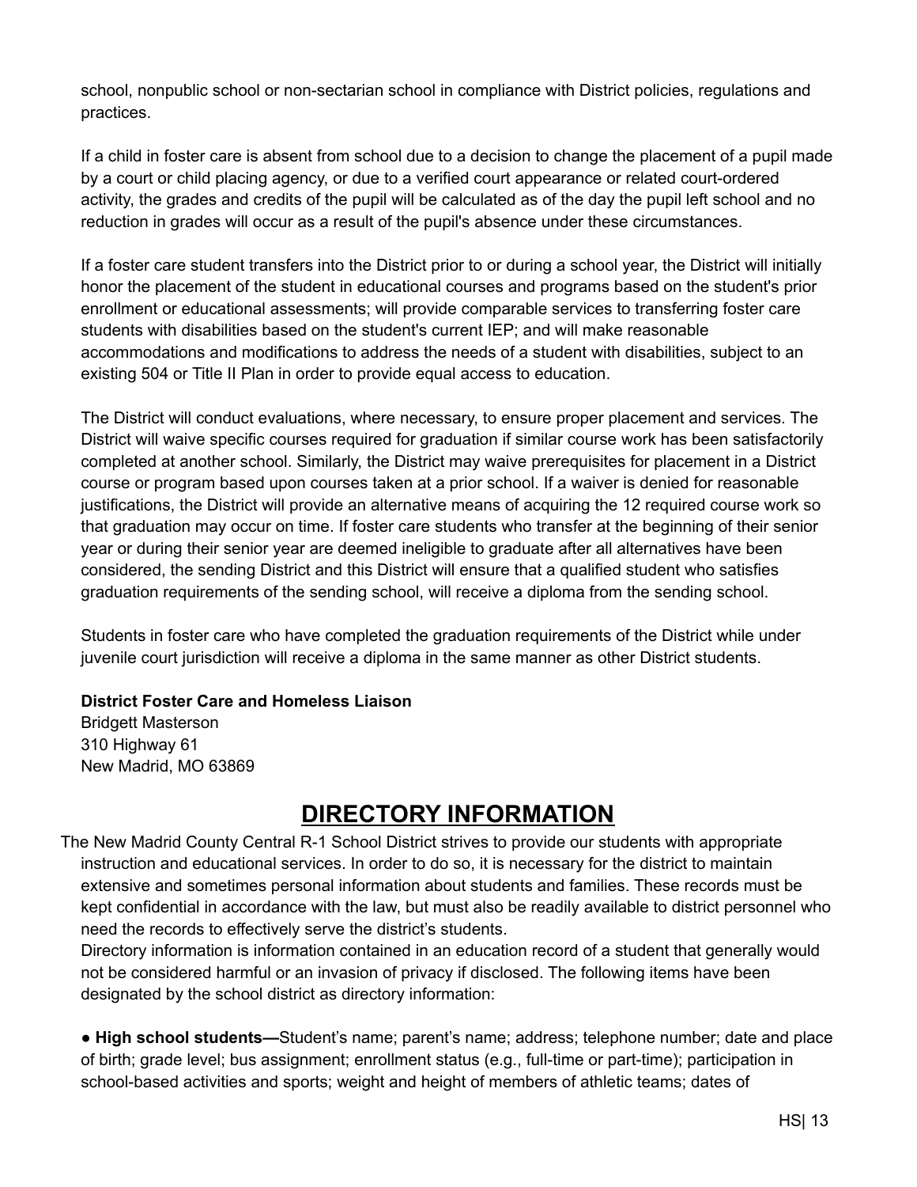school, nonpublic school or non-sectarian school in compliance with District policies, regulations and practices.

If a child in foster care is absent from school due to a decision to change the placement of a pupil made by a court or child placing agency, or due to a verified court appearance or related court-ordered activity, the grades and credits of the pupil will be calculated as of the day the pupil left school and no reduction in grades will occur as a result of the pupil's absence under these circumstances.

If a foster care student transfers into the District prior to or during a school year, the District will initially honor the placement of the student in educational courses and programs based on the student's prior enrollment or educational assessments; will provide comparable services to transferring foster care students with disabilities based on the student's current IEP; and will make reasonable accommodations and modifications to address the needs of a student with disabilities, subject to an existing 504 or Title II Plan in order to provide equal access to education.

The District will conduct evaluations, where necessary, to ensure proper placement and services. The District will waive specific courses required for graduation if similar course work has been satisfactorily completed at another school. Similarly, the District may waive prerequisites for placement in a District course or program based upon courses taken at a prior school. If a waiver is denied for reasonable justifications, the District will provide an alternative means of acquiring the 12 required course work so that graduation may occur on time. If foster care students who transfer at the beginning of their senior year or during their senior year are deemed ineligible to graduate after all alternatives have been considered, the sending District and this District will ensure that a qualified student who satisfies graduation requirements of the sending school, will receive a diploma from the sending school.

Students in foster care who have completed the graduation requirements of the District while under juvenile court jurisdiction will receive a diploma in the same manner as other District students.

**District Foster Care and Homeless Liaison**
Bridgett Masterson
310 Highway 61
New Madrid, MO 63869

# DIRECTORY INFORMATION

The New Madrid County Central R-1 School District strives to provide our students with appropriate instruction and educational services. In order to do so, it is necessary for the district to maintain extensive and sometimes personal information about students and families. These records must be kept confidential in accordance with the law, but must also be readily available to district personnel who need the records to effectively serve the district's students.

Directory information is information contained in an education record of a student that generally would not be considered harmful or an invasion of privacy if disclosed. The following items have been designated by the school district as directory information:

- **High school students—**Student's name; parent's name; address; telephone number; date and place of birth; grade level; bus assignment; enrollment status (e.g., full-time or part-time); participation in school-based activities and sports; weight and height of members of athletic teams; dates of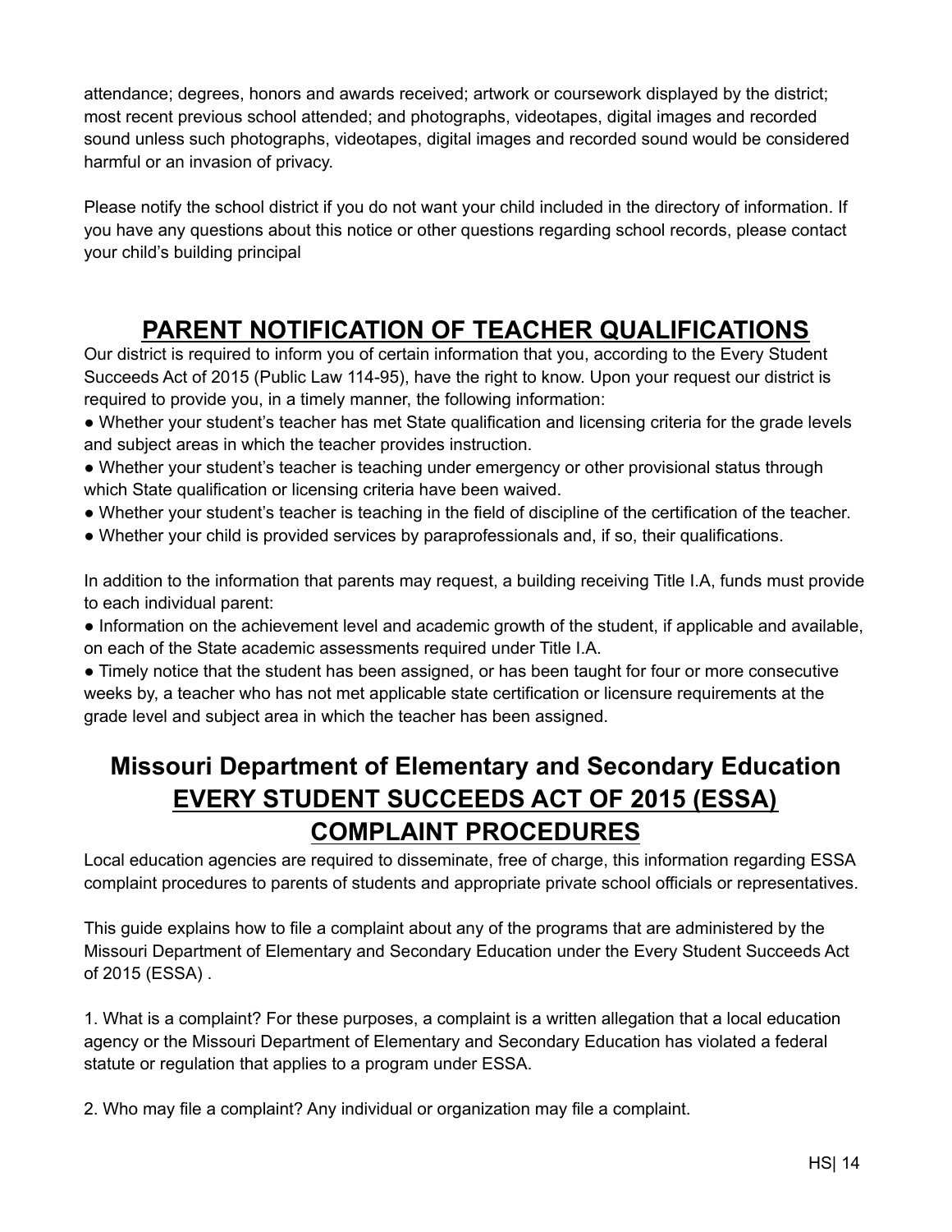attendance; degrees, honors and awards received; artwork or coursework displayed by the district; most recent previous school attended; and photographs, videotapes, digital images and recorded sound unless such photographs, videotapes, digital images and recorded sound would be considered harmful or an invasion of privacy.

Please notify the school district if you do not want your child included in the directory of information. If you have any questions about this notice or other questions regarding school records, please contact your child's building principal

## PARENT NOTIFICATION OF TEACHER QUALIFICATIONS

Our district is required to inform you of certain information that you, according to the Every Student Succeeds Act of 2015 (Public Law 114-95), have the right to know. Upon your request our district is required to provide you, in a timely manner, the following information:

- Whether your student's teacher has met State qualification and licensing criteria for the grade levels and subject areas in which the teacher provides instruction.
- Whether your student's teacher is teaching under emergency or other provisional status through which State qualification or licensing criteria have been waived.
- Whether your student's teacher is teaching in the field of discipline of the certification of the teacher.
- Whether your child is provided services by paraprofessionals and, if so, their qualifications.

In addition to the information that parents may request, a building receiving Title I.A, funds must provide to each individual parent:

- Information on the achievement level and academic growth of the student, if applicable and available, on each of the State academic assessments required under Title I.A.
- Timely notice that the student has been assigned, or has been taught for four or more consecutive weeks by, a teacher who has not met applicable state certification or licensure requirements at the grade level and subject area in which the teacher has been assigned.

## Missouri Department of Elementary and Secondary Education EVERY STUDENT SUCCEEDS ACT OF 2015 (ESSA) COMPLAINT PROCEDURES

Local education agencies are required to disseminate, free of charge, this information regarding ESSA complaint procedures to parents of students and appropriate private school officials or representatives.

This guide explains how to file a complaint about any of the programs that are administered by the Missouri Department of Elementary and Secondary Education under the Every Student Succeeds Act of 2015 (ESSA) .

1. What is a complaint? For these purposes, a complaint is a written allegation that a local education agency or the Missouri Department of Elementary and Secondary Education has violated a federal statute or regulation that applies to a program under ESSA.

2. Who may file a complaint? Any individual or organization may file a complaint.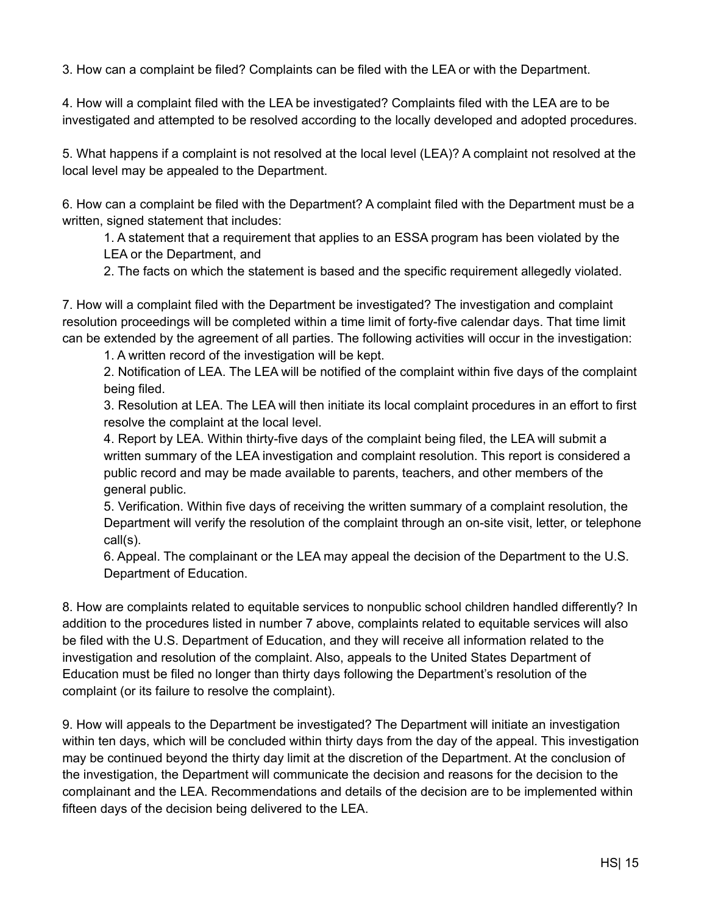3. How can a complaint be filed? Complaints can be filed with the LEA or with the Department.

4. How will a complaint filed with the LEA be investigated? Complaints filed with the LEA are to be investigated and attempted to be resolved according to the locally developed and adopted procedures.

5. What happens if a complaint is not resolved at the local level (LEA)? A complaint not resolved at the local level may be appealed to the Department.

6. How can a complaint be filed with the Department? A complaint filed with the Department must be a written, signed statement that includes:

   1. A statement that a requirement that applies to an ESSA program has been violated by the LEA or the Department, and
   2. The facts on which the statement is based and the specific requirement allegedly violated.

7. How will a complaint filed with the Department be investigated? The investigation and complaint resolution proceedings will be completed within a time limit of forty-five calendar days. That time limit can be extended by the agreement of all parties. The following activities will occur in the investigation:

   1. A written record of the investigation will be kept.
   2. Notification of LEA. The LEA will be notified of the complaint within five days of the complaint being filed.
   3. Resolution at LEA. The LEA will then initiate its local complaint procedures in an effort to first resolve the complaint at the local level.
   4. Report by LEA. Within thirty-five days of the complaint being filed, the LEA will submit a written summary of the LEA investigation and complaint resolution. This report is considered a public record and may be made available to parents, teachers, and other members of the general public.
   5. Verification. Within five days of receiving the written summary of a complaint resolution, the Department will verify the resolution of the complaint through an on-site visit, letter, or telephone call(s).
   6. Appeal. The complainant or the LEA may appeal the decision of the Department to the U.S. Department of Education.

8. How are complaints related to equitable services to nonpublic school children handled differently? In addition to the procedures listed in number 7 above, complaints related to equitable services will also be filed with the U.S. Department of Education, and they will receive all information related to the investigation and resolution of the complaint. Also, appeals to the United States Department of Education must be filed no longer than thirty days following the Department's resolution of the complaint (or its failure to resolve the complaint).

9. How will appeals to the Department be investigated? The Department will initiate an investigation within ten days, which will be concluded within thirty days from the day of the appeal. This investigation may be continued beyond the thirty day limit at the discretion of the Department. At the conclusion of the investigation, the Department will communicate the decision and reasons for the decision to the complainant and the LEA. Recommendations and details of the decision are to be implemented within fifteen days of the decision being delivered to the LEA.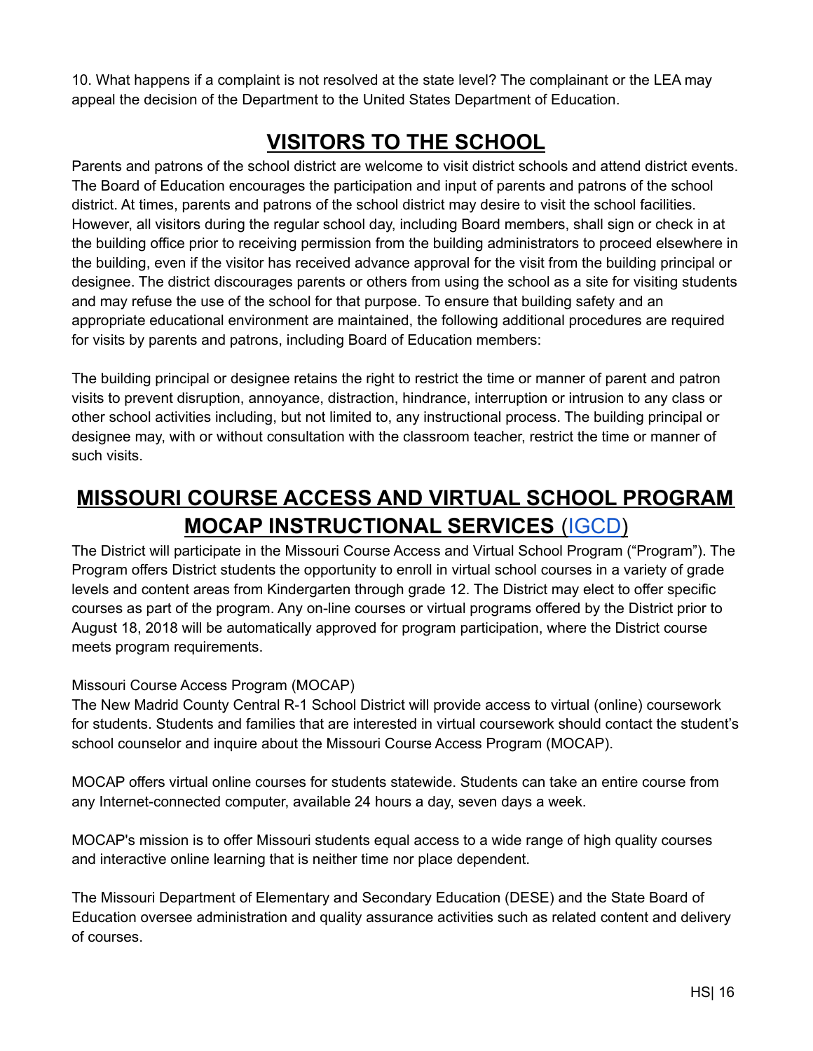10. What happens if a complaint is not resolved at the state level? The complainant or the LEA may appeal the decision of the Department to the United States Department of Education.

# VISITORS TO THE SCHOOL

Parents and patrons of the school district are welcome to visit district schools and attend district events. The Board of Education encourages the participation and input of parents and patrons of the school district. At times, parents and patrons of the school district may desire to visit the school facilities. However, all visitors during the regular school day, including Board members, shall sign or check in at the building office prior to receiving permission from the building administrators to proceed elsewhere in the building, even if the visitor has received advance approval for the visit from the building principal or designee. The district discourages parents or others from using the school as a site for visiting students and may refuse the use of the school for that purpose. To ensure that building safety and an appropriate educational environment are maintained, the following additional procedures are required for visits by parents and patrons, including Board of Education members:

The building principal or designee retains the right to restrict the time or manner of parent and patron visits to prevent disruption, annoyance, distraction, hindrance, interruption or intrusion to any class or other school activities including, but not limited to, any instructional process. The building principal or designee may, with or without consultation with the classroom teacher, restrict the time or manner of such visits.

# MISSOURI COURSE ACCESS AND VIRTUAL SCHOOL PROGRAM MOCAP INSTRUCTIONAL SERVICES (IGCD)

The District will participate in the Missouri Course Access and Virtual School Program ("Program"). The Program offers District students the opportunity to enroll in virtual school courses in a variety of grade levels and content areas from Kindergarten through grade 12. The District may elect to offer specific courses as part of the program. Any on-line courses or virtual programs offered by the District prior to August 18, 2018 will be automatically approved for program participation, where the District course meets program requirements.

Missouri Course Access Program (MOCAP)
The New Madrid County Central R-1 School District will provide access to virtual (online) coursework for students. Students and families that are interested in virtual coursework should contact the student's school counselor and inquire about the Missouri Course Access Program (MOCAP).

MOCAP offers virtual online courses for students statewide. Students can take an entire course from any Internet-connected computer, available 24 hours a day, seven days a week.

MOCAP's mission is to offer Missouri students equal access to a wide range of high quality courses and interactive online learning that is neither time nor place dependent.

The Missouri Department of Elementary and Secondary Education (DESE) and the State Board of Education oversee administration and quality assurance activities such as related content and delivery of courses.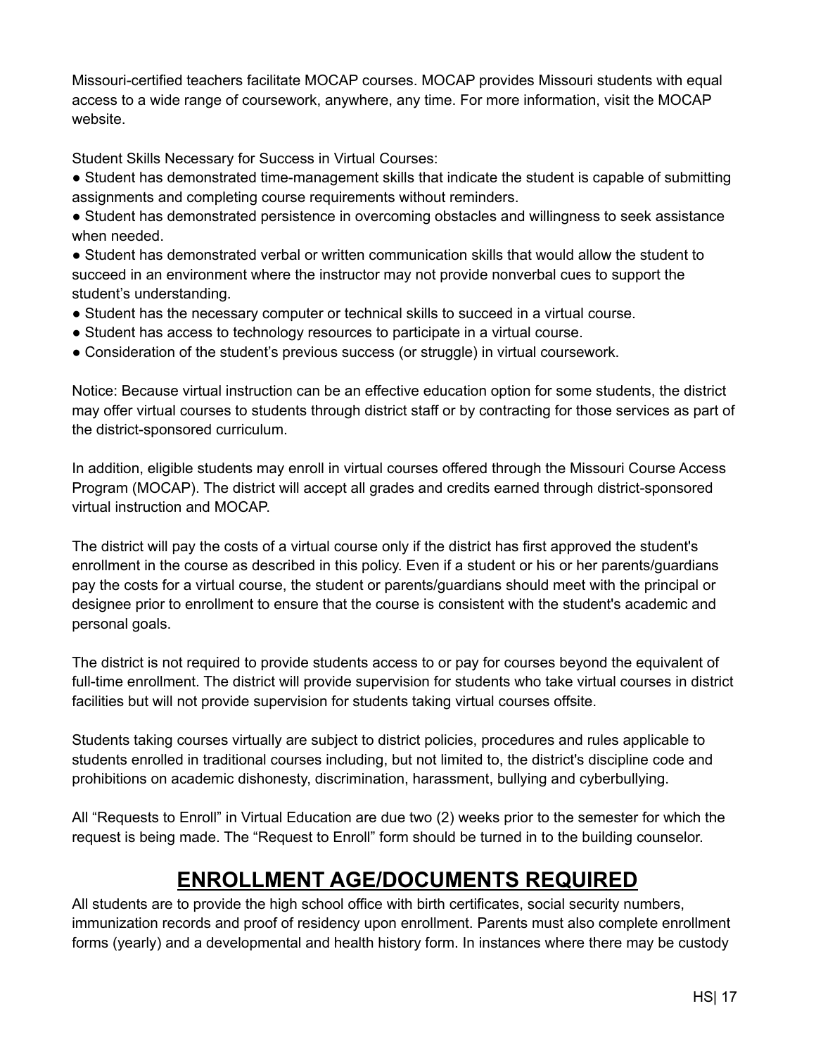Missouri-certified teachers facilitate MOCAP courses. MOCAP provides Missouri students with equal access to a wide range of coursework, anywhere, any time. For more information, visit the MOCAP website.

Student Skills Necessary for Success in Virtual Courses:

- Student has demonstrated time-management skills that indicate the student is capable of submitting assignments and completing course requirements without reminders.
- Student has demonstrated persistence in overcoming obstacles and willingness to seek assistance when needed.
- Student has demonstrated verbal or written communication skills that would allow the student to succeed in an environment where the instructor may not provide nonverbal cues to support the student's understanding.
- Student has the necessary computer or technical skills to succeed in a virtual course.
- Student has access to technology resources to participate in a virtual course.
- Consideration of the student's previous success (or struggle) in virtual coursework.

Notice: Because virtual instruction can be an effective education option for some students, the district may offer virtual courses to students through district staff or by contracting for those services as part of the district-sponsored curriculum.

In addition, eligible students may enroll in virtual courses offered through the Missouri Course Access Program (MOCAP). The district will accept all grades and credits earned through district-sponsored virtual instruction and MOCAP.

The district will pay the costs of a virtual course only if the district has first approved the student's enrollment in the course as described in this policy. Even if a student or his or her parents/guardians pay the costs for a virtual course, the student or parents/guardians should meet with the principal or designee prior to enrollment to ensure that the course is consistent with the student's academic and personal goals.

The district is not required to provide students access to or pay for courses beyond the equivalent of full-time enrollment. The district will provide supervision for students who take virtual courses in district facilities but will not provide supervision for students taking virtual courses offsite.

Students taking courses virtually are subject to district policies, procedures and rules applicable to students enrolled in traditional courses including, but not limited to, the district's discipline code and prohibitions on academic dishonesty, discrimination, harassment, bullying and cyberbullying.

All "Requests to Enroll" in Virtual Education are due two (2) weeks prior to the semester for which the request is being made. The "Request to Enroll" form should be turned in to the building counselor.

## ENROLLMENT AGE/DOCUMENTS REQUIRED

All students are to provide the high school office with birth certificates, social security numbers, immunization records and proof of residency upon enrollment. Parents must also complete enrollment forms (yearly) and a developmental and health history form. In instances where there may be custody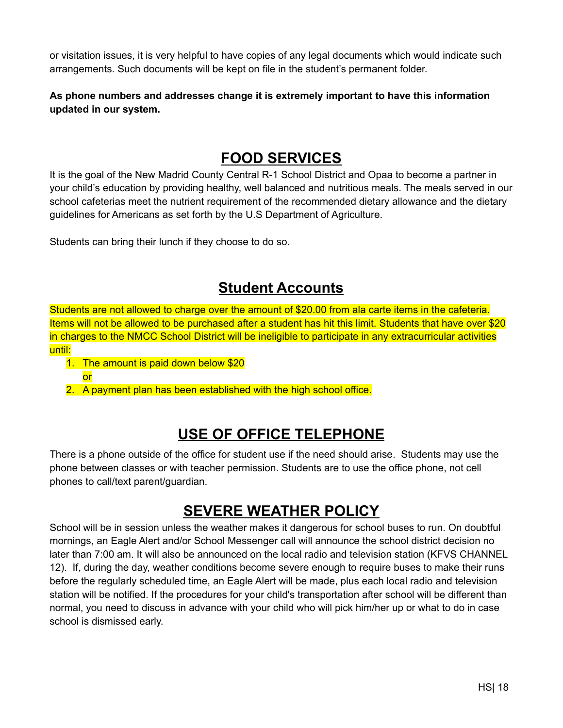or visitation issues, it is very helpful to have copies of any legal documents which would indicate such arrangements. Such documents will be kept on file in the student's permanent folder.

**As phone numbers and addresses change it is extremely important to have this information updated in our system.**

## FOOD SERVICES

It is the goal of the New Madrid County Central R-1 School District and Opaa to become a partner in your child's education by providing healthy, well balanced and nutritious meals. The meals served in our school cafeterias meet the nutrient requirement of the recommended dietary allowance and the dietary guidelines for Americans as set forth by the U.S Department of Agriculture.

Students can bring their lunch if they choose to do so.

## Student Accounts

Students are not allowed to charge over the amount of $20.00 from ala carte items in the cafeteria. Items will not be allowed to be purchased after a student has hit this limit. Students that have over $20 in charges to the NMCC School District will be ineligible to participate in any extracurricular activities until:

1. The amount is paid down below $20
   or
2. A payment plan has been established with the high school office.

## USE OF OFFICE TELEPHONE

There is a phone outside of the office for student use if the need should arise. Students may use the phone between classes or with teacher permission. Students are to use the office phone, not cell phones to call/text parent/guardian.

## SEVERE WEATHER POLICY

School will be in session unless the weather makes it dangerous for school buses to run. On doubtful mornings, an Eagle Alert and/or School Messenger call will announce the school district decision no later than 7:00 am. It will also be announced on the local radio and television station (KFVS CHANNEL 12). If, during the day, weather conditions become severe enough to require buses to make their runs before the regularly scheduled time, an Eagle Alert will be made, plus each local radio and television station will be notified. If the procedures for your child's transportation after school will be different than normal, you need to discuss in advance with your child who will pick him/her up or what to do in case school is dismissed early.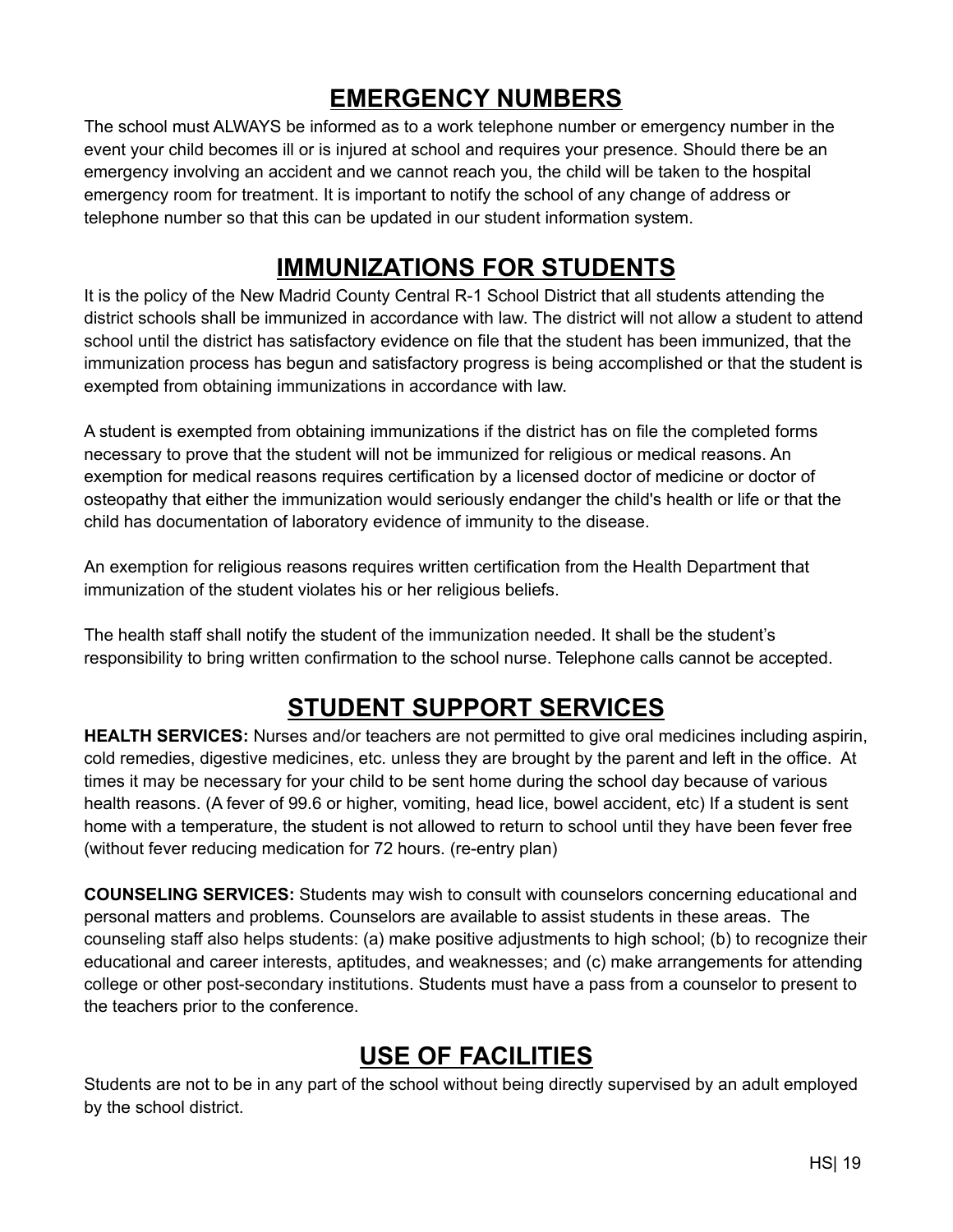## EMERGENCY NUMBERS

The school must ALWAYS be informed as to a work telephone number or emergency number in the event your child becomes ill or is injured at school and requires your presence. Should there be an emergency involving an accident and we cannot reach you, the child will be taken to the hospital emergency room for treatment. It is important to notify the school of any change of address or telephone number so that this can be updated in our student information system.

## IMMUNIZATIONS FOR STUDENTS

It is the policy of the New Madrid County Central R-1 School District that all students attending the district schools shall be immunized in accordance with law. The district will not allow a student to attend school until the district has satisfactory evidence on file that the student has been immunized, that the immunization process has begun and satisfactory progress is being accomplished or that the student is exempted from obtaining immunizations in accordance with law.

A student is exempted from obtaining immunizations if the district has on file the completed forms necessary to prove that the student will not be immunized for religious or medical reasons. An exemption for medical reasons requires certification by a licensed doctor of medicine or doctor of osteopathy that either the immunization would seriously endanger the child's health or life or that the child has documentation of laboratory evidence of immunity to the disease.

An exemption for religious reasons requires written certification from the Health Department that immunization of the student violates his or her religious beliefs.

The health staff shall notify the student of the immunization needed. It shall be the student's responsibility to bring written confirmation to the school nurse. Telephone calls cannot be accepted.

## STUDENT SUPPORT SERVICES

**HEALTH SERVICES:** Nurses and/or teachers are not permitted to give oral medicines including aspirin, cold remedies, digestive medicines, etc. unless they are brought by the parent and left in the office. At times it may be necessary for your child to be sent home during the school day because of various health reasons. (A fever of 99.6 or higher, vomiting, head lice, bowel accident, etc) If a student is sent home with a temperature, the student is not allowed to return to school until they have been fever free (without fever reducing medication for 72 hours. (re-entry plan)

**COUNSELING SERVICES:** Students may wish to consult with counselors concerning educational and personal matters and problems. Counselors are available to assist students in these areas. The counseling staff also helps students: (a) make positive adjustments to high school; (b) to recognize their educational and career interests, aptitudes, and weaknesses; and (c) make arrangements for attending college or other post-secondary institutions. Students must have a pass from a counselor to present to the teachers prior to the conference.

## USE OF FACILITIES

Students are not to be in any part of the school without being directly supervised by an adult employed by the school district.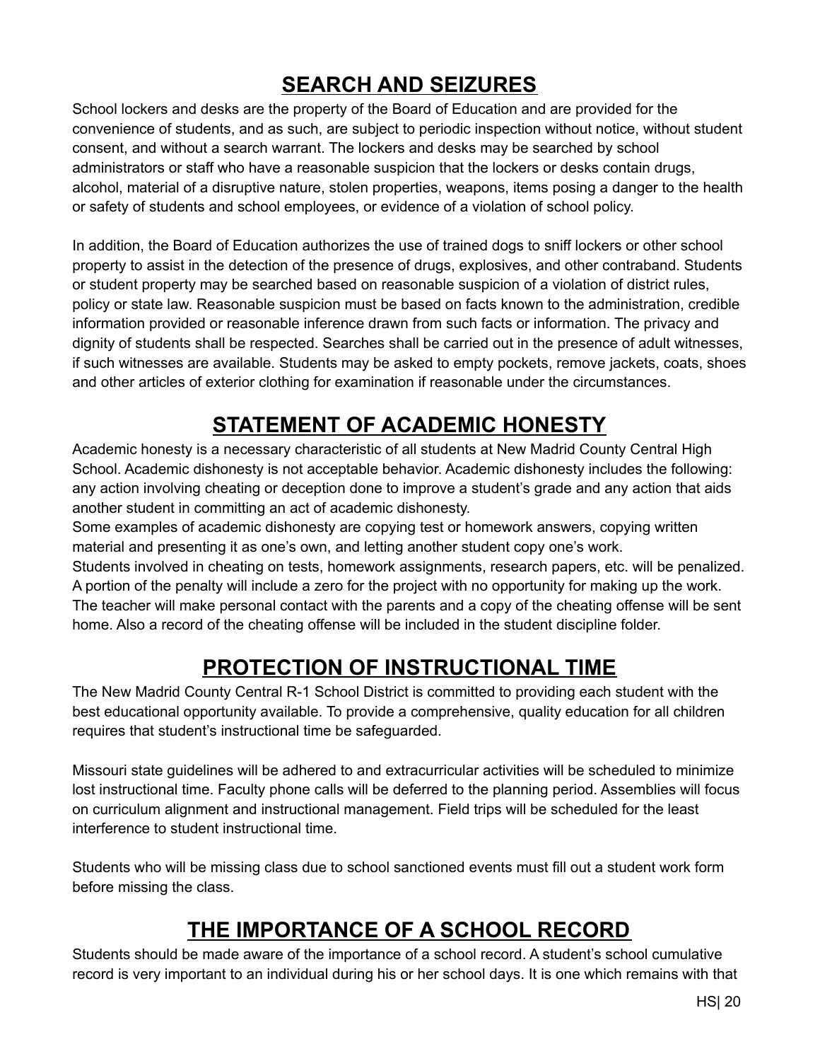## SEARCH AND SEIZURES

School lockers and desks are the property of the Board of Education and are provided for the convenience of students, and as such, are subject to periodic inspection without notice, without student consent, and without a search warrant. The lockers and desks may be searched by school administrators or staff who have a reasonable suspicion that the lockers or desks contain drugs, alcohol, material of a disruptive nature, stolen properties, weapons, items posing a danger to the health or safety of students and school employees, or evidence of a violation of school policy.

In addition, the Board of Education authorizes the use of trained dogs to sniff lockers or other school property to assist in the detection of the presence of drugs, explosives, and other contraband. Students or student property may be searched based on reasonable suspicion of a violation of district rules, policy or state law. Reasonable suspicion must be based on facts known to the administration, credible information provided or reasonable inference drawn from such facts or information. The privacy and dignity of students shall be respected. Searches shall be carried out in the presence of adult witnesses, if such witnesses are available. Students may be asked to empty pockets, remove jackets, coats, shoes and other articles of exterior clothing for examination if reasonable under the circumstances.

## STATEMENT OF ACADEMIC HONESTY

Academic honesty is a necessary characteristic of all students at New Madrid County Central High School. Academic dishonesty is not acceptable behavior. Academic dishonesty includes the following: any action involving cheating or deception done to improve a student's grade and any action that aids another student in committing an act of academic dishonesty.

Some examples of academic dishonesty are copying test or homework answers, copying written material and presenting it as one's own, and letting another student copy one's work.

Students involved in cheating on tests, homework assignments, research papers, etc. will be penalized. A portion of the penalty will include a zero for the project with no opportunity for making up the work. The teacher will make personal contact with the parents and a copy of the cheating offense will be sent home. Also a record of the cheating offense will be included in the student discipline folder.

## PROTECTION OF INSTRUCTIONAL TIME

The New Madrid County Central R-1 School District is committed to providing each student with the best educational opportunity available. To provide a comprehensive, quality education for all children requires that student's instructional time be safeguarded.

Missouri state guidelines will be adhered to and extracurricular activities will be scheduled to minimize lost instructional time. Faculty phone calls will be deferred to the planning period. Assemblies will focus on curriculum alignment and instructional management. Field trips will be scheduled for the least interference to student instructional time.

Students who will be missing class due to school sanctioned events must fill out a student work form before missing the class.

## THE IMPORTANCE OF A SCHOOL RECORD

Students should be made aware of the importance of a school record. A student's school cumulative record is very important to an individual during his or her school days. It is one which remains with that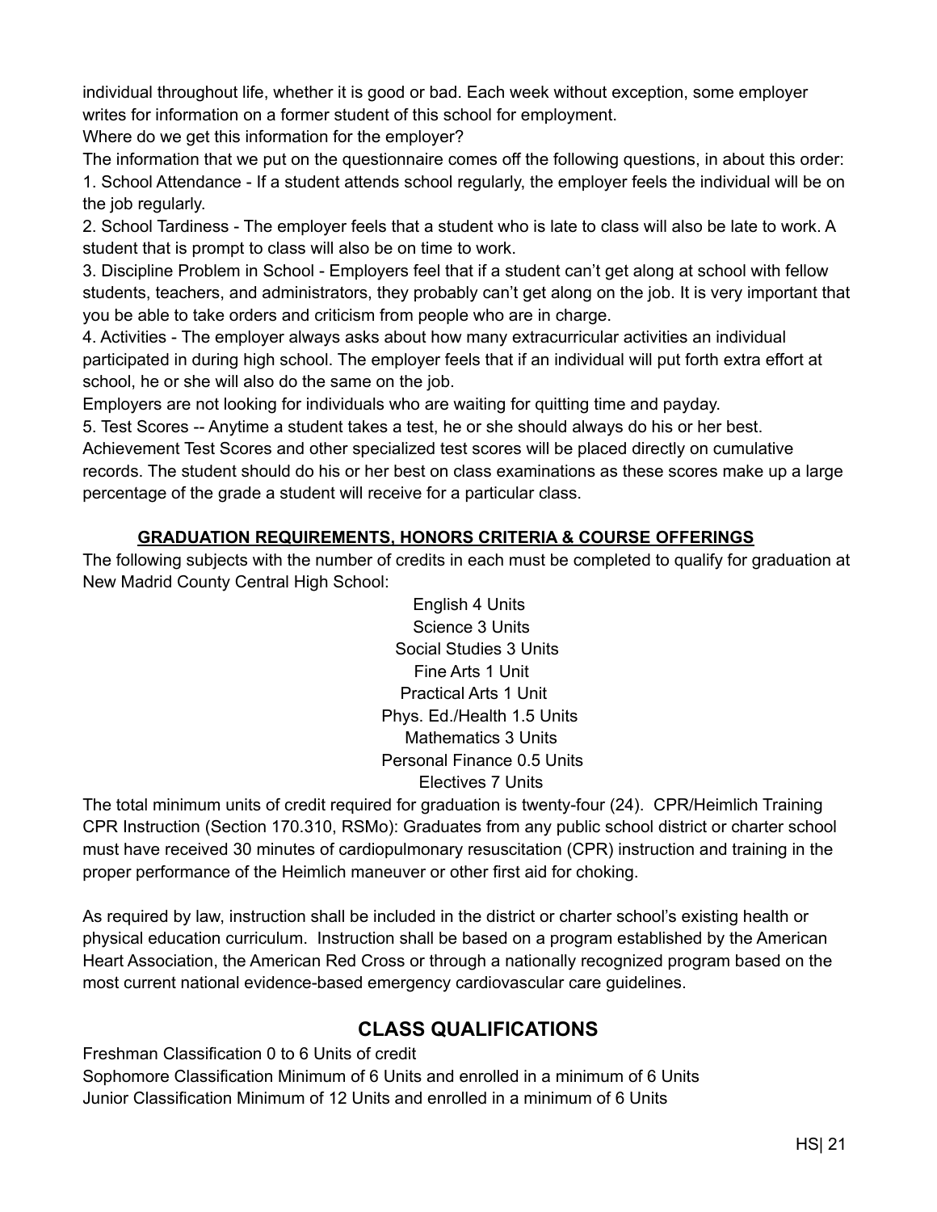individual throughout life, whether it is good or bad. Each week without exception, some employer writes for information on a former student of this school for employment.

Where do we get this information for the employer?

The information that we put on the questionnaire comes off the following questions, in about this order:

1. School Attendance - If a student attends school regularly, the employer feels the individual will be on the job regularly.
2. School Tardiness - The employer feels that a student who is late to class will also be late to work. A student that is prompt to class will also be on time to work.
3. Discipline Problem in School - Employers feel that if a student can't get along at school with fellow students, teachers, and administrators, they probably can't get along on the job. It is very important that you be able to take orders and criticism from people who are in charge.
4. Activities - The employer always asks about how many extracurricular activities an individual participated in during high school. The employer feels that if an individual will put forth extra effort at school, he or she will also do the same on the job.

Employers are not looking for individuals who are waiting for quitting time and payday.

5. Test Scores -- Anytime a student takes a test, he or she should always do his or her best. Achievement Test Scores and other specialized test scores will be placed directly on cumulative records. The student should do his or her best on class examinations as these scores make up a large percentage of the grade a student will receive for a particular class.

**GRADUATION REQUIREMENTS, HONORS CRITERIA & COURSE OFFERINGS**

The following subjects with the number of credits in each must be completed to qualify for graduation at New Madrid County Central High School:

English 4 Units
Science 3 Units
Social Studies 3 Units
Fine Arts 1 Unit
Practical Arts 1 Unit
Phys. Ed./Health 1.5 Units
Mathematics 3 Units
Personal Finance 0.5 Units
Electives 7 Units

The total minimum units of credit required for graduation is twenty-four (24). CPR/Heimlich Training CPR Instruction (Section 170.310, RSMo): Graduates from any public school district or charter school must have received 30 minutes of cardiopulmonary resuscitation (CPR) instruction and training in the proper performance of the Heimlich maneuver or other first aid for choking.

As required by law, instruction shall be included in the district or charter school's existing health or physical education curriculum. Instruction shall be based on a program established by the American Heart Association, the American Red Cross or through a nationally recognized program based on the most current national evidence-based emergency cardiovascular care guidelines.

## CLASS QUALIFICATIONS

Freshman Classification 0 to 6 Units of credit
Sophomore Classification Minimum of 6 Units and enrolled in a minimum of 6 Units
Junior Classification Minimum of 12 Units and enrolled in a minimum of 6 Units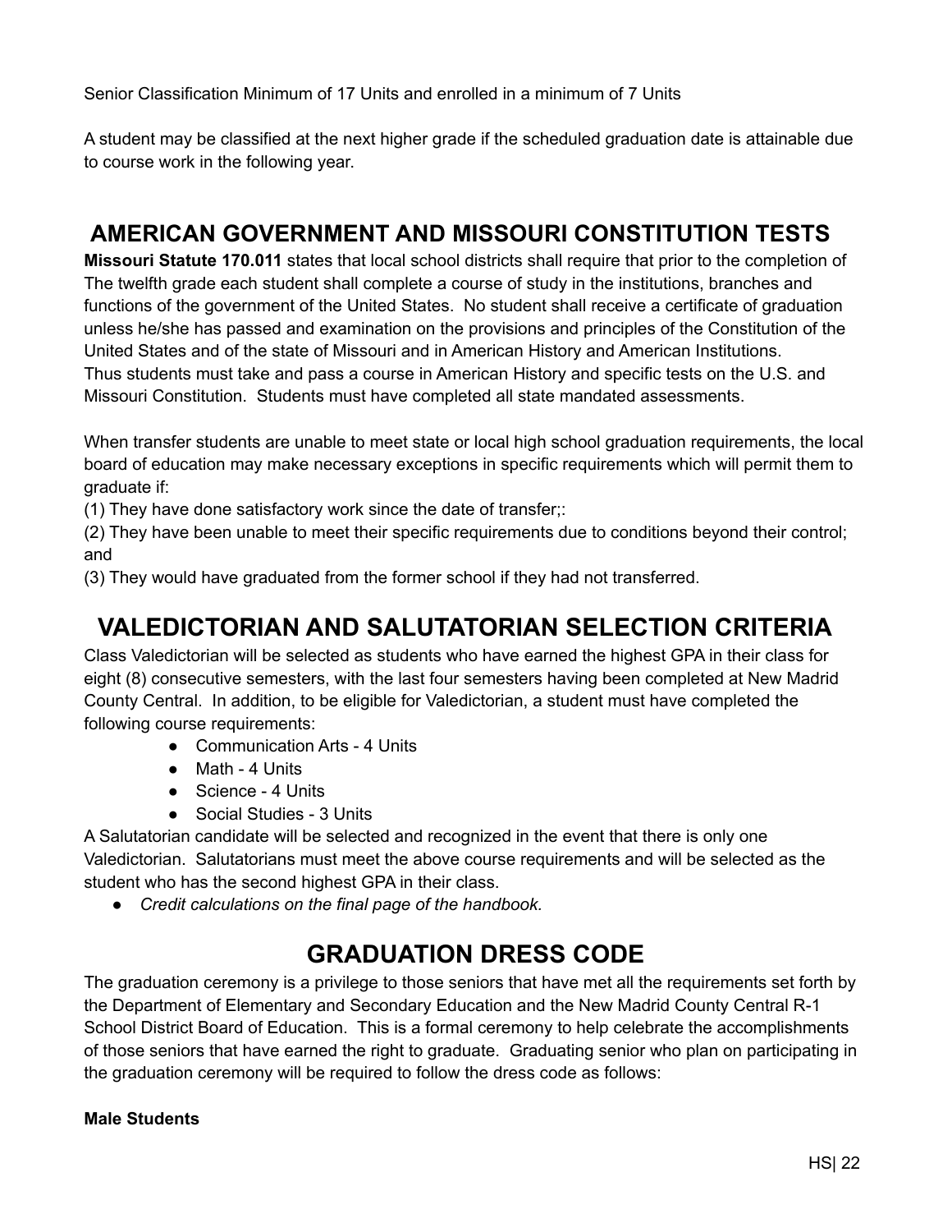Senior Classification Minimum of 17 Units and enrolled in a minimum of 7 Units

A student may be classified at the next higher grade if the scheduled graduation date is attainable due to course work in the following year.

## AMERICAN GOVERNMENT AND MISSOURI CONSTITUTION TESTS

**Missouri Statute 170.011** states that local school districts shall require that prior to the completion of The twelfth grade each student shall complete a course of study in the institutions, branches and functions of the government of the United States. No student shall receive a certificate of graduation unless he/she has passed and examination on the provisions and principles of the Constitution of the United States and of the state of Missouri and in American History and American Institutions. Thus students must take and pass a course in American History and specific tests on the U.S. and Missouri Constitution. Students must have completed all state mandated assessments.

When transfer students are unable to meet state or local high school graduation requirements, the local board of education may make necessary exceptions in specific requirements which will permit them to graduate if:

(1) They have done satisfactory work since the date of transfer;:

(2) They have been unable to meet their specific requirements due to conditions beyond their control; and

(3) They would have graduated from the former school if they had not transferred.

## VALEDICTORIAN AND SALUTATORIAN SELECTION CRITERIA

Class Valedictorian will be selected as students who have earned the highest GPA in their class for eight (8) consecutive semesters, with the last four semesters having been completed at New Madrid County Central. In addition, to be eligible for Valedictorian, a student must have completed the following course requirements:

- Communication Arts - 4 Units
- Math - 4 Units
- Science - 4 Units
- Social Studies - 3 Units

A Salutatorian candidate will be selected and recognized in the event that there is only one Valedictorian. Salutatorians must meet the above course requirements and will be selected as the student who has the second highest GPA in their class.

- *Credit calculations on the final page of the handbook.*

## GRADUATION DRESS CODE

The graduation ceremony is a privilege to those seniors that have met all the requirements set forth by the Department of Elementary and Secondary Education and the New Madrid County Central R-1 School District Board of Education. This is a formal ceremony to help celebrate the accomplishments of those seniors that have earned the right to graduate. Graduating senior who plan on participating in the graduation ceremony will be required to follow the dress code as follows:

**Male Students**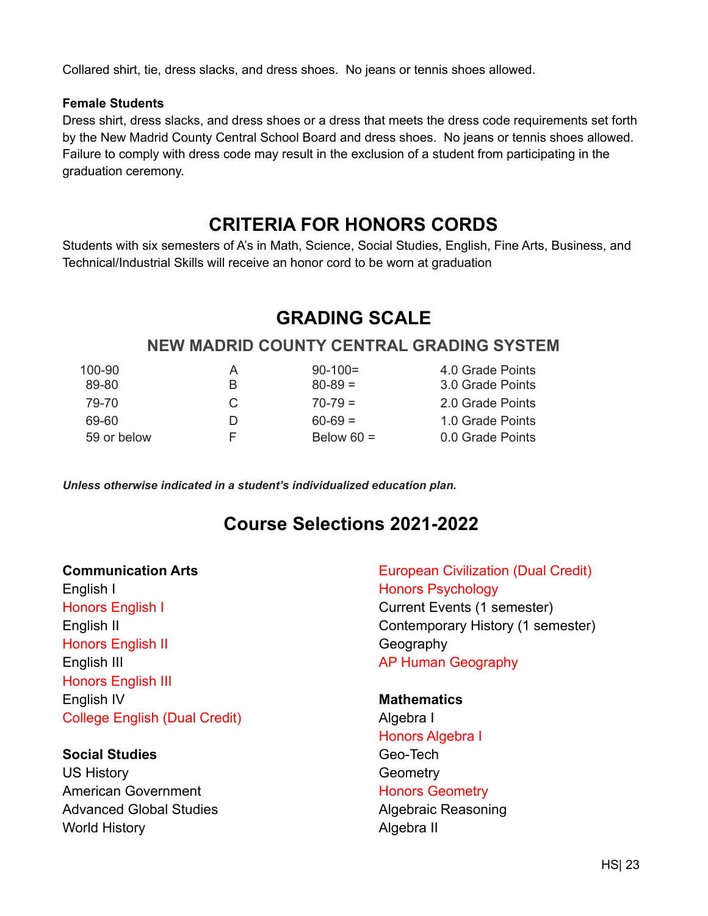Collared shirt, tie, dress slacks, and dress shoes.  No jeans or tennis shoes allowed.

**Female Students**

Dress shirt, dress slacks, and dress shoes or a dress that meets the dress code requirements set forth by the New Madrid County Central School Board and dress shoes.  No jeans or tennis shoes allowed. Failure to comply with dress code may result in the exclusion of a student from participating in the graduation ceremony.

# CRITERIA FOR HONORS CORDS

Students with six semesters of A's in Math, Science, Social Studies, English, Fine Arts, Business, and Technical/Industrial Skills will receive an honor cord to be worn at graduation

# GRADING SCALE

## NEW MADRID COUNTY CENTRAL GRADING SYSTEM

| | | | |
|---|---|---|---|
| 100-90 | A | 90-100= | 4.0 Grade Points |
| 89-80 | B | 80-89 = | 3.0 Grade Points |
| 79-70 | C | 70-79 = | 2.0 Grade Points |
| 69-60 | D | 60-69 = | 1.0 Grade Points |
| 59 or below | F | Below 60 = | 0.0 Grade Points |

***Unless otherwise indicated in a student's individualized education plan.***

# Course Selections 2021-2022

**Communication Arts**

English I
Honors English I
English II
Honors English II
English III
Honors English III
English IV
College English (Dual Credit)

**Social Studies**

US History
American Government
Advanced Global Studies
World History
European Civilization (Dual Credit)
Honors Psychology
Current Events (1 semester)
Contemporary History (1 semester)
Geography
AP Human Geography

**Mathematics**

Algebra I
Honors Algebra I
Geo-Tech
Geometry
Honors Geometry
Algebraic Reasoning
Algebra II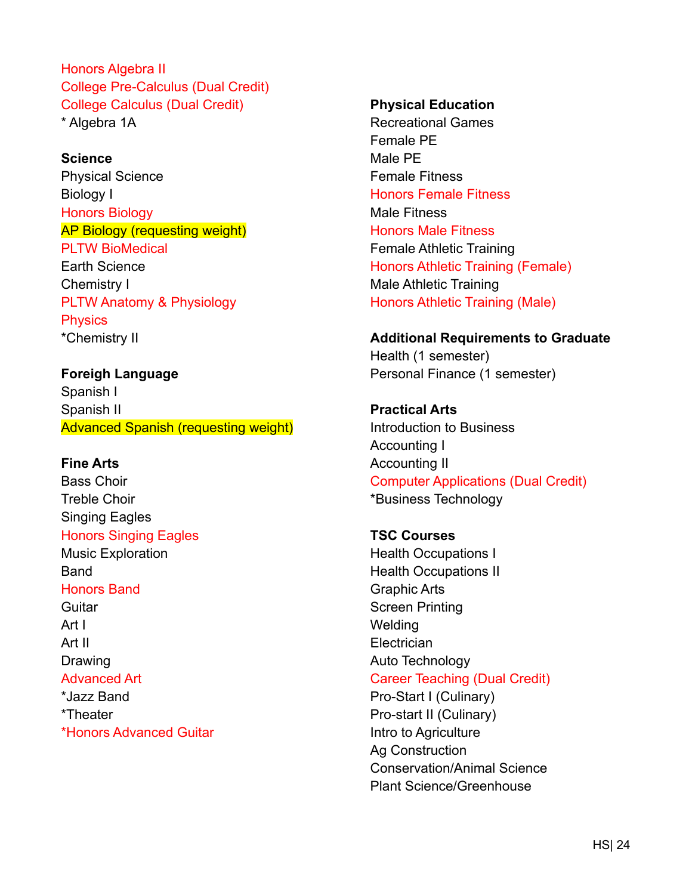Honors Algebra II
College Pre-Calculus (Dual Credit)
College Calculus (Dual Credit)
* Algebra 1A

**Science**
Physical Science
Biology I
Honors Biology
AP Biology (requesting weight)
PLTW BioMedical
Earth Science
Chemistry I
PLTW Anatomy & Physiology
Physics
*Chemistry II

**Foreign Language**
Spanish I
Spanish II
Advanced Spanish (requesting weight)

**Fine Arts**
Bass Choir
Treble Choir
Singing Eagles
Honors Singing Eagles
Music Exploration
Band
Honors Band
Guitar
Art I
Art II
Drawing
Advanced Art
*Jazz Band
*Theater
*Honors Advanced Guitar

**Physical Education**
Recreational Games
Female PE
Male PE
Female Fitness
Honors Female Fitness
Male Fitness
Honors Male Fitness
Female Athletic Training
Honors Athletic Training (Female)
Male Athletic Training
Honors Athletic Training (Male)

**Additional Requirements to Graduate**
Health (1 semester)
Personal Finance (1 semester)

**Practical Arts**
Introduction to Business
Accounting I
Accounting II
Computer Applications (Dual Credit)
*Business Technology

**TSC Courses**
Health Occupations I
Health Occupations II
Graphic Arts
Screen Printing
Welding
Electrician
Auto Technology
Career Teaching (Dual Credit)
Pro-Start I (Culinary)
Pro-start II (Culinary)
Intro to Agriculture
Ag Construction
Conservation/Animal Science
Plant Science/Greenhouse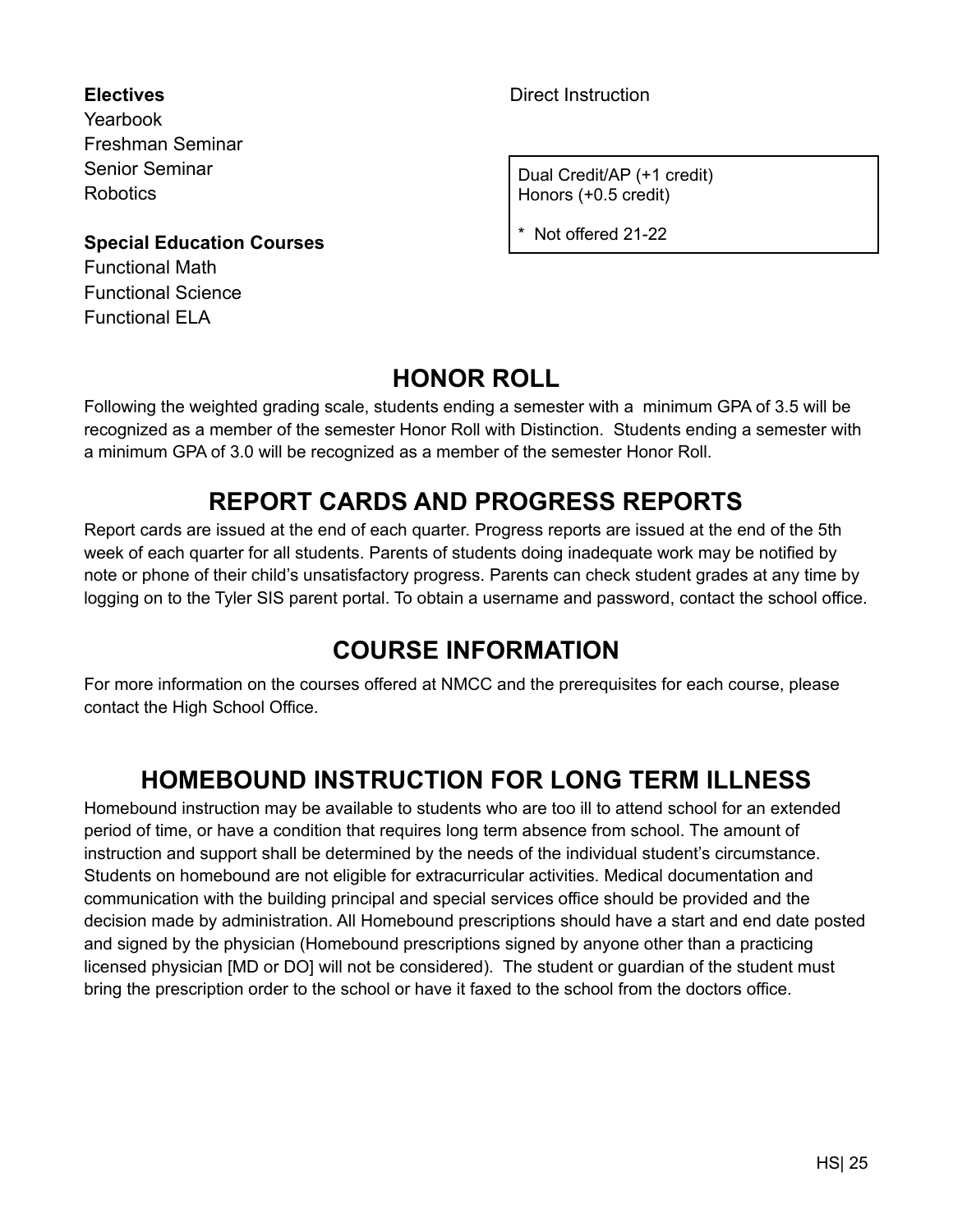**Electives**
Yearbook
Freshman Seminar
Senior Seminar
Robotics

**Special Education Courses**
Functional Math
Functional Science
Functional ELA

Direct Instruction

Dual Credit/AP (+1 credit)
Honors (+0.5 credit)

* Not offered 21-22

## HONOR ROLL

Following the weighted grading scale, students ending a semester with a minimum GPA of 3.5 will be recognized as a member of the semester Honor Roll with Distinction. Students ending a semester with a minimum GPA of 3.0 will be recognized as a member of the semester Honor Roll.

## REPORT CARDS AND PROGRESS REPORTS

Report cards are issued at the end of each quarter. Progress reports are issued at the end of the 5th week of each quarter for all students. Parents of students doing inadequate work may be notified by note or phone of their child's unsatisfactory progress. Parents can check student grades at any time by logging on to the Tyler SIS parent portal. To obtain a username and password, contact the school office.

## COURSE INFORMATION

For more information on the courses offered at NMCC and the prerequisites for each course, please contact the High School Office.

## HOMEBOUND INSTRUCTION FOR LONG TERM ILLNESS

Homebound instruction may be available to students who are too ill to attend school for an extended period of time, or have a condition that requires long term absence from school. The amount of instruction and support shall be determined by the needs of the individual student's circumstance. Students on homebound are not eligible for extracurricular activities. Medical documentation and communication with the building principal and special services office should be provided and the decision made by administration. All Homebound prescriptions should have a start and end date posted and signed by the physician (Homebound prescriptions signed by anyone other than a practicing licensed physician [MD or DO] will not be considered). The student or guardian of the student must bring the prescription order to the school or have it faxed to the school from the doctors office.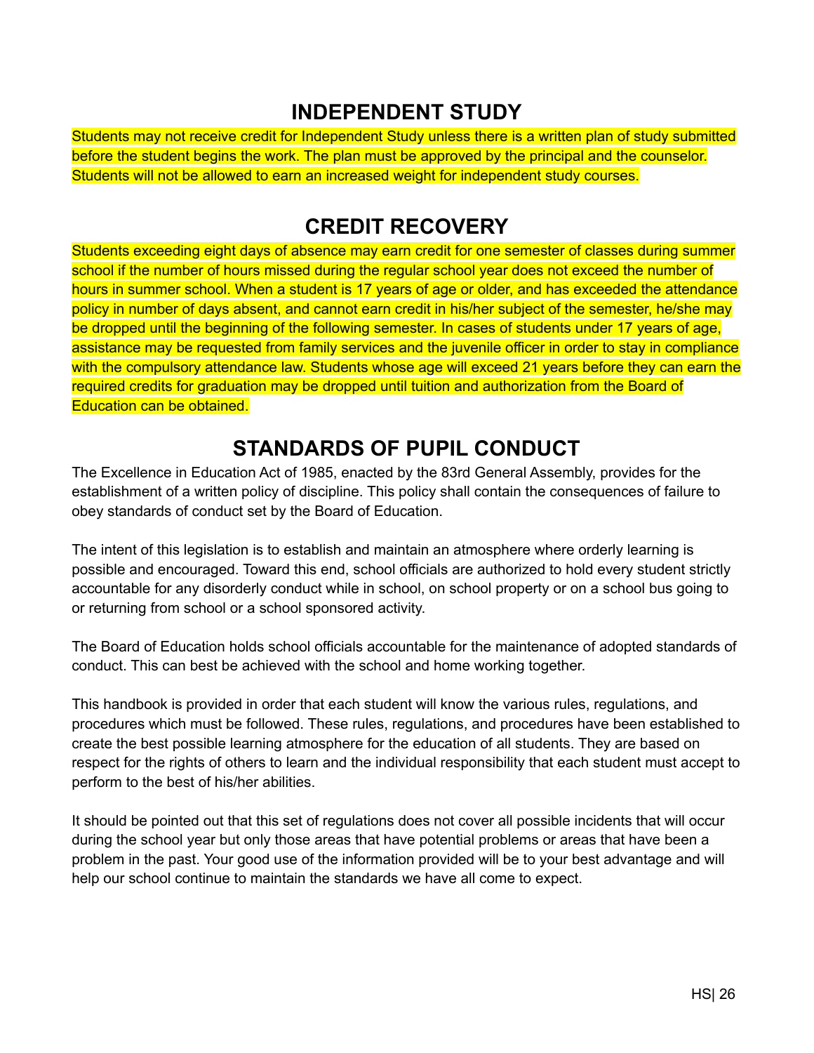## INDEPENDENT STUDY

Students may not receive credit for Independent Study unless there is a written plan of study submitted before the student begins the work. The plan must be approved by the principal and the counselor. Students will not be allowed to earn an increased weight for independent study courses.

## CREDIT RECOVERY

Students exceeding eight days of absence may earn credit for one semester of classes during summer school if the number of hours missed during the regular school year does not exceed the number of hours in summer school. When a student is 17 years of age or older, and has exceeded the attendance policy in number of days absent, and cannot earn credit in his/her subject of the semester, he/she may be dropped until the beginning of the following semester. In cases of students under 17 years of age, assistance may be requested from family services and the juvenile officer in order to stay in compliance with the compulsory attendance law. Students whose age will exceed 21 years before they can earn the required credits for graduation may be dropped until tuition and authorization from the Board of Education can be obtained.

## STANDARDS OF PUPIL CONDUCT

The Excellence in Education Act of 1985, enacted by the 83rd General Assembly, provides for the establishment of a written policy of discipline. This policy shall contain the consequences of failure to obey standards of conduct set by the Board of Education.

The intent of this legislation is to establish and maintain an atmosphere where orderly learning is possible and encouraged. Toward this end, school officials are authorized to hold every student strictly accountable for any disorderly conduct while in school, on school property or on a school bus going to or returning from school or a school sponsored activity.

The Board of Education holds school officials accountable for the maintenance of adopted standards of conduct. This can best be achieved with the school and home working together.

This handbook is provided in order that each student will know the various rules, regulations, and procedures which must be followed. These rules, regulations, and procedures have been established to create the best possible learning atmosphere for the education of all students. They are based on respect for the rights of others to learn and the individual responsibility that each student must accept to perform to the best of his/her abilities.

It should be pointed out that this set of regulations does not cover all possible incidents that will occur during the school year but only those areas that have potential problems or areas that have been a problem in the past. Your good use of the information provided will be to your best advantage and will help our school continue to maintain the standards we have all come to expect.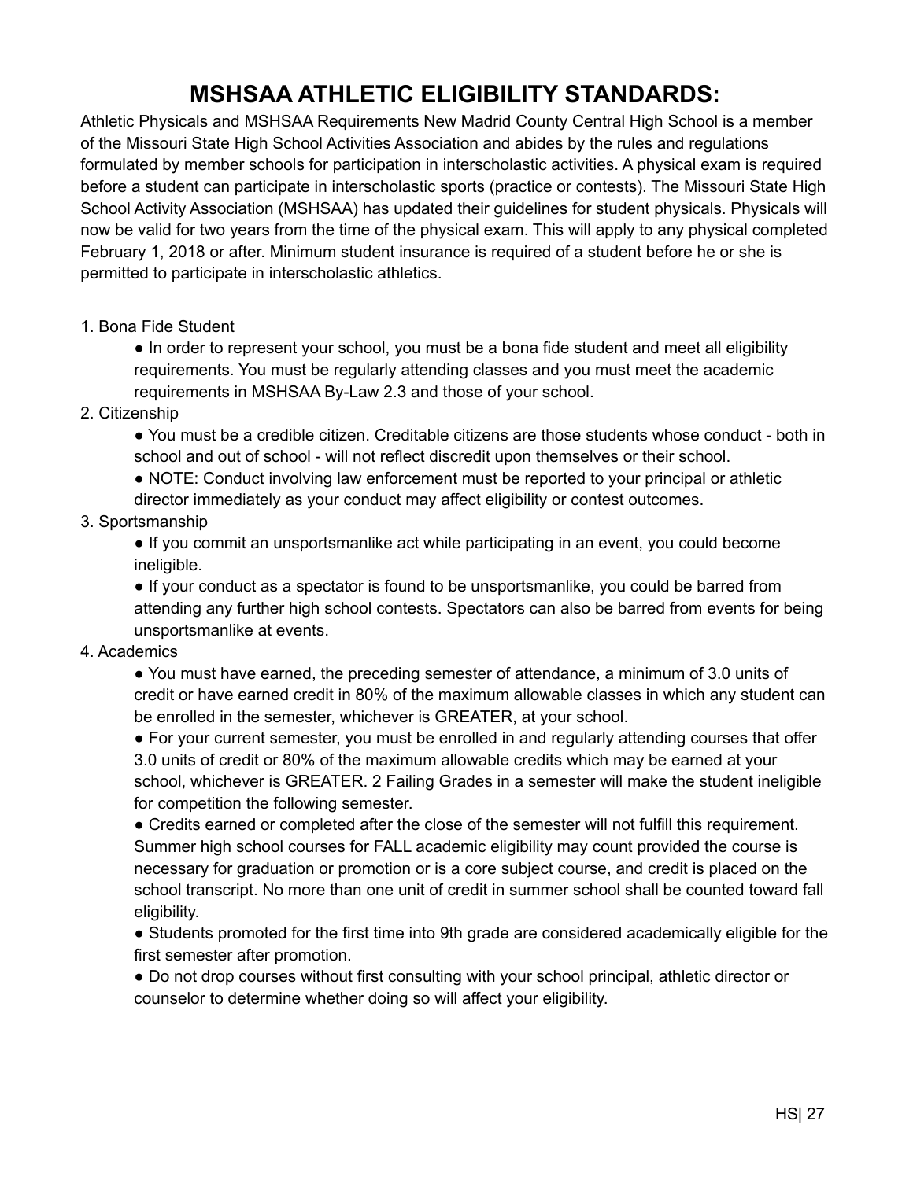# MSHSAA ATHLETIC ELIGIBILITY STANDARDS:

Athletic Physicals and MSHSAA Requirements New Madrid County Central High School is a member of the Missouri State High School Activities Association and abides by the rules and regulations formulated by member schools for participation in interscholastic activities. A physical exam is required before a student can participate in interscholastic sports (practice or contests). The Missouri State High School Activity Association (MSHSAA) has updated their guidelines for student physicals. Physicals will now be valid for two years from the time of the physical exam. This will apply to any physical completed February 1, 2018 or after. Minimum student insurance is required of a student before he or she is permitted to participate in interscholastic athletics.

1. Bona Fide Student
   - In order to represent your school, you must be a bona fide student and meet all eligibility requirements. You must be regularly attending classes and you must meet the academic requirements in MSHSAA By-Law 2.3 and those of your school.
2. Citizenship
   - You must be a credible citizen. Creditable citizens are those students whose conduct - both in school and out of school - will not reflect discredit upon themselves or their school.
   - NOTE: Conduct involving law enforcement must be reported to your principal or athletic director immediately as your conduct may affect eligibility or contest outcomes.
3. Sportsmanship
   - If you commit an unsportsmanlike act while participating in an event, you could become ineligible.
   - If your conduct as a spectator is found to be unsportsmanlike, you could be barred from attending any further high school contests. Spectators can also be barred from events for being unsportsmanlike at events.
4. Academics
   - You must have earned, the preceding semester of attendance, a minimum of 3.0 units of credit or have earned credit in 80% of the maximum allowable classes in which any student can be enrolled in the semester, whichever is GREATER, at your school.
   - For your current semester, you must be enrolled in and regularly attending courses that offer 3.0 units of credit or 80% of the maximum allowable credits which may be earned at your school, whichever is GREATER. 2 Failing Grades in a semester will make the student ineligible for competition the following semester.
   - Credits earned or completed after the close of the semester will not fulfill this requirement. Summer high school courses for FALL academic eligibility may count provided the course is necessary for graduation or promotion or is a core subject course, and credit is placed on the school transcript. No more than one unit of credit in summer school shall be counted toward fall eligibility.
   - Students promoted for the first time into 9th grade are considered academically eligible for the first semester after promotion.
   - Do not drop courses without first consulting with your school principal, athletic director or counselor to determine whether doing so will affect your eligibility.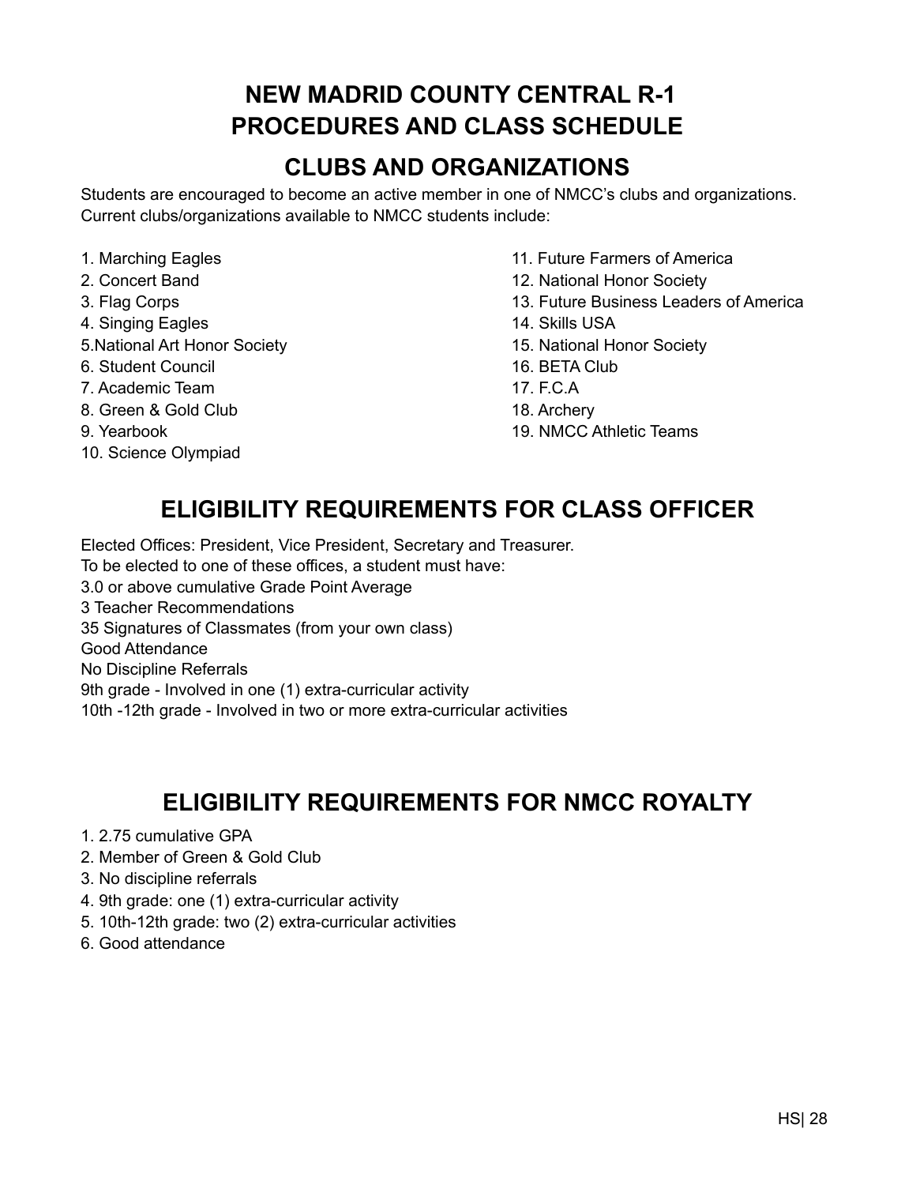# NEW MADRID COUNTY CENTRAL R-1
# PROCEDURES AND CLASS SCHEDULE

## CLUBS AND ORGANIZATIONS

Students are encouraged to become an active member in one of NMCC's clubs and organizations. Current clubs/organizations available to NMCC students include:

1. Marching Eagles
2. Concert Band
3. Flag Corps
4. Singing Eagles
5. National Art Honor Society
6. Student Council
7. Academic Team
8. Green & Gold Club
9. Yearbook
10. Science Olympiad
11. Future Farmers of America
12. National Honor Society
13. Future Business Leaders of America
14. Skills USA
15. National Honor Society
16. BETA Club
17. F.C.A
18. Archery
19. NMCC Athletic Teams

## ELIGIBILITY REQUIREMENTS FOR CLASS OFFICER

Elected Offices: President, Vice President, Secretary and Treasurer.
To be elected to one of these offices, a student must have:
3.0 or above cumulative Grade Point Average
3 Teacher Recommendations
35 Signatures of Classmates (from your own class)
Good Attendance
No Discipline Referrals
9th grade - Involved in one (1) extra-curricular activity
10th -12th grade - Involved in two or more extra-curricular activities

## ELIGIBILITY REQUIREMENTS FOR NMCC ROYALTY

1. 2.75 cumulative GPA
2. Member of Green & Gold Club
3. No discipline referrals
4. 9th grade: one (1) extra-curricular activity
5. 10th-12th grade: two (2) extra-curricular activities
6. Good attendance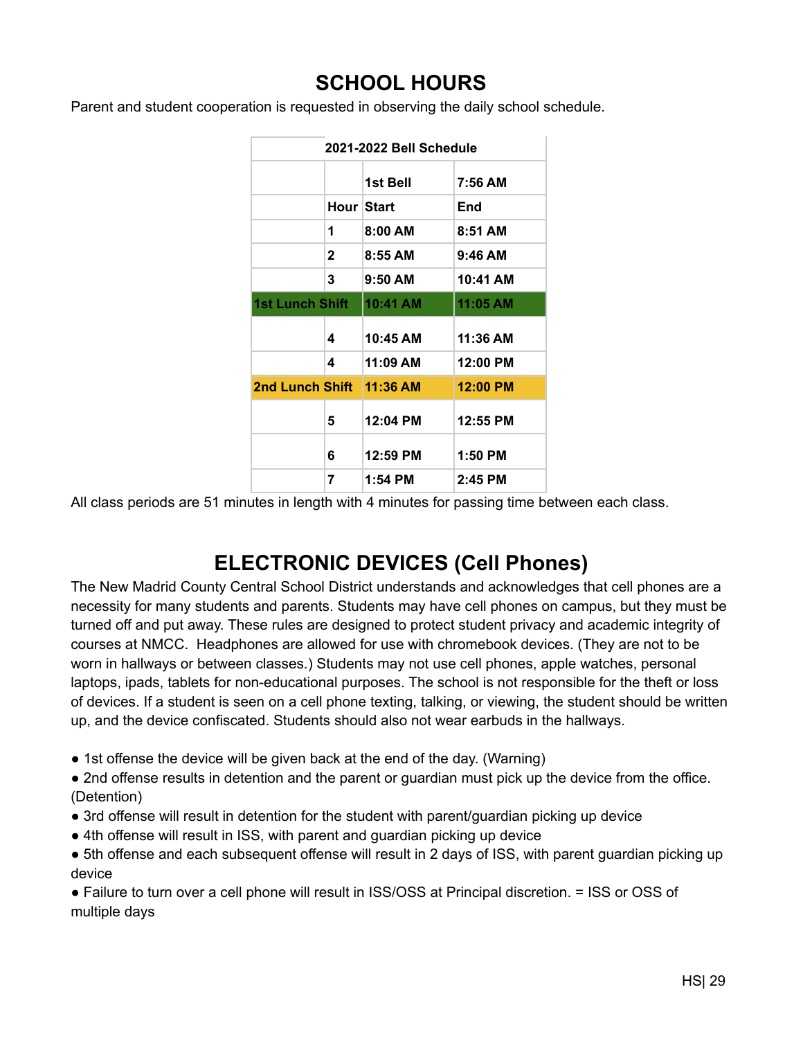# SCHOOL HOURS

Parent and student cooperation is requested in observing the daily school schedule.

| 2021-2022 Bell Schedule | | | |
|---|---|---|---|
| | | **1st Bell** | **7:56 AM** |
| | **Hour** | **Start** | **End** |
| | **1** | **8:00 AM** | **8:51 AM** |
| | **2** | **8:55 AM** | **9:46 AM** |
| | **3** | **9:50 AM** | **10:41 AM** |
| **1st Lunch Shift** | | **10:41 AM** | **11:05 AM** |
| | **4** | **10:45 AM** | **11:36 AM** |
| | **4** | **11:09 AM** | **12:00 PM** |
| **2nd Lunch Shift** | | **11:36 AM** | **12:00 PM** |
| | **5** | **12:04 PM** | **12:55 PM** |
| | **6** | **12:59 PM** | **1:50 PM** |
| | **7** | **1:54 PM** | **2:45 PM** |

All class periods are 51 minutes in length with 4 minutes for passing time between each class.

# ELECTRONIC DEVICES (Cell Phones)

The New Madrid County Central School District understands and acknowledges that cell phones are a necessity for many students and parents. Students may have cell phones on campus, but they must be turned off and put away. These rules are designed to protect student privacy and academic integrity of courses at NMCC. Headphones are allowed for use with chromebook devices. (They are not to be worn in hallways or between classes.) Students may not use cell phones, apple watches, personal laptops, ipads, tablets for non-educational purposes. The school is not responsible for the theft or loss of devices. If a student is seen on a cell phone texting, talking, or viewing, the student should be written up, and the device confiscated. Students should also not wear earbuds in the hallways.

- 1st offense the device will be given back at the end of the day. (Warning)
- 2nd offense results in detention and the parent or guardian must pick up the device from the office. (Detention)
- 3rd offense will result in detention for the student with parent/guardian picking up device
- 4th offense will result in ISS, with parent and guardian picking up device
- 5th offense and each subsequent offense will result in 2 days of ISS, with parent guardian picking up device
- Failure to turn over a cell phone will result in ISS/OSS at Principal discretion. = ISS or OSS of multiple days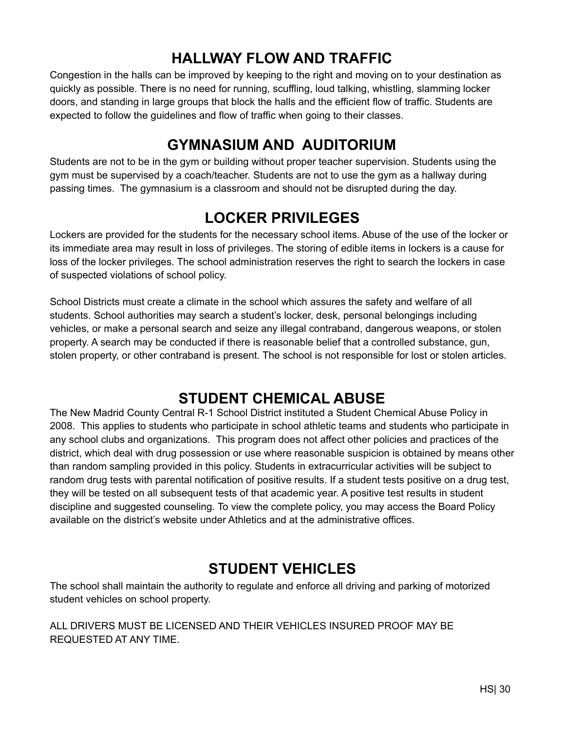## HALLWAY FLOW AND TRAFFIC

Congestion in the halls can be improved by keeping to the right and moving on to your destination as quickly as possible. There is no need for running, scuffling, loud talking, whistling, slamming locker doors, and standing in large groups that block the halls and the efficient flow of traffic. Students are expected to follow the guidelines and flow of traffic when going to their classes.

## GYMNASIUM AND AUDITORIUM

Students are not to be in the gym or building without proper teacher supervision. Students using the gym must be supervised by a coach/teacher. Students are not to use the gym as a hallway during passing times. The gymnasium is a classroom and should not be disrupted during the day.

## LOCKER PRIVILEGES

Lockers are provided for the students for the necessary school items. Abuse of the use of the locker or its immediate area may result in loss of privileges. The storing of edible items in lockers is a cause for loss of the locker privileges. The school administration reserves the right to search the lockers in case of suspected violations of school policy.

School Districts must create a climate in the school which assures the safety and welfare of all students. School authorities may search a student's locker, desk, personal belongings including vehicles, or make a personal search and seize any illegal contraband, dangerous weapons, or stolen property. A search may be conducted if there is reasonable belief that a controlled substance, gun, stolen property, or other contraband is present. The school is not responsible for lost or stolen articles.

## STUDENT CHEMICAL ABUSE

The New Madrid County Central R-1 School District instituted a Student Chemical Abuse Policy in 2008. This applies to students who participate in school athletic teams and students who participate in any school clubs and organizations. This program does not affect other policies and practices of the district, which deal with drug possession or use where reasonable suspicion is obtained by means other than random sampling provided in this policy. Students in extracurricular activities will be subject to random drug tests with parental notification of positive results. If a student tests positive on a drug test, they will be tested on all subsequent tests of that academic year. A positive test results in student discipline and suggested counseling. To view the complete policy, you may access the Board Policy available on the district's website under Athletics and at the administrative offices.

## STUDENT VEHICLES

The school shall maintain the authority to regulate and enforce all driving and parking of motorized student vehicles on school property.

ALL DRIVERS MUST BE LICENSED AND THEIR VEHICLES INSURED PROOF MAY BE REQUESTED AT ANY TIME.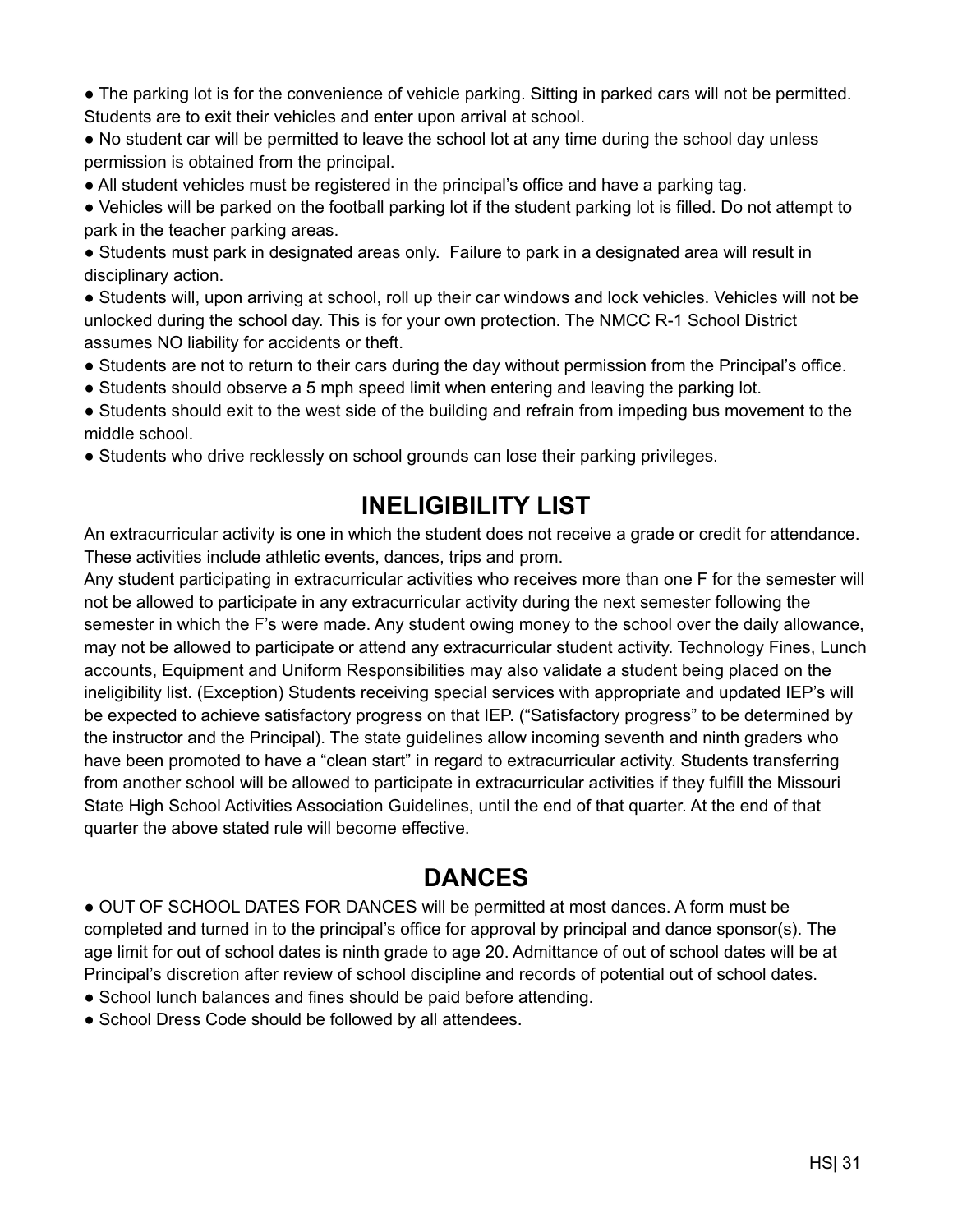- The parking lot is for the convenience of vehicle parking. Sitting in parked cars will not be permitted. Students are to exit their vehicles and enter upon arrival at school.
- No student car will be permitted to leave the school lot at any time during the school day unless permission is obtained from the principal.
- All student vehicles must be registered in the principal's office and have a parking tag.
- Vehicles will be parked on the football parking lot if the student parking lot is filled. Do not attempt to park in the teacher parking areas.
- Students must park in designated areas only. Failure to park in a designated area will result in disciplinary action.
- Students will, upon arriving at school, roll up their car windows and lock vehicles. Vehicles will not be unlocked during the school day. This is for your own protection. The NMCC R-1 School District assumes NO liability for accidents or theft.
- Students are not to return to their cars during the day without permission from the Principal's office.
- Students should observe a 5 mph speed limit when entering and leaving the parking lot.
- Students should exit to the west side of the building and refrain from impeding bus movement to the middle school.
- Students who drive recklessly on school grounds can lose their parking privileges.

## INELIGIBILITY LIST

An extracurricular activity is one in which the student does not receive a grade or credit for attendance. These activities include athletic events, dances, trips and prom.

Any student participating in extracurricular activities who receives more than one F for the semester will not be allowed to participate in any extracurricular activity during the next semester following the semester in which the F's were made. Any student owing money to the school over the daily allowance, may not be allowed to participate or attend any extracurricular student activity. Technology Fines, Lunch accounts, Equipment and Uniform Responsibilities may also validate a student being placed on the ineligibility list. (Exception) Students receiving special services with appropriate and updated IEP's will be expected to achieve satisfactory progress on that IEP. ("Satisfactory progress" to be determined by the instructor and the Principal). The state guidelines allow incoming seventh and ninth graders who have been promoted to have a "clean start" in regard to extracurricular activity. Students transferring from another school will be allowed to participate in extracurricular activities if they fulfill the Missouri State High School Activities Association Guidelines, until the end of that quarter. At the end of that quarter the above stated rule will become effective.

## DANCES

- OUT OF SCHOOL DATES FOR DANCES will be permitted at most dances. A form must be completed and turned in to the principal's office for approval by principal and dance sponsor(s). The age limit for out of school dates is ninth grade to age 20. Admittance of out of school dates will be at Principal's discretion after review of school discipline and records of potential out of school dates.
- School lunch balances and fines should be paid before attending.
- School Dress Code should be followed by all attendees.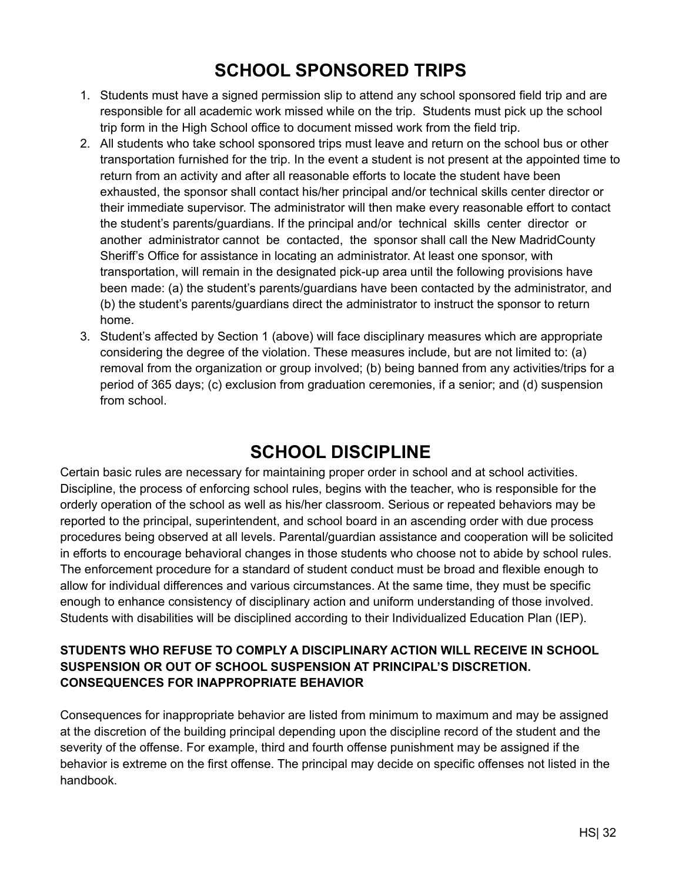# SCHOOL SPONSORED TRIPS

1. Students must have a signed permission slip to attend any school sponsored field trip and are responsible for all academic work missed while on the trip. Students must pick up the school trip form in the High School office to document missed work from the field trip.
2. All students who take school sponsored trips must leave and return on the school bus or other transportation furnished for the trip. In the event a student is not present at the appointed time to return from an activity and after all reasonable efforts to locate the student have been exhausted, the sponsor shall contact his/her principal and/or technical skills center director or their immediate supervisor. The administrator will then make every reasonable effort to contact the student's parents/guardians. If the principal and/or technical skills center director or another administrator cannot be contacted, the sponsor shall call the New MadridCounty Sheriff's Office for assistance in locating an administrator. At least one sponsor, with transportation, will remain in the designated pick-up area until the following provisions have been made: (a) the student's parents/guardians have been contacted by the administrator, and (b) the student's parents/guardians direct the administrator to instruct the sponsor to return home.
3. Student's affected by Section 1 (above) will face disciplinary measures which are appropriate considering the degree of the violation. These measures include, but are not limited to: (a) removal from the organization or group involved; (b) being banned from any activities/trips for a period of 365 days; (c) exclusion from graduation ceremonies, if a senior; and (d) suspension from school.

# SCHOOL DISCIPLINE

Certain basic rules are necessary for maintaining proper order in school and at school activities. Discipline, the process of enforcing school rules, begins with the teacher, who is responsible for the orderly operation of the school as well as his/her classroom. Serious or repeated behaviors may be reported to the principal, superintendent, and school board in an ascending order with due process procedures being observed at all levels. Parental/guardian assistance and cooperation will be solicited in efforts to encourage behavioral changes in those students who choose not to abide by school rules. The enforcement procedure for a standard of student conduct must be broad and flexible enough to allow for individual differences and various circumstances. At the same time, they must be specific enough to enhance consistency of disciplinary action and uniform understanding of those involved. Students with disabilities will be disciplined according to their Individualized Education Plan (IEP).

**STUDENTS WHO REFUSE TO COMPLY A DISCIPLINARY ACTION WILL RECEIVE IN SCHOOL SUSPENSION OR OUT OF SCHOOL SUSPENSION AT PRINCIPAL'S DISCRETION.**
**CONSEQUENCES FOR INAPPROPRIATE BEHAVIOR**

Consequences for inappropriate behavior are listed from minimum to maximum and may be assigned at the discretion of the building principal depending upon the discipline record of the student and the severity of the offense. For example, third and fourth offense punishment may be assigned if the behavior is extreme on the first offense. The principal may decide on specific offenses not listed in the handbook.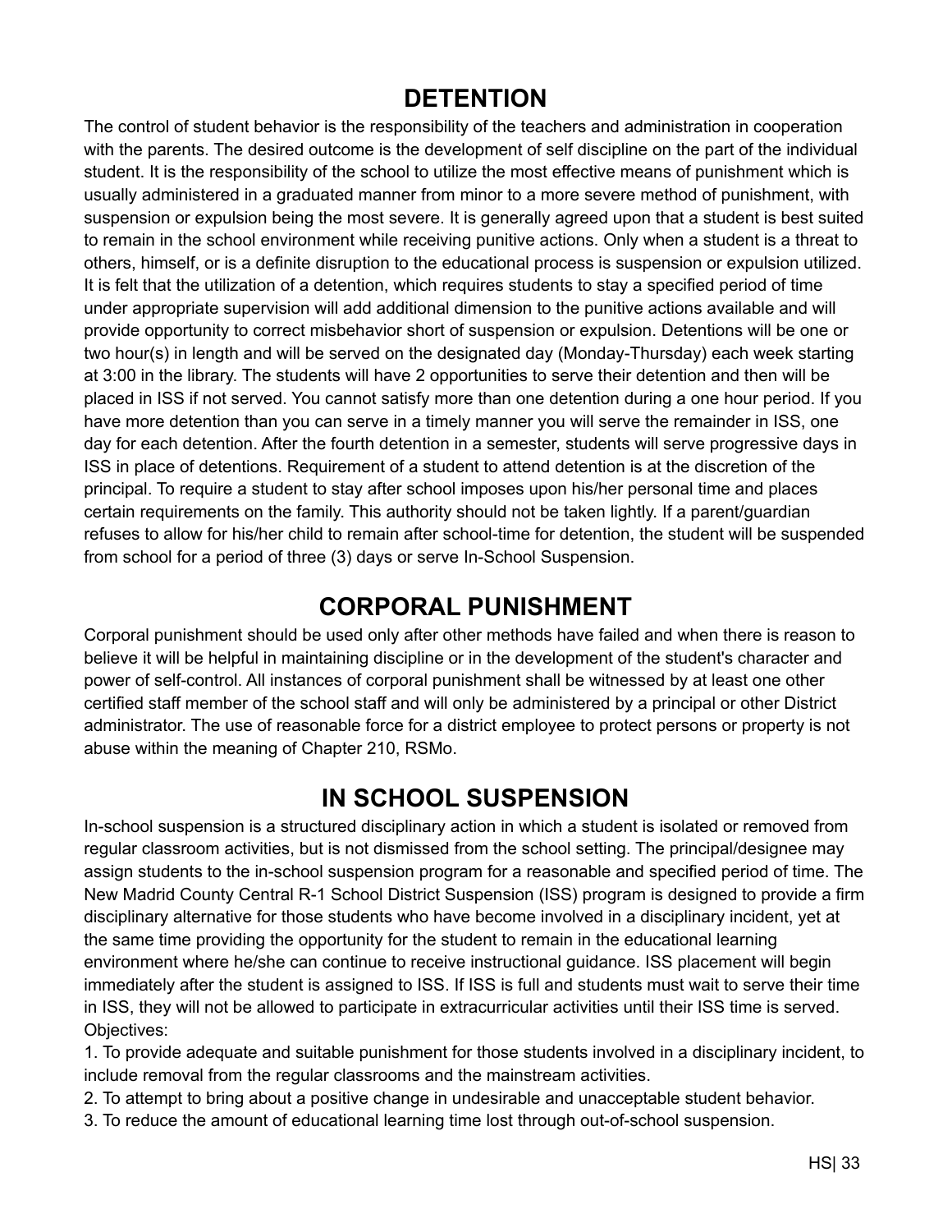## DETENTION

The control of student behavior is the responsibility of the teachers and administration in cooperation with the parents. The desired outcome is the development of self discipline on the part of the individual student. It is the responsibility of the school to utilize the most effective means of punishment which is usually administered in a graduated manner from minor to a more severe method of punishment, with suspension or expulsion being the most severe. It is generally agreed upon that a student is best suited to remain in the school environment while receiving punitive actions. Only when a student is a threat to others, himself, or is a definite disruption to the educational process is suspension or expulsion utilized. It is felt that the utilization of a detention, which requires students to stay a specified period of time under appropriate supervision will add additional dimension to the punitive actions available and will provide opportunity to correct misbehavior short of suspension or expulsion. Detentions will be one or two hour(s) in length and will be served on the designated day (Monday-Thursday) each week starting at 3:00 in the library. The students will have 2 opportunities to serve their detention and then will be placed in ISS if not served. You cannot satisfy more than one detention during a one hour period. If you have more detention than you can serve in a timely manner you will serve the remainder in ISS, one day for each detention. After the fourth detention in a semester, students will serve progressive days in ISS in place of detentions. Requirement of a student to attend detention is at the discretion of the principal. To require a student to stay after school imposes upon his/her personal time and places certain requirements on the family. This authority should not be taken lightly. If a parent/guardian refuses to allow for his/her child to remain after school-time for detention, the student will be suspended from school for a period of three (3) days or serve In-School Suspension.

## CORPORAL PUNISHMENT

Corporal punishment should be used only after other methods have failed and when there is reason to believe it will be helpful in maintaining discipline or in the development of the student's character and power of self-control. All instances of corporal punishment shall be witnessed by at least one other certified staff member of the school staff and will only be administered by a principal or other District administrator. The use of reasonable force for a district employee to protect persons or property is not abuse within the meaning of Chapter 210, RSMo.

## IN SCHOOL SUSPENSION

In-school suspension is a structured disciplinary action in which a student is isolated or removed from regular classroom activities, but is not dismissed from the school setting. The principal/designee may assign students to the in-school suspension program for a reasonable and specified period of time. The New Madrid County Central R-1 School District Suspension (ISS) program is designed to provide a firm disciplinary alternative for those students who have become involved in a disciplinary incident, yet at the same time providing the opportunity for the student to remain in the educational learning environment where he/she can continue to receive instructional guidance. ISS placement will begin immediately after the student is assigned to ISS. If ISS is full and students must wait to serve their time in ISS, they will not be allowed to participate in extracurricular activities until their ISS time is served.

Objectives:

1. To provide adequate and suitable punishment for those students involved in a disciplinary incident, to include removal from the regular classrooms and the mainstream activities.
2. To attempt to bring about a positive change in undesirable and unacceptable student behavior.
3. To reduce the amount of educational learning time lost through out-of-school suspension.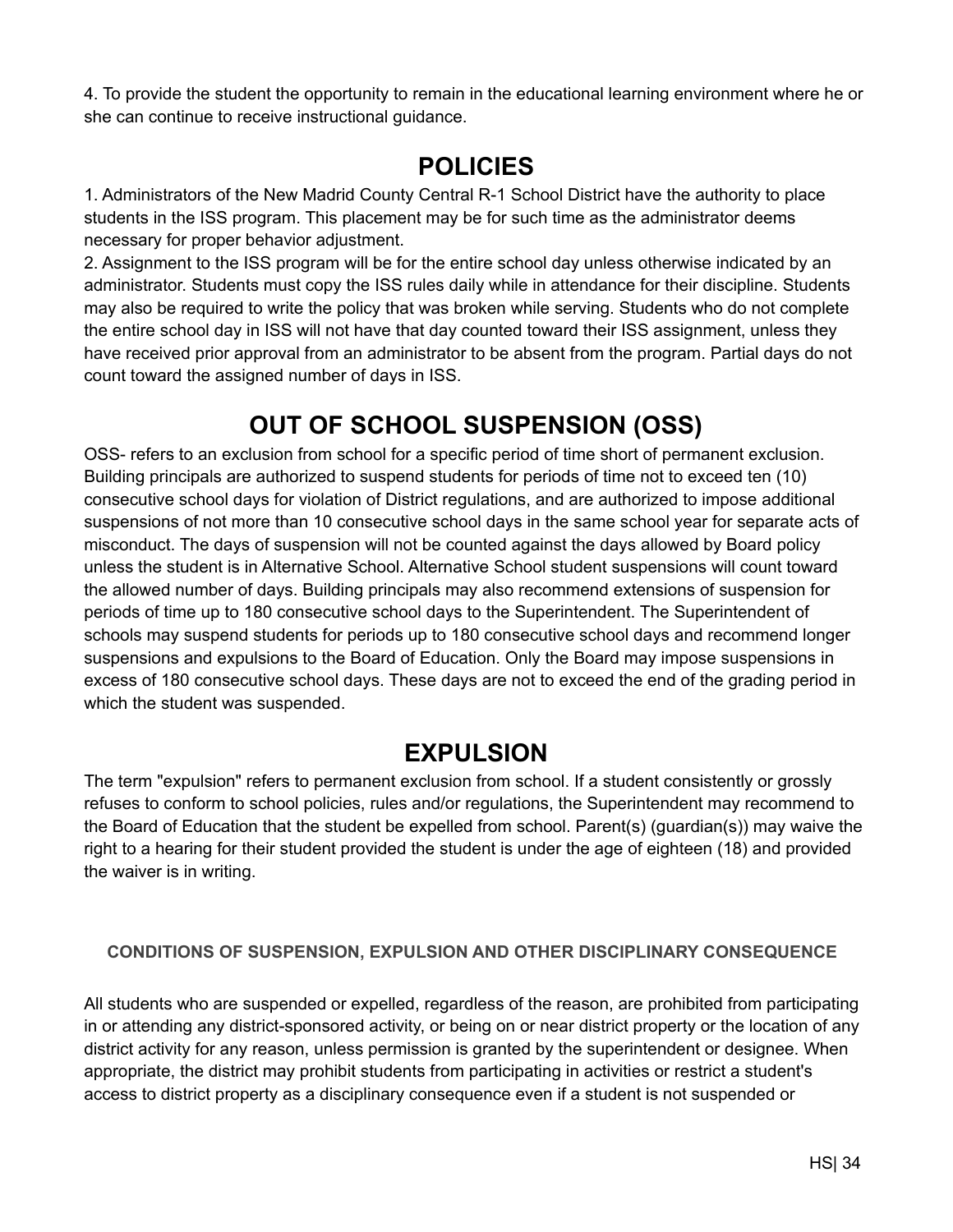4. To provide the student the opportunity to remain in the educational learning environment where he or she can continue to receive instructional guidance.

## POLICIES

1. Administrators of the New Madrid County Central R-1 School District have the authority to place students in the ISS program. This placement may be for such time as the administrator deems necessary for proper behavior adjustment.
2. Assignment to the ISS program will be for the entire school day unless otherwise indicated by an administrator. Students must copy the ISS rules daily while in attendance for their discipline. Students may also be required to write the policy that was broken while serving. Students who do not complete the entire school day in ISS will not have that day counted toward their ISS assignment, unless they have received prior approval from an administrator to be absent from the program. Partial days do not count toward the assigned number of days in ISS.

## OUT OF SCHOOL SUSPENSION (OSS)

OSS- refers to an exclusion from school for a specific period of time short of permanent exclusion. Building principals are authorized to suspend students for periods of time not to exceed ten (10) consecutive school days for violation of District regulations, and are authorized to impose additional suspensions of not more than 10 consecutive school days in the same school year for separate acts of misconduct. The days of suspension will not be counted against the days allowed by Board policy unless the student is in Alternative School. Alternative School student suspensions will count toward the allowed number of days. Building principals may also recommend extensions of suspension for periods of time up to 180 consecutive school days to the Superintendent. The Superintendent of schools may suspend students for periods up to 180 consecutive school days and recommend longer suspensions and expulsions to the Board of Education. Only the Board may impose suspensions in excess of 180 consecutive school days. These days are not to exceed the end of the grading period in which the student was suspended.

## EXPULSION

The term "expulsion" refers to permanent exclusion from school. If a student consistently or grossly refuses to conform to school policies, rules and/or regulations, the Superintendent may recommend to the Board of Education that the student be expelled from school. Parent(s) (guardian(s)) may waive the right to a hearing for their student provided the student is under the age of eighteen (18) and provided the waiver is in writing.

#### CONDITIONS OF SUSPENSION, EXPULSION AND OTHER DISCIPLINARY CONSEQUENCE

All students who are suspended or expelled, regardless of the reason, are prohibited from participating in or attending any district-sponsored activity, or being on or near district property or the location of any district activity for any reason, unless permission is granted by the superintendent or designee. When appropriate, the district may prohibit students from participating in activities or restrict a student's access to district property as a disciplinary consequence even if a student is not suspended or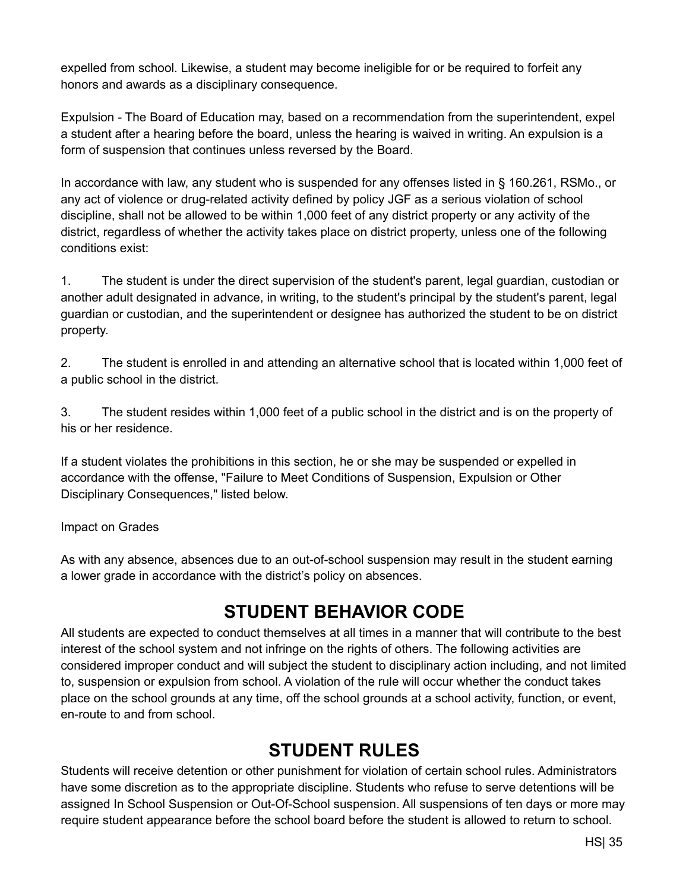expelled from school. Likewise, a student may become ineligible for or be required to forfeit any honors and awards as a disciplinary consequence.

Expulsion - The Board of Education may, based on a recommendation from the superintendent, expel a student after a hearing before the board, unless the hearing is waived in writing. An expulsion is a form of suspension that continues unless reversed by the Board.

In accordance with law, any student who is suspended for any offenses listed in § 160.261, RSMo., or any act of violence or drug-related activity defined by policy JGF as a serious violation of school discipline, shall not be allowed to be within 1,000 feet of any district property or any activity of the district, regardless of whether the activity takes place on district property, unless one of the following conditions exist:

1. The student is under the direct supervision of the student's parent, legal guardian, custodian or another adult designated in advance, in writing, to the student's principal by the student's parent, legal guardian or custodian, and the superintendent or designee has authorized the student to be on district property.

2. The student is enrolled in and attending an alternative school that is located within 1,000 feet of a public school in the district.

3. The student resides within 1,000 feet of a public school in the district and is on the property of his or her residence.

If a student violates the prohibitions in this section, he or she may be suspended or expelled in accordance with the offense, "Failure to Meet Conditions of Suspension, Expulsion or Other Disciplinary Consequences," listed below.

Impact on Grades

As with any absence, absences due to an out-of-school suspension may result in the student earning a lower grade in accordance with the district's policy on absences.

# STUDENT BEHAVIOR CODE

All students are expected to conduct themselves at all times in a manner that will contribute to the best interest of the school system and not infringe on the rights of others. The following activities are considered improper conduct and will subject the student to disciplinary action including, and not limited to, suspension or expulsion from school. A violation of the rule will occur whether the conduct takes place on the school grounds at any time, off the school grounds at a school activity, function, or event, en-route to and from school.

# STUDENT RULES

Students will receive detention or other punishment for violation of certain school rules. Administrators have some discretion as to the appropriate discipline. Students who refuse to serve detentions will be assigned In School Suspension or Out-Of-School suspension. All suspensions of ten days or more may require student appearance before the school board before the student is allowed to return to school.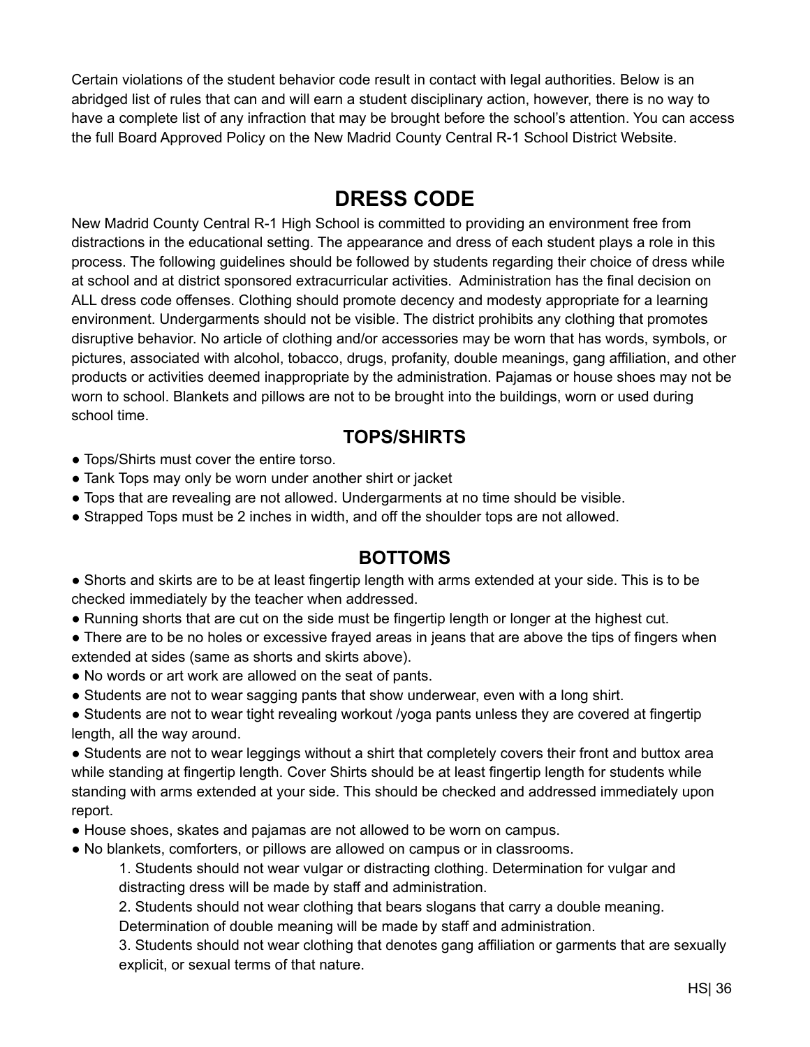Certain violations of the student behavior code result in contact with legal authorities. Below is an abridged list of rules that can and will earn a student disciplinary action, however, there is no way to have a complete list of any infraction that may be brought before the school's attention. You can access the full Board Approved Policy on the New Madrid County Central R-1 School District Website.

## DRESS CODE

New Madrid County Central R-1 High School is committed to providing an environment free from distractions in the educational setting. The appearance and dress of each student plays a role in this process. The following guidelines should be followed by students regarding their choice of dress while at school and at district sponsored extracurricular activities. Administration has the final decision on ALL dress code offenses. Clothing should promote decency and modesty appropriate for a learning environment. Undergarments should not be visible. The district prohibits any clothing that promotes disruptive behavior. No article of clothing and/or accessories may be worn that has words, symbols, or pictures, associated with alcohol, tobacco, drugs, profanity, double meanings, gang affiliation, and other products or activities deemed inappropriate by the administration. Pajamas or house shoes may not be worn to school. Blankets and pillows are not to be brought into the buildings, worn or used during school time.

### TOPS/SHIRTS

- Tops/Shirts must cover the entire torso.
- Tank Tops may only be worn under another shirt or jacket
- Tops that are revealing are not allowed. Undergarments at no time should be visible.
- Strapped Tops must be 2 inches in width, and off the shoulder tops are not allowed.

### BOTTOMS

- Shorts and skirts are to be at least fingertip length with arms extended at your side. This is to be checked immediately by the teacher when addressed.
- Running shorts that are cut on the side must be fingertip length or longer at the highest cut.
- There are to be no holes or excessive frayed areas in jeans that are above the tips of fingers when extended at sides (same as shorts and skirts above).
- No words or art work are allowed on the seat of pants.
- Students are not to wear sagging pants that show underwear, even with a long shirt.
- Students are not to wear tight revealing workout /yoga pants unless they are covered at fingertip length, all the way around.
- Students are not to wear leggings without a shirt that completely covers their front and buttox area while standing at fingertip length. Cover Shirts should be at least fingertip length for students while standing with arms extended at your side. This should be checked and addressed immediately upon report.
- House shoes, skates and pajamas are not allowed to be worn on campus.
- No blankets, comforters, or pillows are allowed on campus or in classrooms.
  1. Students should not wear vulgar or distracting clothing. Determination for vulgar and distracting dress will be made by staff and administration.
  2. Students should not wear clothing that bears slogans that carry a double meaning. Determination of double meaning will be made by staff and administration.
  3. Students should not wear clothing that denotes gang affiliation or garments that are sexually explicit, or sexual terms of that nature.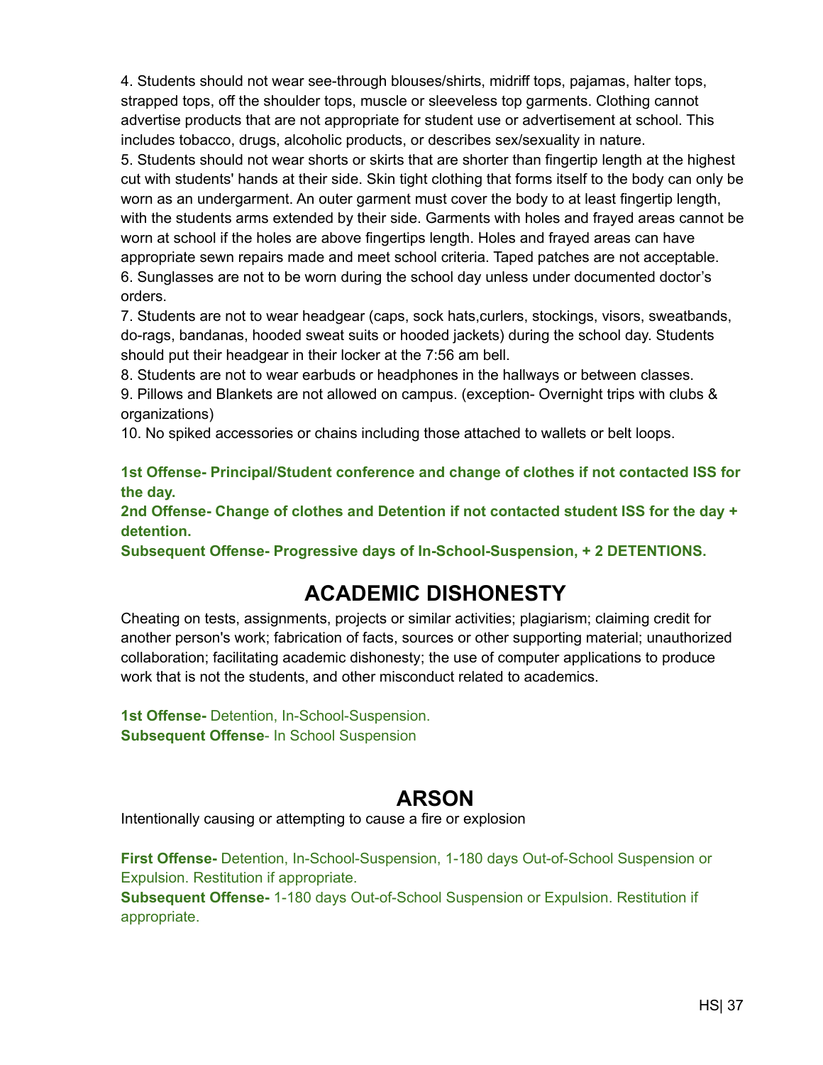4. Students should not wear see-through blouses/shirts, midriff tops, pajamas, halter tops, strapped tops, off the shoulder tops, muscle or sleeveless top garments. Clothing cannot advertise products that are not appropriate for student use or advertisement at school. This includes tobacco, drugs, alcoholic products, or describes sex/sexuality in nature.
5. Students should not wear shorts or skirts that are shorter than fingertip length at the highest cut with students' hands at their side. Skin tight clothing that forms itself to the body can only be worn as an undergarment. An outer garment must cover the body to at least fingertip length, with the students arms extended by their side. Garments with holes and frayed areas cannot be worn at school if the holes are above fingertips length. Holes and frayed areas can have appropriate sewn repairs made and meet school criteria. Taped patches are not acceptable.
6. Sunglasses are not to be worn during the school day unless under documented doctor's orders.
7. Students are not to wear headgear (caps, sock hats,curlers, stockings, visors, sweatbands, do-rags, bandanas, hooded sweat suits or hooded jackets) during the school day. Students should put their headgear in their locker at the 7:56 am bell.
8. Students are not to wear earbuds or headphones in the hallways or between classes.
9. Pillows and Blankets are not allowed on campus. (exception- Overnight trips with clubs & organizations)
10. No spiked accessories or chains including those attached to wallets or belt loops.

**1st Offense- Principal/Student conference and change of clothes if not contacted ISS for the day.**
**2nd Offense- Change of clothes and Detention if not contacted student ISS for the day + detention.**
**Subsequent Offense- Progressive days of In-School-Suspension, + 2 DETENTIONS.**

## ACADEMIC DISHONESTY

Cheating on tests, assignments, projects or similar activities; plagiarism; claiming credit for another person's work; fabrication of facts, sources or other supporting material; unauthorized collaboration; facilitating academic dishonesty; the use of computer applications to produce work that is not the students, and other misconduct related to academics.

**1st Offense-** Detention, In-School-Suspension.
**Subsequent Offense**- In School Suspension

## ARSON

Intentionally causing or attempting to cause a fire or explosion

**First Offense-** Detention, In-School-Suspension, 1-180 days Out-of-School Suspension or Expulsion. Restitution if appropriate.
**Subsequent Offense-** 1-180 days Out-of-School Suspension or Expulsion. Restitution if appropriate.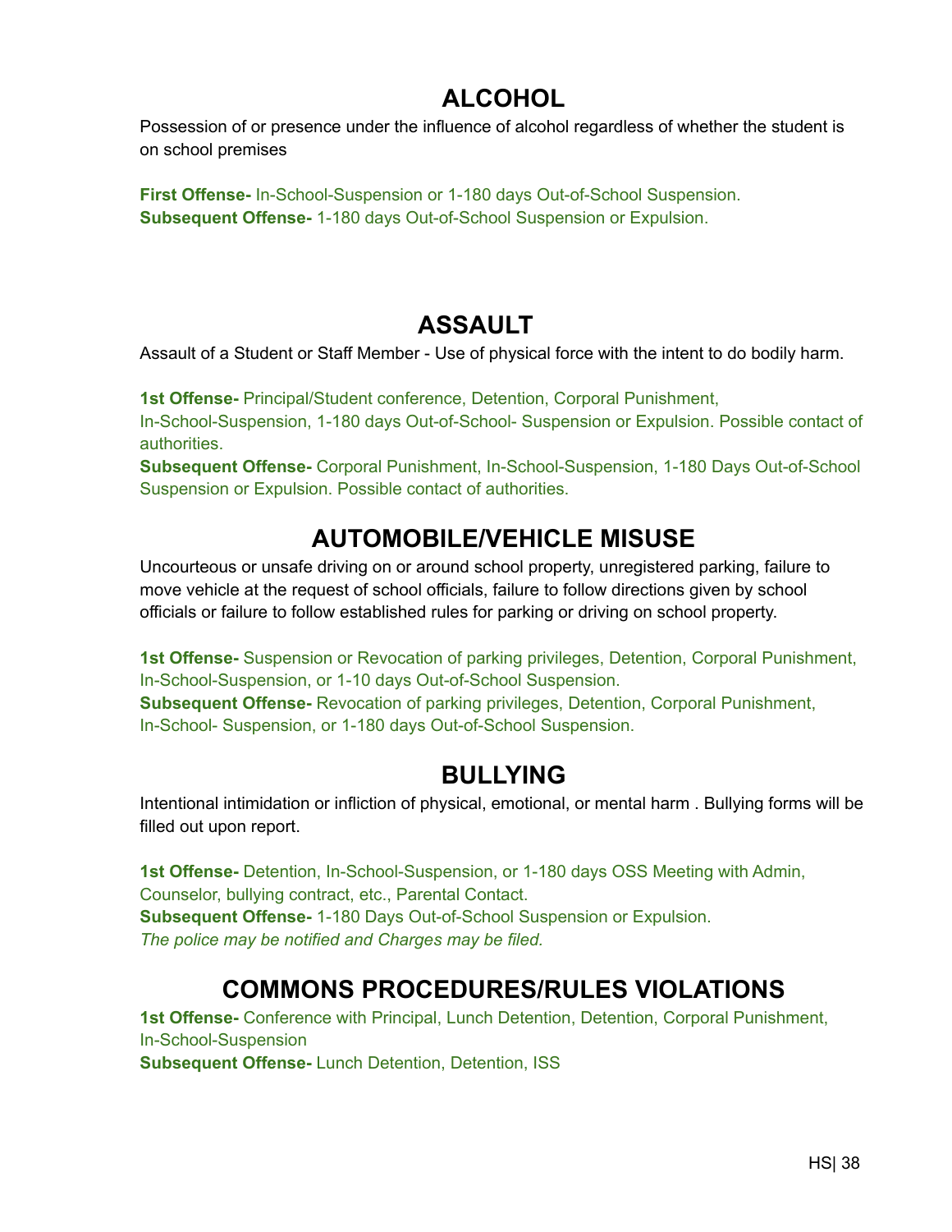## ALCOHOL

Possession of or presence under the influence of alcohol regardless of whether the student is on school premises

**First Offense-** In-School-Suspension or 1-180 days Out-of-School Suspension.
**Subsequent Offense-** 1-180 days Out-of-School Suspension or Expulsion.

## ASSAULT

Assault of a Student or Staff Member - Use of physical force with the intent to do bodily harm.

**1st Offense-** Principal/Student conference, Detention, Corporal Punishment, In-School-Suspension, 1-180 days Out-of-School- Suspension or Expulsion. Possible contact of authorities.
**Subsequent Offense-** Corporal Punishment, In-School-Suspension, 1-180 Days Out-of-School Suspension or Expulsion. Possible contact of authorities.

## AUTOMOBILE/VEHICLE MISUSE

Uncourteous or unsafe driving on or around school property, unregistered parking, failure to move vehicle at the request of school officials, failure to follow directions given by school officials or failure to follow established rules for parking or driving on school property.

**1st Offense-** Suspension or Revocation of parking privileges, Detention, Corporal Punishment, In-School-Suspension, or 1-10 days Out-of-School Suspension.
**Subsequent Offense-** Revocation of parking privileges, Detention, Corporal Punishment, In-School- Suspension, or 1-180 days Out-of-School Suspension.

## BULLYING

Intentional intimidation or infliction of physical, emotional, or mental harm . Bullying forms will be filled out upon report.

**1st Offense-** Detention, In-School-Suspension, or 1-180 days OSS Meeting with Admin, Counselor, bullying contract, etc., Parental Contact.
**Subsequent Offense-** 1-180 Days Out-of-School Suspension or Expulsion.
*The police may be notified and Charges may be filed.*

## COMMONS PROCEDURES/RULES VIOLATIONS

**1st Offense-** Conference with Principal, Lunch Detention, Detention, Corporal Punishment, In-School-Suspension
**Subsequent Offense-** Lunch Detention, Detention, ISS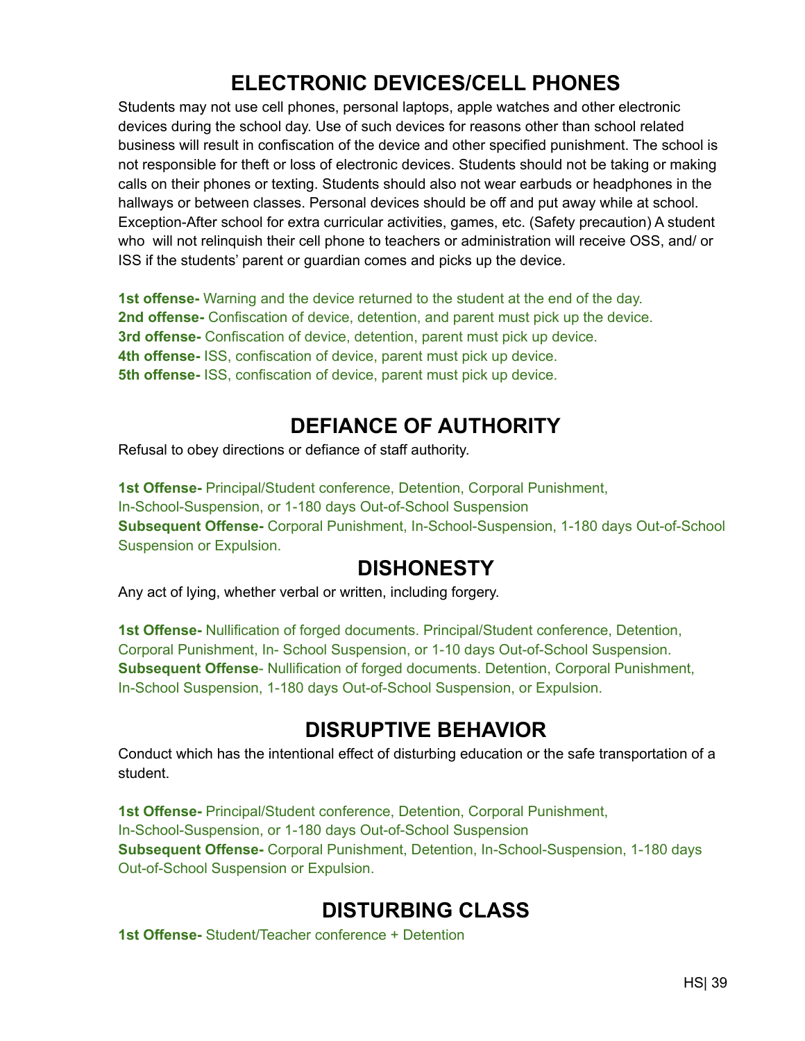## ELECTRONIC DEVICES/CELL PHONES

Students may not use cell phones, personal laptops, apple watches and other electronic devices during the school day. Use of such devices for reasons other than school related business will result in confiscation of the device and other specified punishment. The school is not responsible for theft or loss of electronic devices. Students should not be taking or making calls on their phones or texting. Students should also not wear earbuds or headphones in the hallways or between classes. Personal devices should be off and put away while at school. Exception-After school for extra curricular activities, games, etc. (Safety precaution) A student who will not relinquish their cell phone to teachers or administration will receive OSS, and/ or ISS if the students' parent or guardian comes and picks up the device.

**1st offense-** Warning and the device returned to the student at the end of the day.
**2nd offense-** Confiscation of device, detention, and parent must pick up the device.
**3rd offense-** Confiscation of device, detention, parent must pick up device.
**4th offense-** ISS, confiscation of device, parent must pick up device.
**5th offense-** ISS, confiscation of device, parent must pick up device.

## DEFIANCE OF AUTHORITY

Refusal to obey directions or defiance of staff authority.

**1st Offense-** Principal/Student conference, Detention, Corporal Punishment, In-School-Suspension, or 1-180 days Out-of-School Suspension
**Subsequent Offense-** Corporal Punishment, In-School-Suspension, 1-180 days Out-of-School Suspension or Expulsion.

## DISHONESTY

Any act of lying, whether verbal or written, including forgery.

**1st Offense-** Nullification of forged documents. Principal/Student conference, Detention, Corporal Punishment, In- School Suspension, or 1-10 days Out-of-School Suspension.
**Subsequent Offense**- Nullification of forged documents. Detention, Corporal Punishment, In-School Suspension, 1-180 days Out-of-School Suspension, or Expulsion.

## DISRUPTIVE BEHAVIOR

Conduct which has the intentional effect of disturbing education or the safe transportation of a student.

**1st Offense-** Principal/Student conference, Detention, Corporal Punishment, In-School-Suspension, or 1-180 days Out-of-School Suspension
**Subsequent Offense-** Corporal Punishment, Detention, In-School-Suspension, 1-180 days Out-of-School Suspension or Expulsion.

## DISTURBING CLASS

**1st Offense-** Student/Teacher conference + Detention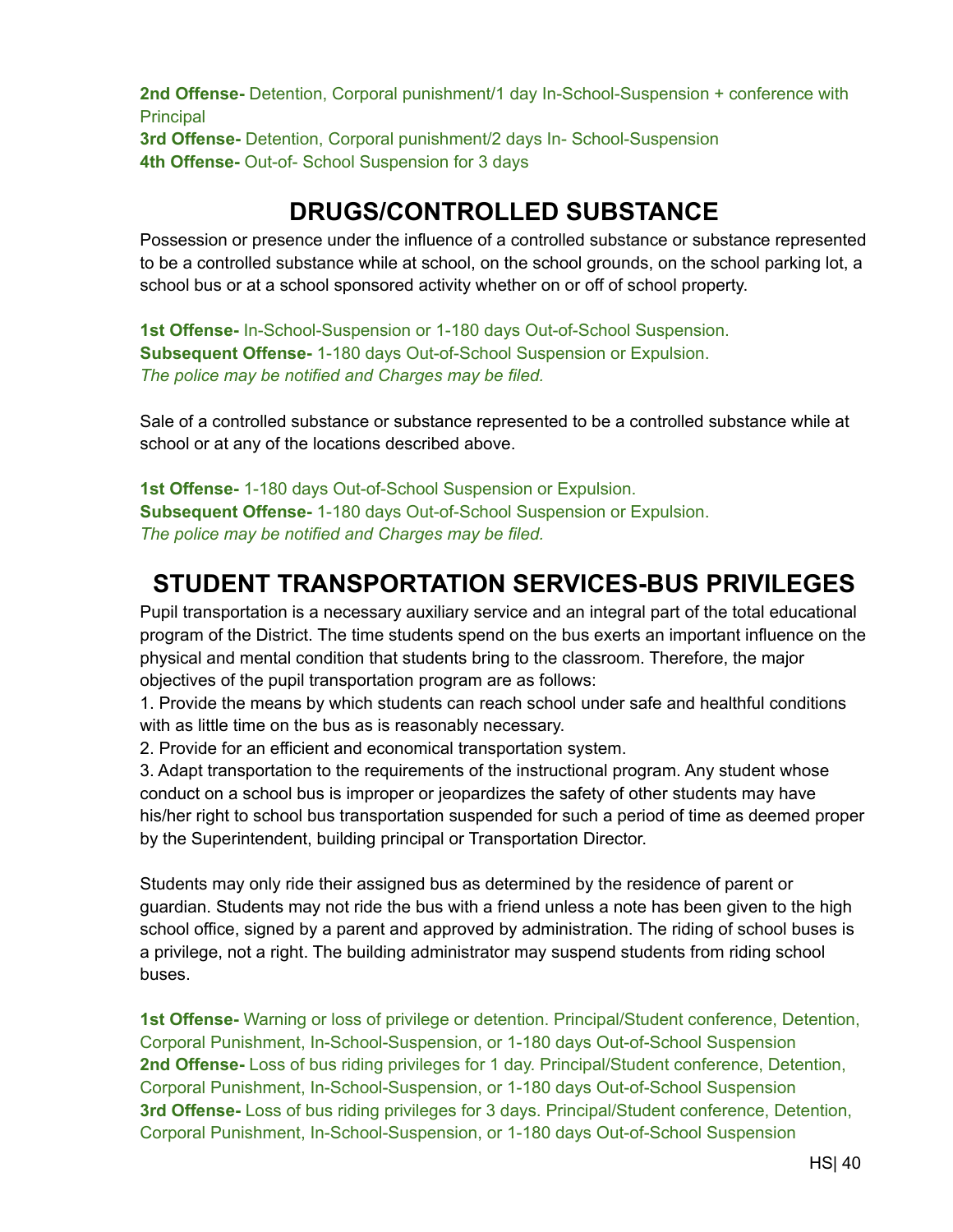**2nd Offense-** Detention, Corporal punishment/1 day In-School-Suspension + conference with Principal
**3rd Offense-** Detention, Corporal punishment/2 days In- School-Suspension
**4th Offense-** Out-of- School Suspension for 3 days

## DRUGS/CONTROLLED SUBSTANCE

Possession or presence under the influence of a controlled substance or substance represented to be a controlled substance while at school, on the school grounds, on the school parking lot, a school bus or at a school sponsored activity whether on or off of school property.

**1st Offense-** In-School-Suspension or 1-180 days Out-of-School Suspension.
**Subsequent Offense-** 1-180 days Out-of-School Suspension or Expulsion.
*The police may be notified and Charges may be filed.*

Sale of a controlled substance or substance represented to be a controlled substance while at school or at any of the locations described above.

**1st Offense-** 1-180 days Out-of-School Suspension or Expulsion.
**Subsequent Offense-** 1-180 days Out-of-School Suspension or Expulsion.
*The police may be notified and Charges may be filed.*

## STUDENT TRANSPORTATION SERVICES-BUS PRIVILEGES

Pupil transportation is a necessary auxiliary service and an integral part of the total educational program of the District. The time students spend on the bus exerts an important influence on the physical and mental condition that students bring to the classroom. Therefore, the major objectives of the pupil transportation program are as follows:

1. Provide the means by which students can reach school under safe and healthful conditions with as little time on the bus as is reasonably necessary.
2. Provide for an efficient and economical transportation system.
3. Adapt transportation to the requirements of the instructional program. Any student whose conduct on a school bus is improper or jeopardizes the safety of other students may have his/her right to school bus transportation suspended for such a period of time as deemed proper by the Superintendent, building principal or Transportation Director.

Students may only ride their assigned bus as determined by the residence of parent or guardian. Students may not ride the bus with a friend unless a note has been given to the high school office, signed by a parent and approved by administration. The riding of school buses is a privilege, not a right. The building administrator may suspend students from riding school buses.

**1st Offense-** Warning or loss of privilege or detention. Principal/Student conference, Detention, Corporal Punishment, In-School-Suspension, or 1-180 days Out-of-School Suspension
**2nd Offense-** Loss of bus riding privileges for 1 day. Principal/Student conference, Detention, Corporal Punishment, In-School-Suspension, or 1-180 days Out-of-School Suspension
**3rd Offense-** Loss of bus riding privileges for 3 days. Principal/Student conference, Detention, Corporal Punishment, In-School-Suspension, or 1-180 days Out-of-School Suspension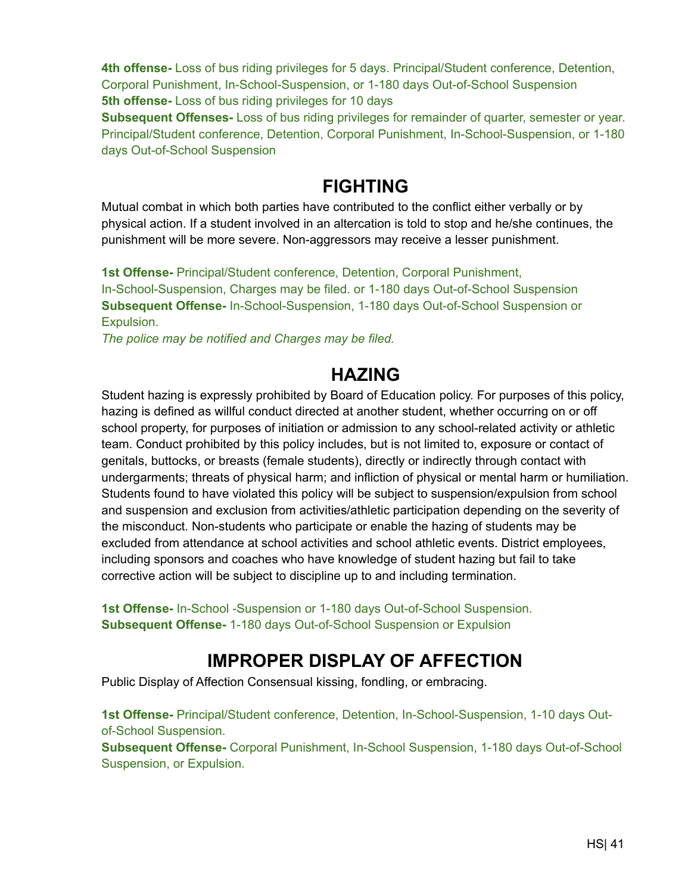**4th offense-** Loss of bus riding privileges for 5 days. Principal/Student conference, Detention, Corporal Punishment, In-School-Suspension, or 1-180 days Out-of-School Suspension
**5th offense-** Loss of bus riding privileges for 10 days
**Subsequent Offenses-** Loss of bus riding privileges for remainder of quarter, semester or year. Principal/Student conference, Detention, Corporal Punishment, In-School-Suspension, or 1-180 days Out-of-School Suspension

## FIGHTING

Mutual combat in which both parties have contributed to the conflict either verbally or by physical action. If a student involved in an altercation is told to stop and he/she continues, the punishment will be more severe. Non-aggressors may receive a lesser punishment.

**1st Offense-** Principal/Student conference, Detention, Corporal Punishment, In-School-Suspension, Charges may be filed. or 1-180 days Out-of-School Suspension
**Subsequent Offense-** In-School-Suspension, 1-180 days Out-of-School Suspension or Expulsion.
*The police may be notified and Charges may be filed.*

## HAZING

Student hazing is expressly prohibited by Board of Education policy. For purposes of this policy, hazing is defined as willful conduct directed at another student, whether occurring on or off school property, for purposes of initiation or admission to any school-related activity or athletic team. Conduct prohibited by this policy includes, but is not limited to, exposure or contact of genitals, buttocks, or breasts (female students), directly or indirectly through contact with undergarments; threats of physical harm; and infliction of physical or mental harm or humiliation. Students found to have violated this policy will be subject to suspension/expulsion from school and suspension and exclusion from activities/athletic participation depending on the severity of the misconduct. Non-students who participate or enable the hazing of students may be excluded from attendance at school activities and school athletic events. District employees, including sponsors and coaches who have knowledge of student hazing but fail to take corrective action will be subject to discipline up to and including termination.

**1st Offense-** In-School -Suspension or 1-180 days Out-of-School Suspension.
**Subsequent Offense-** 1-180 days Out-of-School Suspension or Expulsion

## IMPROPER DISPLAY OF AFFECTION

Public Display of Affection Consensual kissing, fondling, or embracing.

**1st Offense-** Principal/Student conference, Detention, In-School-Suspension, 1-10 days Out-of-School Suspension.
**Subsequent Offense-** Corporal Punishment, In-School Suspension, 1-180 days Out-of-School Suspension, or Expulsion.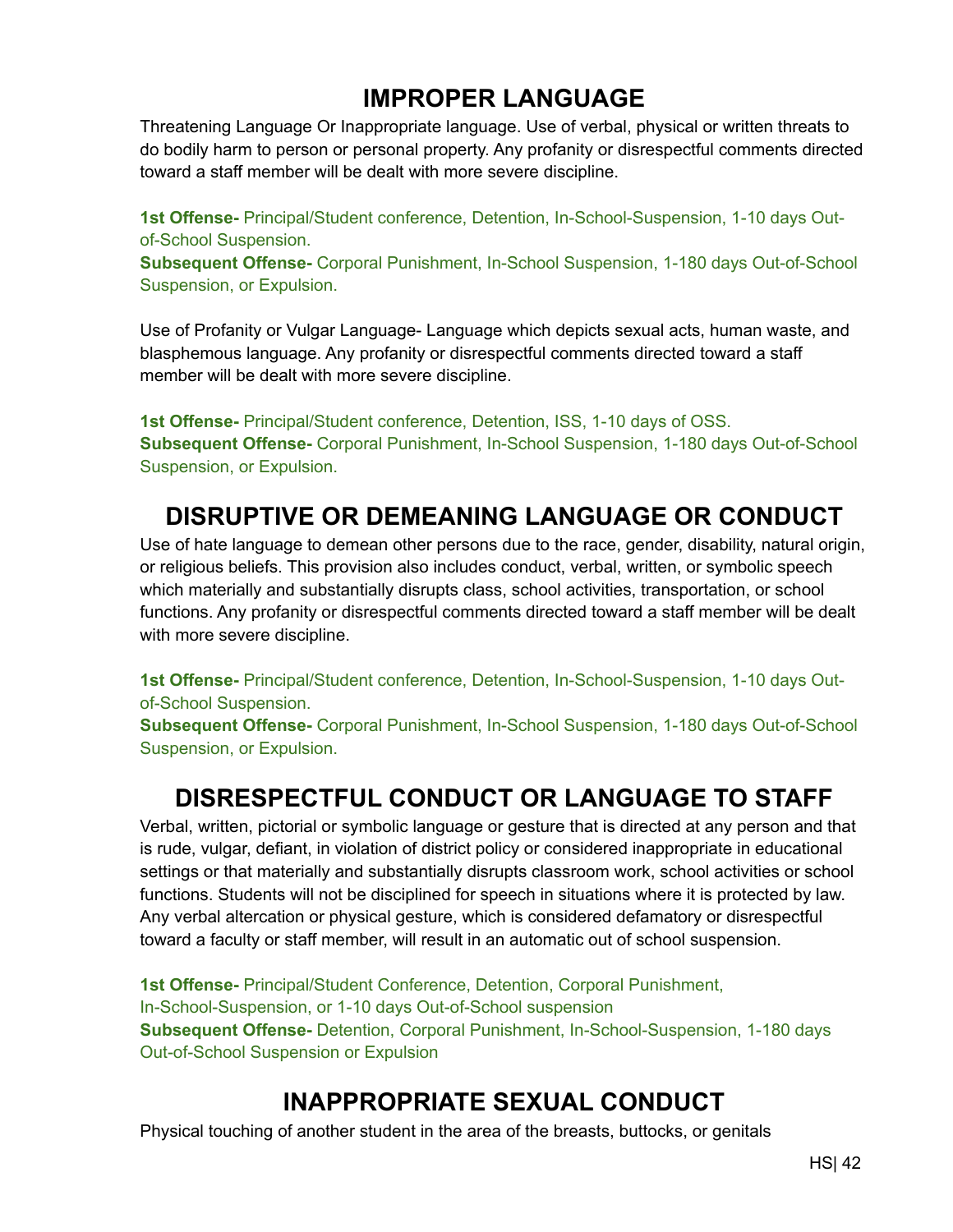## IMPROPER LANGUAGE

Threatening Language Or Inappropriate language. Use of verbal, physical or written threats to do bodily harm to person or personal property. Any profanity or disrespectful comments directed toward a staff member will be dealt with more severe discipline.

**1st Offense-** Principal/Student conference, Detention, In-School-Suspension, 1-10 days Out-of-School Suspension.
**Subsequent Offense-** Corporal Punishment, In-School Suspension, 1-180 days Out-of-School Suspension, or Expulsion.

Use of Profanity or Vulgar Language- Language which depicts sexual acts, human waste, and blasphemous language. Any profanity or disrespectful comments directed toward a staff member will be dealt with more severe discipline.

**1st Offense-** Principal/Student conference, Detention, ISS, 1-10 days of OSS.
**Subsequent Offense-** Corporal Punishment, In-School Suspension, 1-180 days Out-of-School Suspension, or Expulsion.

## DISRUPTIVE OR DEMEANING LANGUAGE OR CONDUCT

Use of hate language to demean other persons due to the race, gender, disability, natural origin, or religious beliefs. This provision also includes conduct, verbal, written, or symbolic speech which materially and substantially disrupts class, school activities, transportation, or school functions. Any profanity or disrespectful comments directed toward a staff member will be dealt with more severe discipline.

**1st Offense-** Principal/Student conference, Detention, In-School-Suspension, 1-10 days Out-of-School Suspension.
**Subsequent Offense-** Corporal Punishment, In-School Suspension, 1-180 days Out-of-School Suspension, or Expulsion.

## DISRESPECTFUL CONDUCT OR LANGUAGE TO STAFF

Verbal, written, pictorial or symbolic language or gesture that is directed at any person and that is rude, vulgar, defiant, in violation of district policy or considered inappropriate in educational settings or that materially and substantially disrupts classroom work, school activities or school functions. Students will not be disciplined for speech in situations where it is protected by law. Any verbal altercation or physical gesture, which is considered defamatory or disrespectful toward a faculty or staff member, will result in an automatic out of school suspension.

**1st Offense-** Principal/Student Conference, Detention, Corporal Punishment, In-School-Suspension, or 1-10 days Out-of-School suspension
**Subsequent Offense-** Detention, Corporal Punishment, In-School-Suspension, 1-180 days Out-of-School Suspension or Expulsion

## INAPPROPRIATE SEXUAL CONDUCT

Physical touching of another student in the area of the breasts, buttocks, or genitals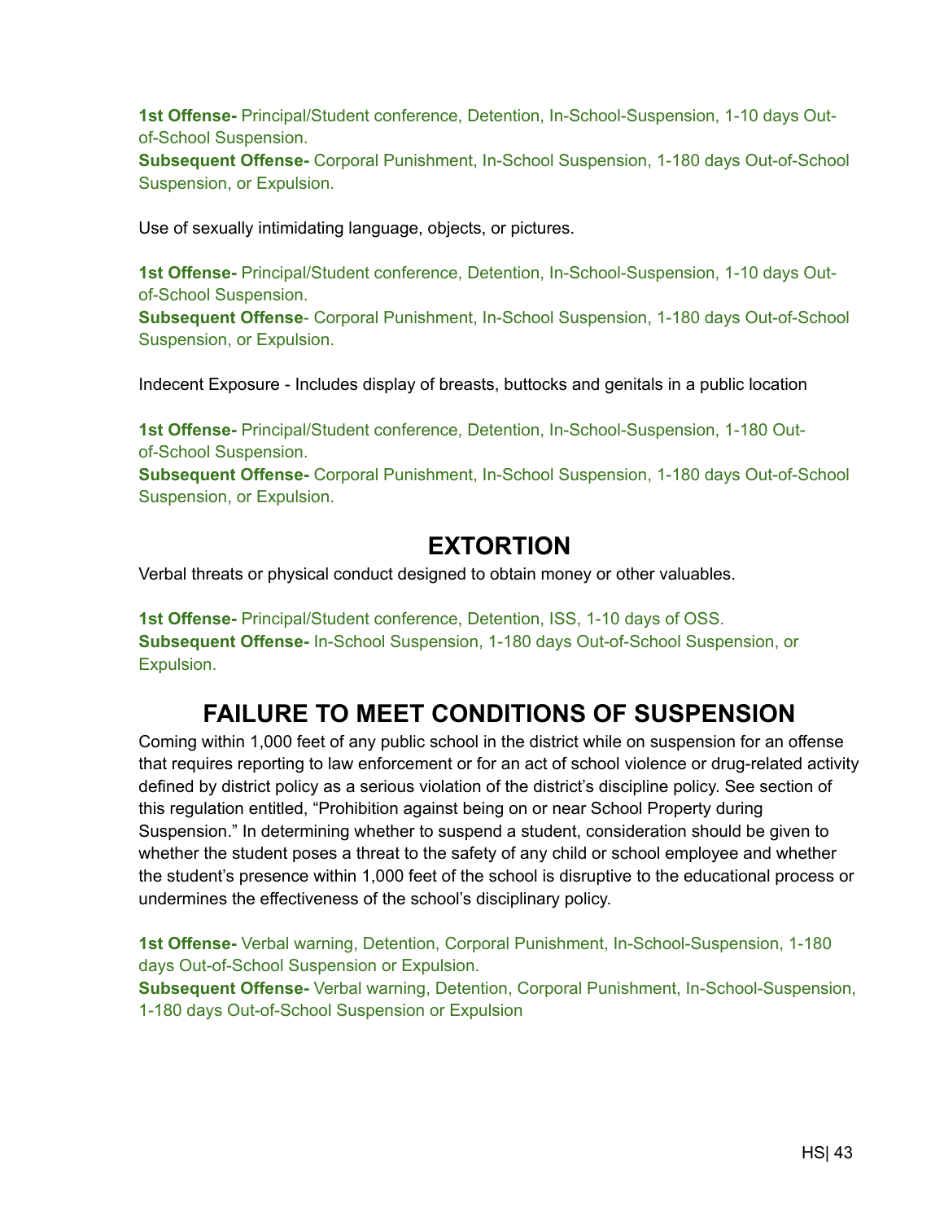**1st Offense-** Principal/Student conference, Detention, In-School-Suspension, 1-10 days Out-of-School Suspension.
**Subsequent Offense-** Corporal Punishment, In-School Suspension, 1-180 days Out-of-School Suspension, or Expulsion.

Use of sexually intimidating language, objects, or pictures.

**1st Offense-** Principal/Student conference, Detention, In-School-Suspension, 1-10 days Out-of-School Suspension.
**Subsequent Offense**- Corporal Punishment, In-School Suspension, 1-180 days Out-of-School Suspension, or Expulsion.

Indecent Exposure - Includes display of breasts, buttocks and genitals in a public location

**1st Offense-** Principal/Student conference, Detention, In-School-Suspension, 1-180 Out-of-School Suspension.
**Subsequent Offense-** Corporal Punishment, In-School Suspension, 1-180 days Out-of-School Suspension, or Expulsion.

## EXTORTION

Verbal threats or physical conduct designed to obtain money or other valuables.

**1st Offense-** Principal/Student conference, Detention, ISS, 1-10 days of OSS.
**Subsequent Offense-** In-School Suspension, 1-180 days Out-of-School Suspension, or Expulsion.

## FAILURE TO MEET CONDITIONS OF SUSPENSION

Coming within 1,000 feet of any public school in the district while on suspension for an offense that requires reporting to law enforcement or for an act of school violence or drug-related activity defined by district policy as a serious violation of the district's discipline policy. See section of this regulation entitled, "Prohibition against being on or near School Property during Suspension." In determining whether to suspend a student, consideration should be given to whether the student poses a threat to the safety of any child or school employee and whether the student's presence within 1,000 feet of the school is disruptive to the educational process or undermines the effectiveness of the school's disciplinary policy.

**1st Offense-** Verbal warning, Detention, Corporal Punishment, In-School-Suspension, 1-180 days Out-of-School Suspension or Expulsion.
**Subsequent Offense-** Verbal warning, Detention, Corporal Punishment, In-School-Suspension, 1-180 days Out-of-School Suspension or Expulsion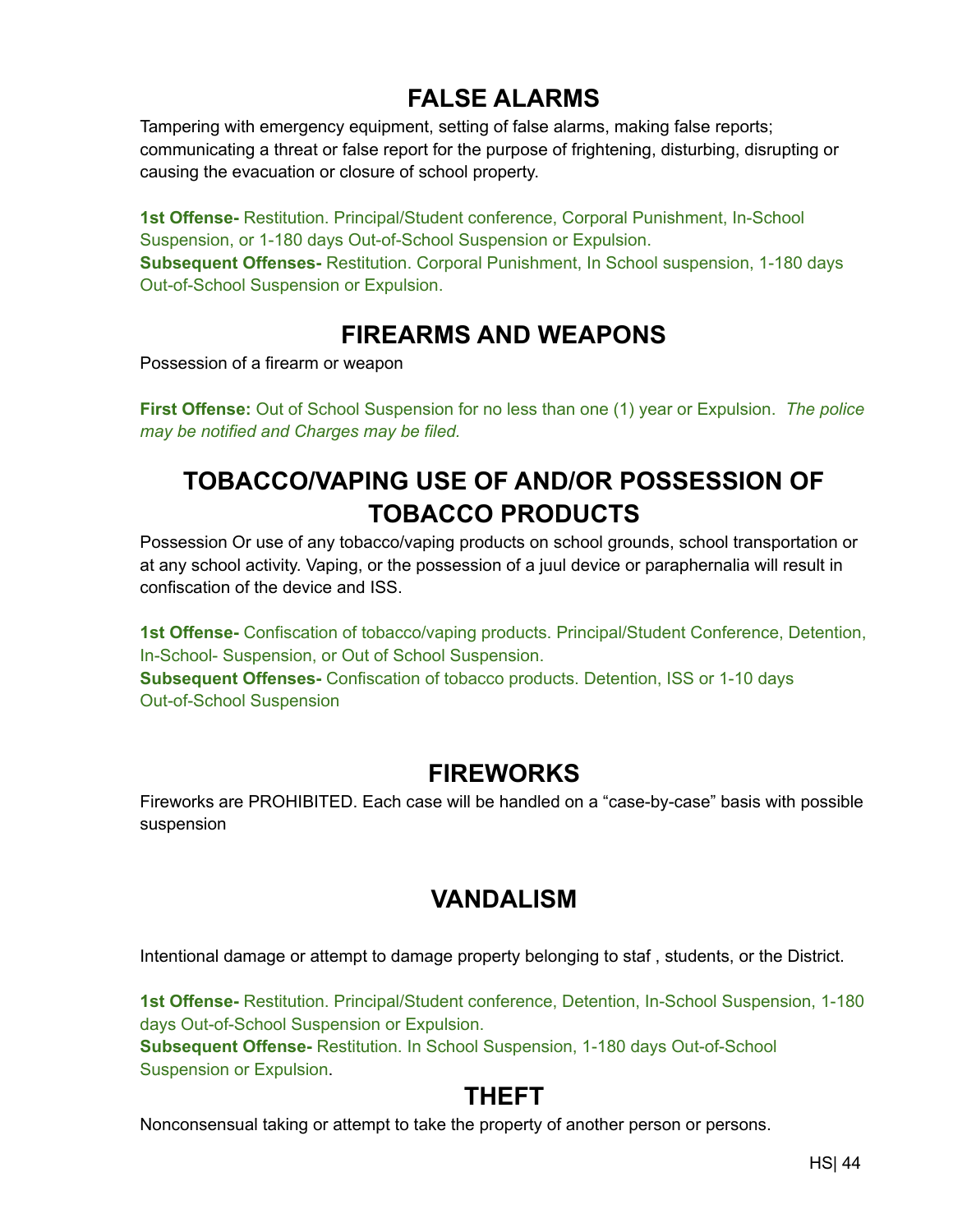## FALSE ALARMS

Tampering with emergency equipment, setting of false alarms, making false reports; communicating a threat or false report for the purpose of frightening, disturbing, disrupting or causing the evacuation or closure of school property.

**1st Offense-** Restitution. Principal/Student conference, Corporal Punishment, In-School Suspension, or 1-180 days Out-of-School Suspension or Expulsion.
**Subsequent Offenses-** Restitution. Corporal Punishment, In School suspension, 1-180 days Out-of-School Suspension or Expulsion.

## FIREARMS AND WEAPONS

Possession of a firearm or weapon

**First Offense:** Out of School Suspension for no less than one (1) year or Expulsion. *The police may be notified and Charges may be filed.*

## TOBACCO/VAPING USE OF AND/OR POSSESSION OF TOBACCO PRODUCTS

Possession Or use of any tobacco/vaping products on school grounds, school transportation or at any school activity. Vaping, or the possession of a juul device or paraphernalia will result in confiscation of the device and ISS.

**1st Offense-** Confiscation of tobacco/vaping products. Principal/Student Conference, Detention, In-School- Suspension, or Out of School Suspension.
**Subsequent Offenses-** Confiscation of tobacco products. Detention, ISS or 1-10 days Out-of-School Suspension

## FIREWORKS

Fireworks are PROHIBITED. Each case will be handled on a "case-by-case" basis with possible suspension

## VANDALISM

Intentional damage or attempt to damage property belonging to staf , students, or the District.

**1st Offense-** Restitution. Principal/Student conference, Detention, In-School Suspension, 1-180 days Out-of-School Suspension or Expulsion.
**Subsequent Offense-** Restitution. In School Suspension, 1-180 days Out-of-School Suspension or Expulsion.

## THEFT

Nonconsensual taking or attempt to take the property of another person or persons.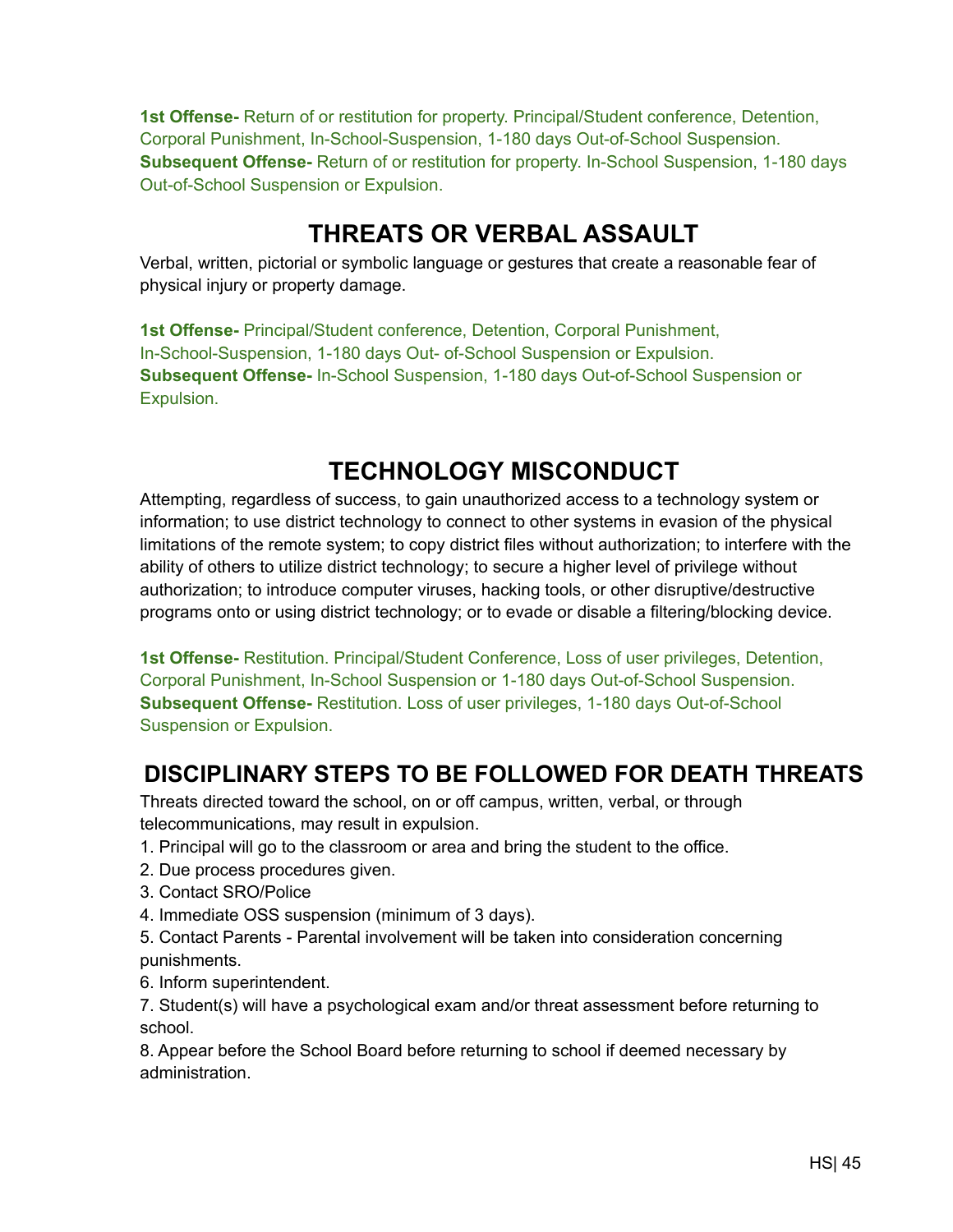**1st Offense-** Return of or restitution for property. Principal/Student conference, Detention, Corporal Punishment, In-School-Suspension, 1-180 days Out-of-School Suspension.
**Subsequent Offense-** Return of or restitution for property. In-School Suspension, 1-180 days Out-of-School Suspension or Expulsion.

## THREATS OR VERBAL ASSAULT

Verbal, written, pictorial or symbolic language or gestures that create a reasonable fear of physical injury or property damage.

**1st Offense-** Principal/Student conference, Detention, Corporal Punishment, In-School-Suspension, 1-180 days Out- of-School Suspension or Expulsion.
**Subsequent Offense-** In-School Suspension, 1-180 days Out-of-School Suspension or Expulsion.

## TECHNOLOGY MISCONDUCT

Attempting, regardless of success, to gain unauthorized access to a technology system or information; to use district technology to connect to other systems in evasion of the physical limitations of the remote system; to copy district files without authorization; to interfere with the ability of others to utilize district technology; to secure a higher level of privilege without authorization; to introduce computer viruses, hacking tools, or other disruptive/destructive programs onto or using district technology; or to evade or disable a filtering/blocking device.

**1st Offense-** Restitution. Principal/Student Conference, Loss of user privileges, Detention, Corporal Punishment, In-School Suspension or 1-180 days Out-of-School Suspension.
**Subsequent Offense-** Restitution. Loss of user privileges, 1-180 days Out-of-School Suspension or Expulsion.

## DISCIPLINARY STEPS TO BE FOLLOWED FOR DEATH THREATS

Threats directed toward the school, on or off campus, written, verbal, or through telecommunications, may result in expulsion.

1. Principal will go to the classroom or area and bring the student to the office.
2. Due process procedures given.
3. Contact SRO/Police
4. Immediate OSS suspension (minimum of 3 days).
5. Contact Parents - Parental involvement will be taken into consideration concerning punishments.
6. Inform superintendent.
7. Student(s) will have a psychological exam and/or threat assessment before returning to school.
8. Appear before the School Board before returning to school if deemed necessary by administration.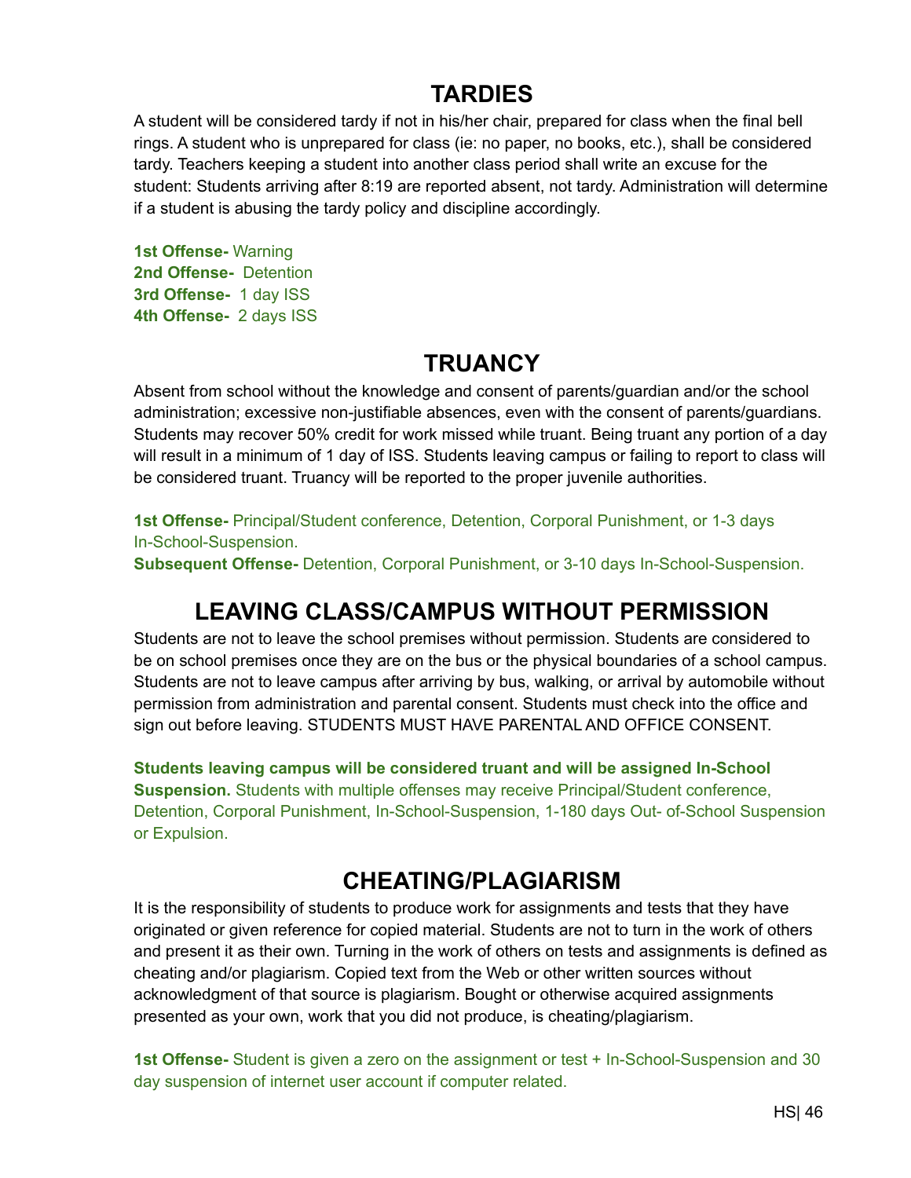## TARDIES

A student will be considered tardy if not in his/her chair, prepared for class when the final bell rings. A student who is unprepared for class (ie: no paper, no books, etc.), shall be considered tardy. Teachers keeping a student into another class period shall write an excuse for the student: Students arriving after 8:19 are reported absent, not tardy. Administration will determine if a student is abusing the tardy policy and discipline accordingly.

**1st Offense-** Warning
**2nd Offense-** Detention
**3rd Offense-** 1 day ISS
**4th Offense-** 2 days ISS

## TRUANCY

Absent from school without the knowledge and consent of parents/guardian and/or the school administration; excessive non-justifiable absences, even with the consent of parents/guardians. Students may recover 50% credit for work missed while truant. Being truant any portion of a day will result in a minimum of 1 day of ISS. Students leaving campus or failing to report to class will be considered truant. Truancy will be reported to the proper juvenile authorities.

**1st Offense-** Principal/Student conference, Detention, Corporal Punishment, or 1-3 days In-School-Suspension.
**Subsequent Offense-** Detention, Corporal Punishment, or 3-10 days In-School-Suspension.

## LEAVING CLASS/CAMPUS WITHOUT PERMISSION

Students are not to leave the school premises without permission. Students are considered to be on school premises once they are on the bus or the physical boundaries of a school campus. Students are not to leave campus after arriving by bus, walking, or arrival by automobile without permission from administration and parental consent. Students must check into the office and sign out before leaving. STUDENTS MUST HAVE PARENTAL AND OFFICE CONSENT.

**Students leaving campus will be considered truant and will be assigned In-School Suspension.** Students with multiple offenses may receive Principal/Student conference, Detention, Corporal Punishment, In-School-Suspension, 1-180 days Out- of-School Suspension or Expulsion.

## CHEATING/PLAGIARISM

It is the responsibility of students to produce work for assignments and tests that they have originated or given reference for copied material. Students are not to turn in the work of others and present it as their own. Turning in the work of others on tests and assignments is defined as cheating and/or plagiarism. Copied text from the Web or other written sources without acknowledgment of that source is plagiarism. Bought or otherwise acquired assignments presented as your own, work that you did not produce, is cheating/plagiarism.

**1st Offense-** Student is given a zero on the assignment or test + In-School-Suspension and 30 day suspension of internet user account if computer related.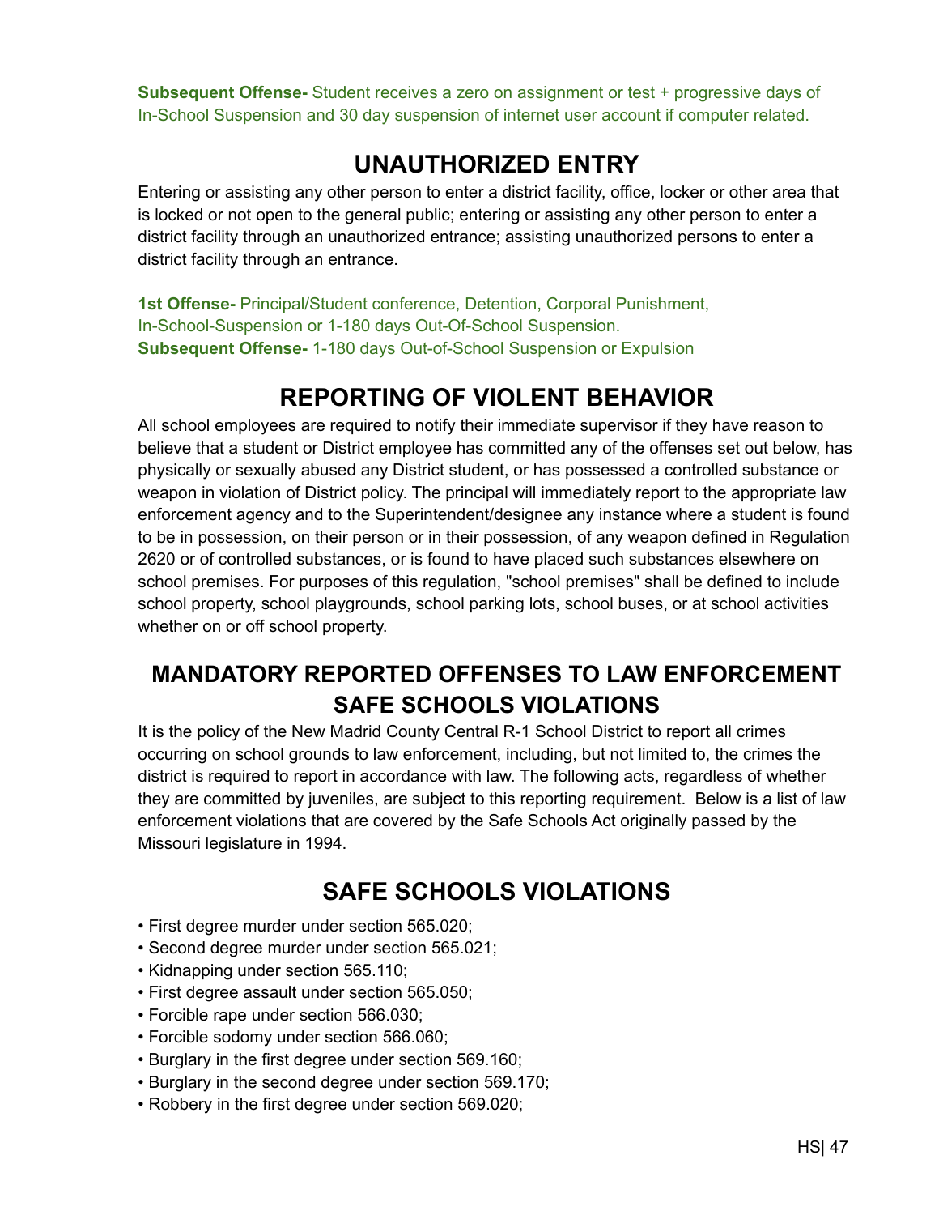**Subsequent Offense-** Student receives a zero on assignment or test + progressive days of In-School Suspension and 30 day suspension of internet user account if computer related.

## UNAUTHORIZED ENTRY

Entering or assisting any other person to enter a district facility, office, locker or other area that is locked or not open to the general public; entering or assisting any other person to enter a district facility through an unauthorized entrance; assisting unauthorized persons to enter a district facility through an entrance.

**1st Offense-** Principal/Student conference, Detention, Corporal Punishment, In-School-Suspension or 1-180 days Out-Of-School Suspension.
**Subsequent Offense-** 1-180 days Out-of-School Suspension or Expulsion

## REPORTING OF VIOLENT BEHAVIOR

All school employees are required to notify their immediate supervisor if they have reason to believe that a student or District employee has committed any of the offenses set out below, has physically or sexually abused any District student, or has possessed a controlled substance or weapon in violation of District policy. The principal will immediately report to the appropriate law enforcement agency and to the Superintendent/designee any instance where a student is found to be in possession, on their person or in their possession, of any weapon defined in Regulation 2620 or of controlled substances, or is found to have placed such substances elsewhere on school premises. For purposes of this regulation, "school premises" shall be defined to include school property, school playgrounds, school parking lots, school buses, or at school activities whether on or off school property.

## MANDATORY REPORTED OFFENSES TO LAW ENFORCEMENT SAFE SCHOOLS VIOLATIONS

It is the policy of the New Madrid County Central R-1 School District to report all crimes occurring on school grounds to law enforcement, including, but not limited to, the crimes the district is required to report in accordance with law. The following acts, regardless of whether they are committed by juveniles, are subject to this reporting requirement. Below is a list of law enforcement violations that are covered by the Safe Schools Act originally passed by the Missouri legislature in 1994.

## SAFE SCHOOLS VIOLATIONS

- First degree murder under section 565.020;
- Second degree murder under section 565.021;
- Kidnapping under section 565.110;
- First degree assault under section 565.050;
- Forcible rape under section 566.030;
- Forcible sodomy under section 566.060;
- Burglary in the first degree under section 569.160;
- Burglary in the second degree under section 569.170;
- Robbery in the first degree under section 569.020;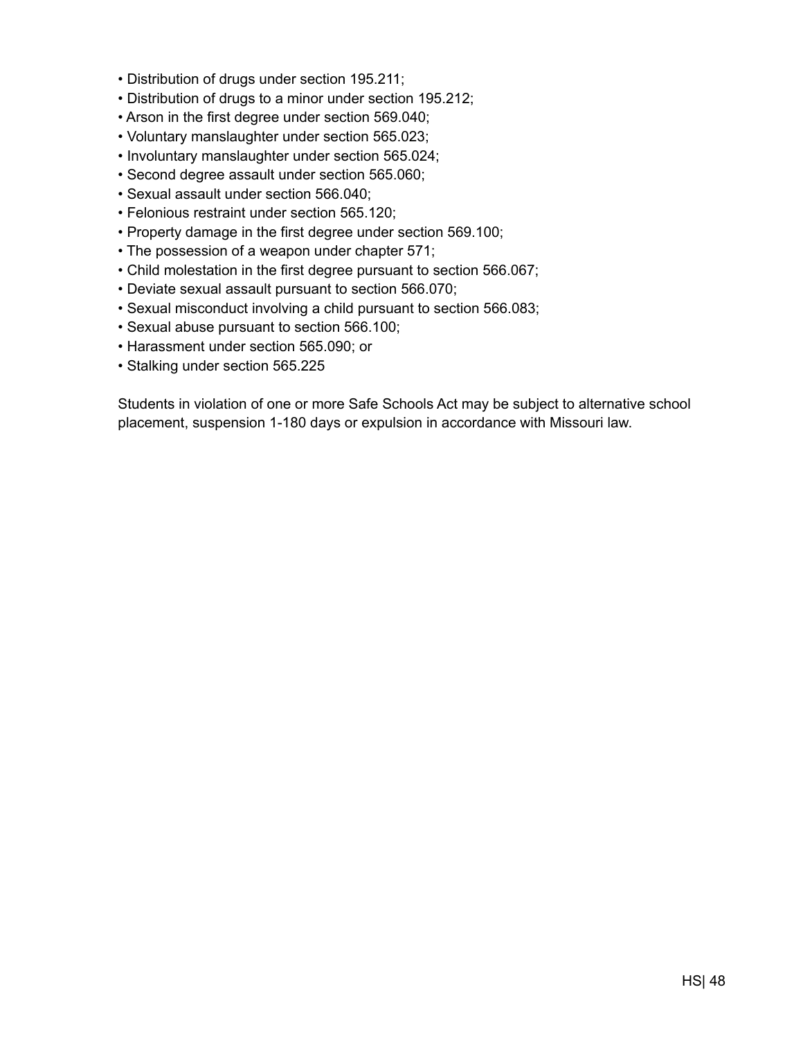- Distribution of drugs under section 195.211;
- Distribution of drugs to a minor under section 195.212;
- Arson in the first degree under section 569.040;
- Voluntary manslaughter under section 565.023;
- Involuntary manslaughter under section 565.024;
- Second degree assault under section 565.060;
- Sexual assault under section 566.040;
- Felonious restraint under section 565.120;
- Property damage in the first degree under section 569.100;
- The possession of a weapon under chapter 571;
- Child molestation in the first degree pursuant to section 566.067;
- Deviate sexual assault pursuant to section 566.070;
- Sexual misconduct involving a child pursuant to section 566.083;
- Sexual abuse pursuant to section 566.100;
- Harassment under section 565.090; or
- Stalking under section 565.225

Students in violation of one or more Safe Schools Act may be subject to alternative school placement, suspension 1-180 days or expulsion in accordance with Missouri law.